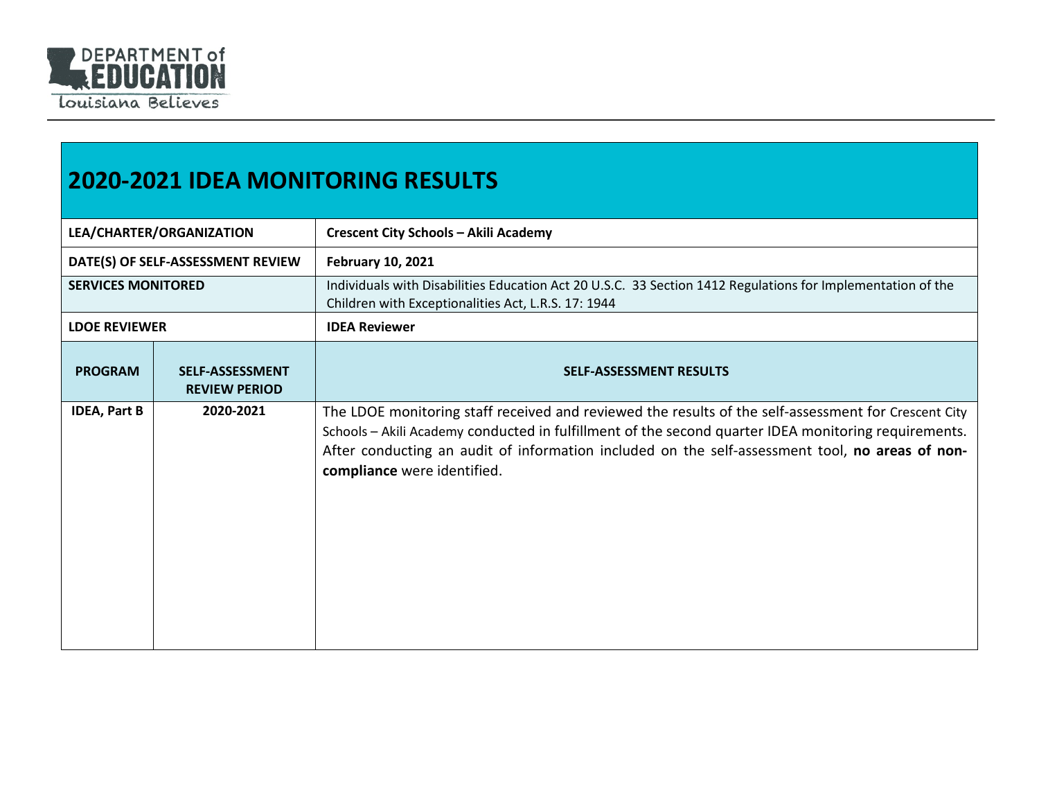DEPARTMENT of EDUCATION
Louisiana Believes

# 2020-2021 IDEA MONITORING RESULTS

| LEA/CHARTER/ORGANIZATION | | Crescent City Schools – Akili Academy |
|---|---|---|
| **DATE(S) OF SELF-ASSESSMENT REVIEW** | | **February 10, 2021** |
| **SERVICES MONITORED** | | Individuals with Disabilities Education Act 20 U.S.C. 33 Section 1412 Regulations for Implementation of the Children with Exceptionalities Act, L.R.S. 17: 1944 |
| **LDOE REVIEWER** | | **IDEA Reviewer** |
| **PROGRAM** | **SELF-ASSESSMENT REVIEW PERIOD** | **SELF-ASSESSMENT RESULTS** |
| **IDEA, Part B** | **2020-2021** | The LDOE monitoring staff received and reviewed the results of the self-assessment for Crescent City Schools – Akili Academy conducted in fulfillment of the second quarter IDEA monitoring requirements. After conducting an audit of information included on the self-assessment tool, **no areas of non-compliance** were identified. |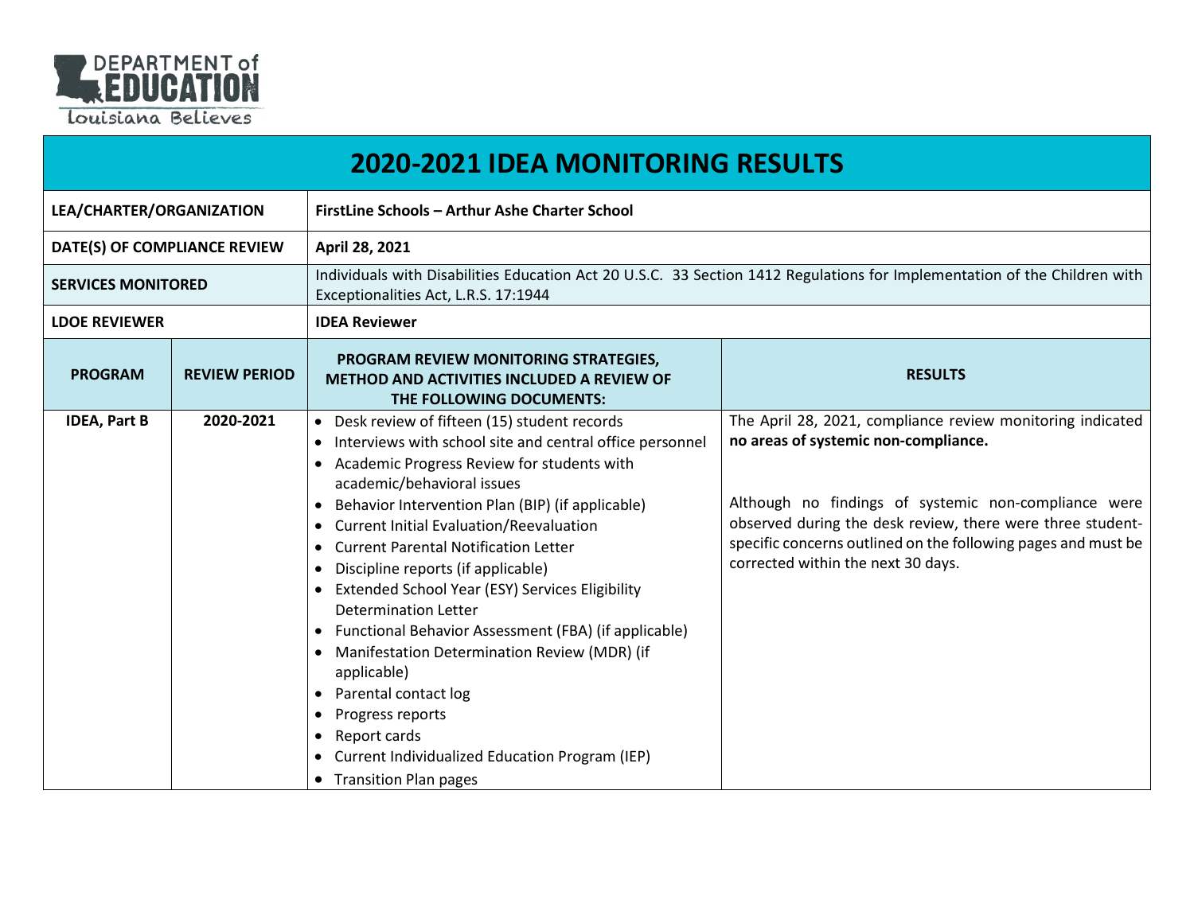Louisiana Department of Education — Louisiana Believes

# 2020-2021 IDEA MONITORING RESULTS

| LEA/CHARTER/ORGANIZATION | | FirstLine Schools – Arthur Ashe Charter School | |
|---|---|---|---|
| **DATE(S) OF COMPLIANCE REVIEW** | | **April 28, 2021** | |
| **SERVICES MONITORED** | | Individuals with Disabilities Education Act 20 U.S.C. 33 Section 1412 Regulations for Implementation of the Children with Exceptionalities Act, L.R.S. 17:1944 | |
| **LDOE REVIEWER** | | **IDEA Reviewer** | |
| **PROGRAM** | **REVIEW PERIOD** | **PROGRAM REVIEW MONITORING STRATEGIES, METHOD AND ACTIVITIES INCLUDED A REVIEW OF THE FOLLOWING DOCUMENTS:** | **RESULTS** |
| **IDEA, Part B** | **2020-2021** | • Desk review of fifteen (15) student records<br>• Interviews with school site and central office personnel<br>• Academic Progress Review for students with academic/behavioral issues<br>• Behavior Intervention Plan (BIP) (if applicable)<br>• Current Initial Evaluation/Reevaluation<br>• Current Parental Notification Letter<br>• Discipline reports (if applicable)<br>• Extended School Year (ESY) Services Eligibility Determination Letter<br>• Functional Behavior Assessment (FBA) (if applicable)<br>• Manifestation Determination Review (MDR) (if applicable)<br>• Parental contact log<br>• Progress reports<br>• Report cards<br>• Current Individualized Education Program (IEP)<br>• Transition Plan pages | The April 28, 2021, compliance review monitoring indicated **no areas of systemic non-compliance.**<br><br>Although no findings of systemic non-compliance were observed during the desk review, there were three student-specific concerns outlined on the following pages and must be corrected within the next 30 days. |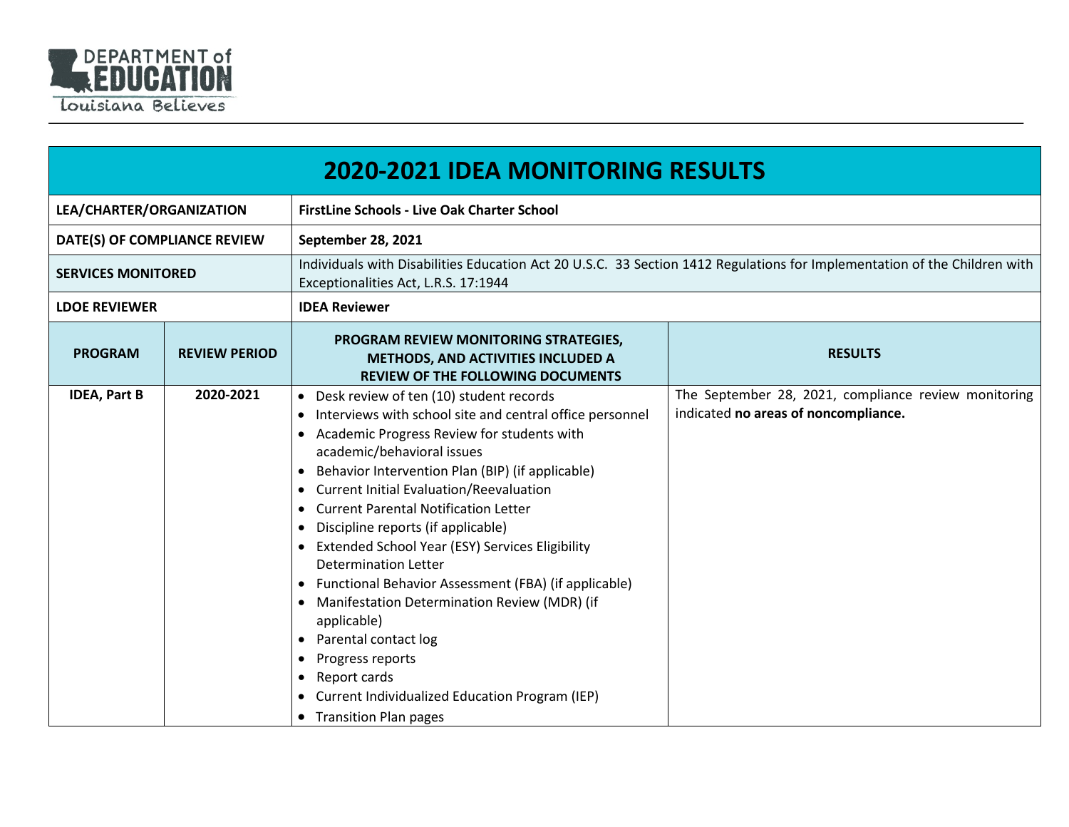# 2020-2021 IDEA MONITORING RESULTS

| LEA/CHARTER/ORGANIZATION | | FirstLine Schools - Live Oak Charter School | |
|---|---|---|---|
| DATE(S) OF COMPLIANCE REVIEW | | September 28, 2021 | |
| SERVICES MONITORED | | Individuals with Disabilities Education Act 20 U.S.C. 33 Section 1412 Regulations for Implementation of the Children with Exceptionalities Act, L.R.S. 17:1944 | |
| LDOE REVIEWER | | IDEA Reviewer | |
| **PROGRAM** | **REVIEW PERIOD** | **PROGRAM REVIEW MONITORING STRATEGIES, METHODS, AND ACTIVITIES INCLUDED A REVIEW OF THE FOLLOWING DOCUMENTS** | **RESULTS** |
| **IDEA, Part B** | **2020-2021** | • Desk review of ten (10) student records<br>• Interviews with school site and central office personnel<br>• Academic Progress Review for students with academic/behavioral issues<br>• Behavior Intervention Plan (BIP) (if applicable)<br>• Current Initial Evaluation/Reevaluation<br>• Current Parental Notification Letter<br>• Discipline reports (if applicable)<br>• Extended School Year (ESY) Services Eligibility Determination Letter<br>• Functional Behavior Assessment (FBA) (if applicable)<br>• Manifestation Determination Review (MDR) (if applicable)<br>• Parental contact log<br>• Progress reports<br>• Report cards<br>• Current Individualized Education Program (IEP)<br>• Transition Plan pages | The September 28, 2021, compliance review monitoring indicated **no areas of noncompliance.** |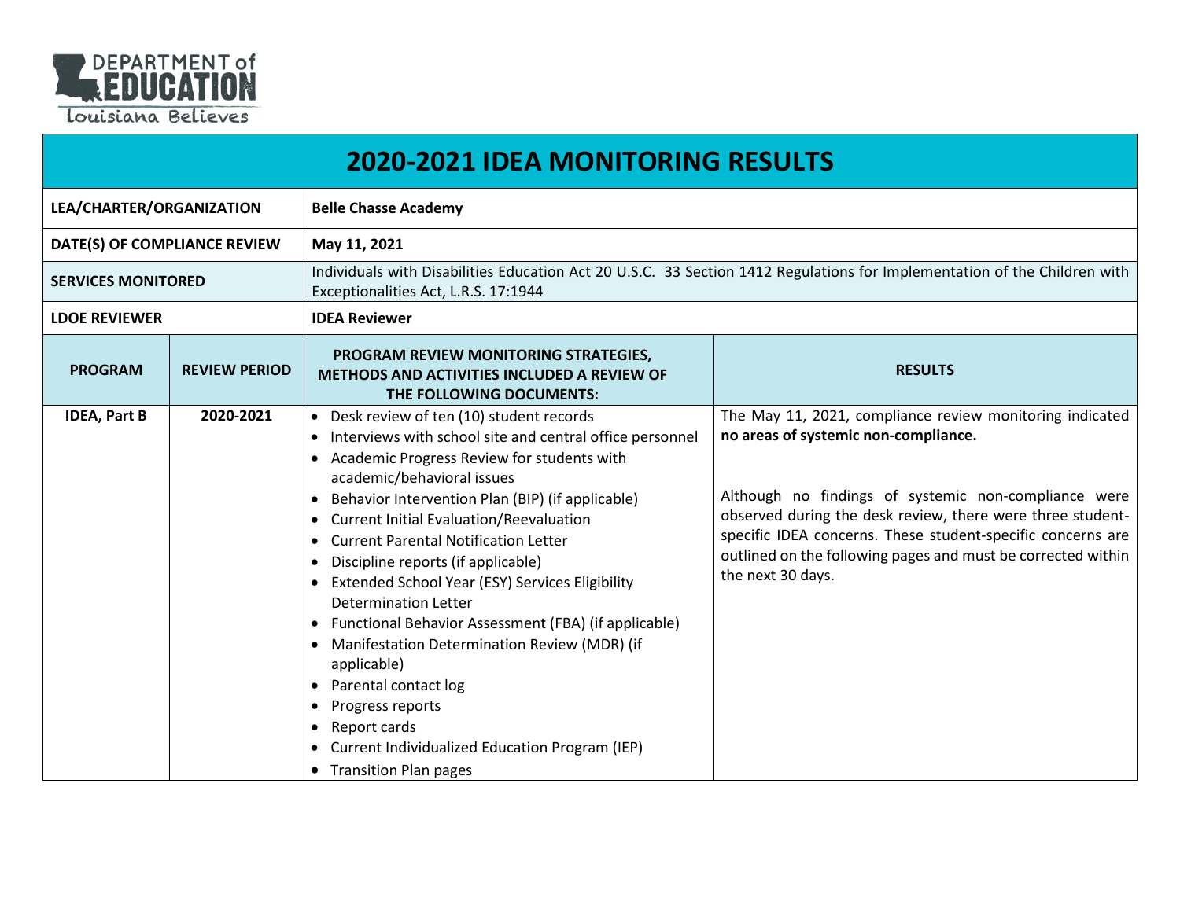DEPARTMENT of EDUCATION

Louisiana Believes

# 2020-2021 IDEA MONITORING RESULTS

| | |
|---|---|
| **LEA/CHARTER/ORGANIZATION** | **Belle Chasse Academy** |
| **DATE(S) OF COMPLIANCE REVIEW** | **May 11, 2021** |
| **SERVICES MONITORED** | Individuals with Disabilities Education Act 20 U.S.C. 33 Section 1412 Regulations for Implementation of the Children with Exceptionalities Act, L.R.S. 17:1944 |
| **LDOE REVIEWER** | **IDEA Reviewer** |

| PROGRAM | REVIEW PERIOD | PROGRAM REVIEW MONITORING STRATEGIES, METHODS AND ACTIVITIES INCLUDED A REVIEW OF THE FOLLOWING DOCUMENTS: | RESULTS |
|---|---|---|---|
| **IDEA, Part B** | **2020-2021** | • Desk review of ten (10) student records<br>• Interviews with school site and central office personnel<br>• Academic Progress Review for students with academic/behavioral issues<br>• Behavior Intervention Plan (BIP) (if applicable)<br>• Current Initial Evaluation/Reevaluation<br>• Current Parental Notification Letter<br>• Discipline reports (if applicable)<br>• Extended School Year (ESY) Services Eligibility Determination Letter<br>• Functional Behavior Assessment (FBA) (if applicable)<br>• Manifestation Determination Review (MDR) (if applicable)<br>• Parental contact log<br>• Progress reports<br>• Report cards<br>• Current Individualized Education Program (IEP)<br>• Transition Plan pages | The May 11, 2021, compliance review monitoring indicated **no areas of systemic non-compliance.**<br><br>Although no findings of systemic non-compliance were observed during the desk review, there were three student-specific IDEA concerns. These student-specific concerns are outlined on the following pages and must be corrected within the next 30 days. |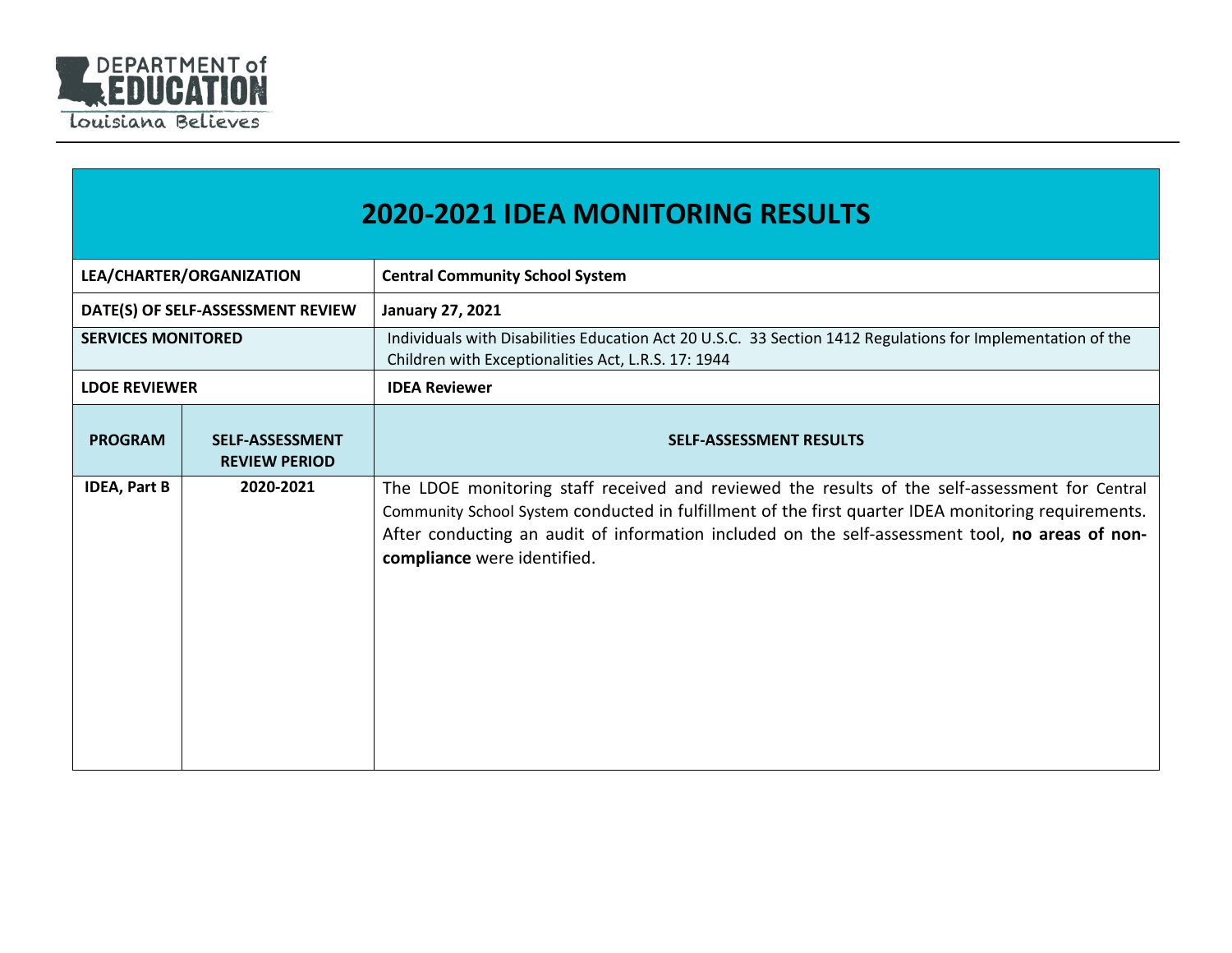DEPARTMENT of EDUCATION
Louisiana Believes

# 2020-2021 IDEA MONITORING RESULTS

| | | |
|---|---|---|
| **LEA/CHARTER/ORGANIZATION** | | **Central Community School System** |
| **DATE(S) OF SELF-ASSESSMENT REVIEW** | | **January 27, 2021** |
| **SERVICES MONITORED** | | Individuals with Disabilities Education Act 20 U.S.C. 33 Section 1412 Regulations for Implementation of the Children with Exceptionalities Act, L.R.S. 17: 1944 |
| **LDOE REVIEWER** | | **IDEA Reviewer** |
| **PROGRAM** | **SELF-ASSESSMENT REVIEW PERIOD** | **SELF-ASSESSMENT RESULTS** |
| **IDEA, Part B** | **2020-2021** | The LDOE monitoring staff received and reviewed the results of the self-assessment for Central Community School System conducted in fulfillment of the first quarter IDEA monitoring requirements. After conducting an audit of information included on the self-assessment tool, **no areas of non-compliance** were identified. |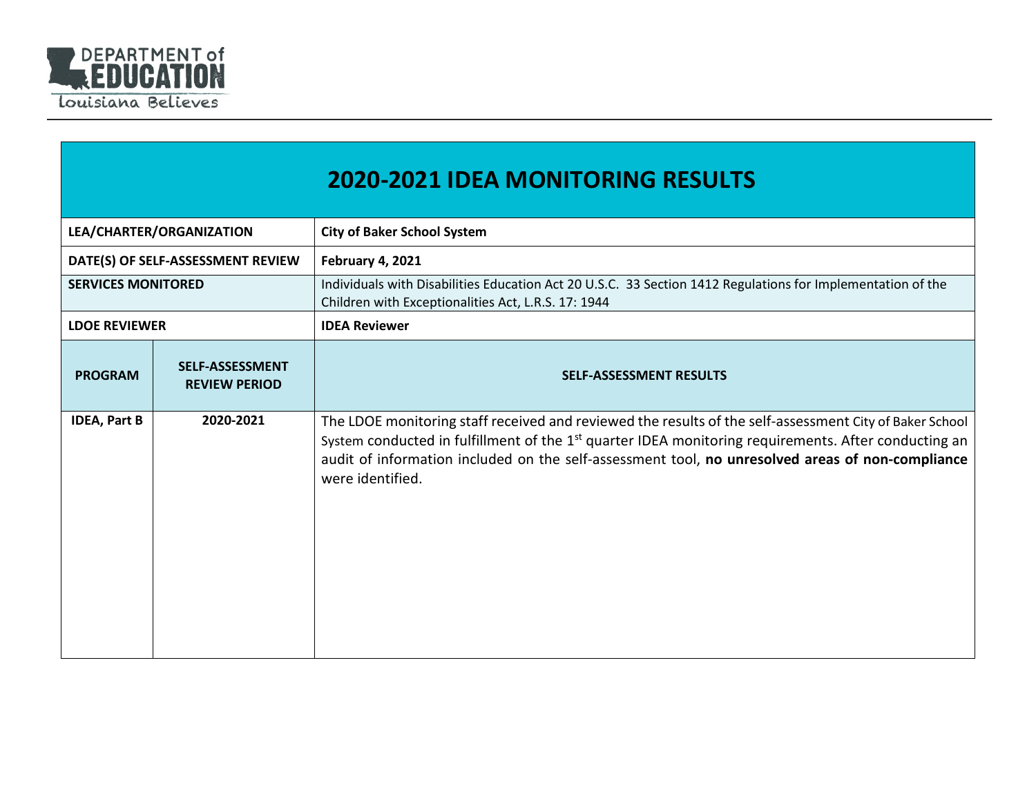# 2020-2021 IDEA MONITORING RESULTS

| LEA/CHARTER/ORGANIZATION | | City of Baker School System |
|---|---|---|
| DATE(S) OF SELF-ASSESSMENT REVIEW | | February 4, 2021 |
| SERVICES MONITORED | | Individuals with Disabilities Education Act 20 U.S.C. 33 Section 1412 Regulations for Implementation of the Children with Exceptionalities Act, L.R.S. 17: 1944 |
| LDOE REVIEWER | | IDEA Reviewer |
| **PROGRAM** | **SELF-ASSESSMENT REVIEW PERIOD** | **SELF-ASSESSMENT RESULTS** |
| IDEA, Part B | 2020-2021 | The LDOE monitoring staff received and reviewed the results of the self-assessment City of Baker School System conducted in fulfillment of the 1st quarter IDEA monitoring requirements. After conducting an audit of information included on the self-assessment tool, **no unresolved areas of non-compliance** were identified. |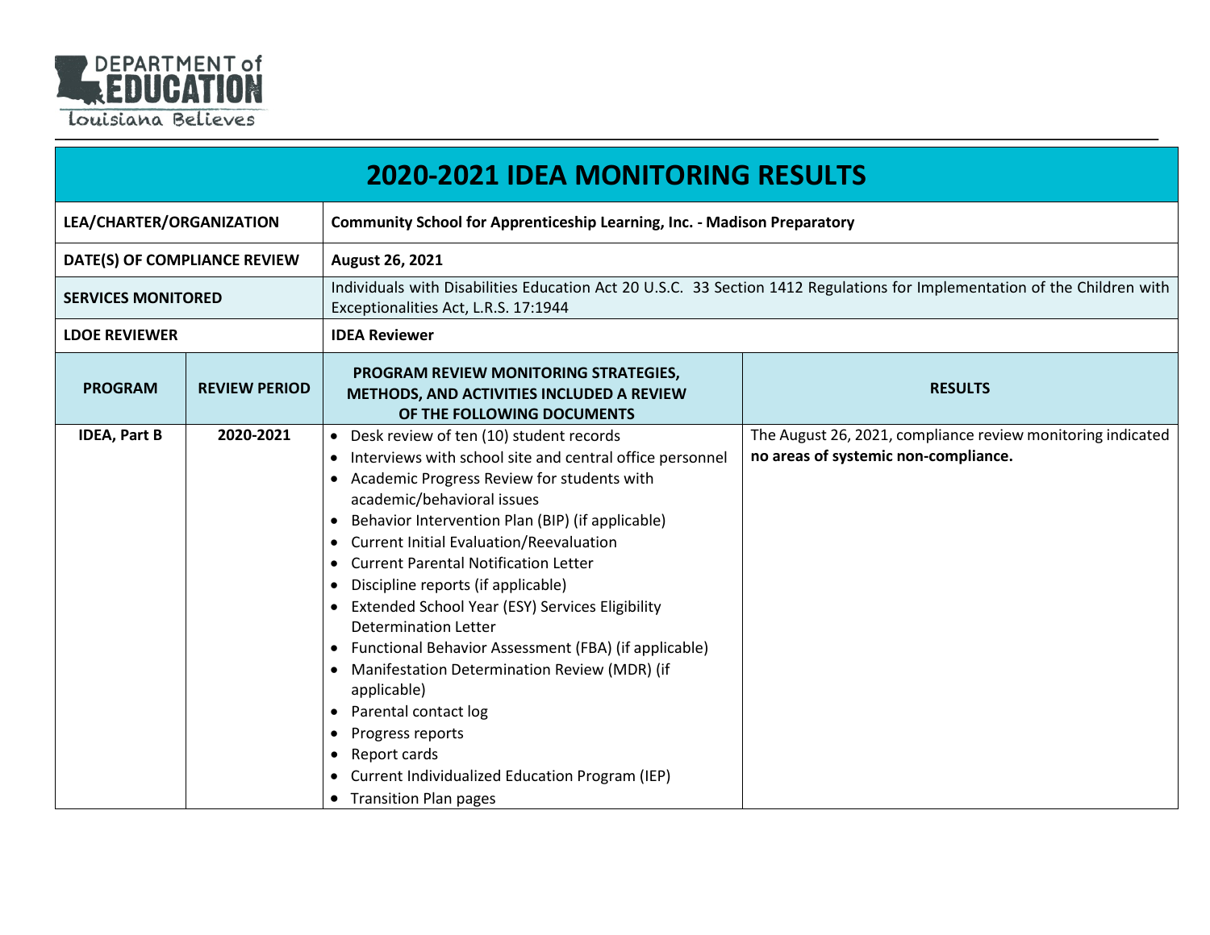DEPARTMENT of EDUCATION
Louisiana Believes

# 2020-2021 IDEA MONITORING RESULTS

| | | | |
|---|---|---|---|
| **LEA/CHARTER/ORGANIZATION** | | **Community School for Apprenticeship Learning, Inc. - Madison Preparatory** | |
| **DATE(S) OF COMPLIANCE REVIEW** | | **August 26, 2021** | |
| **SERVICES MONITORED** | | Individuals with Disabilities Education Act 20 U.S.C. 33 Section 1412 Regulations for Implementation of the Children with Exceptionalities Act, L.R.S. 17:1944 | |
| **LDOE REVIEWER** | | **IDEA Reviewer** | |
| **PROGRAM** | **REVIEW PERIOD** | **PROGRAM REVIEW MONITORING STRATEGIES, METHODS, AND ACTIVITIES INCLUDED A REVIEW OF THE FOLLOWING DOCUMENTS** | **RESULTS** |
| **IDEA, Part B** | **2020-2021** | • Desk review of ten (10) student records<br>• Interviews with school site and central office personnel<br>• Academic Progress Review for students with academic/behavioral issues<br>• Behavior Intervention Plan (BIP) (if applicable)<br>• Current Initial Evaluation/Reevaluation<br>• Current Parental Notification Letter<br>• Discipline reports (if applicable)<br>• Extended School Year (ESY) Services Eligibility Determination Letter<br>• Functional Behavior Assessment (FBA) (if applicable)<br>• Manifestation Determination Review (MDR) (if applicable)<br>• Parental contact log<br>• Progress reports<br>• Report cards<br>• Current Individualized Education Program (IEP)<br>• Transition Plan pages | The August 26, 2021, compliance review monitoring indicated **no areas of systemic non-compliance.** |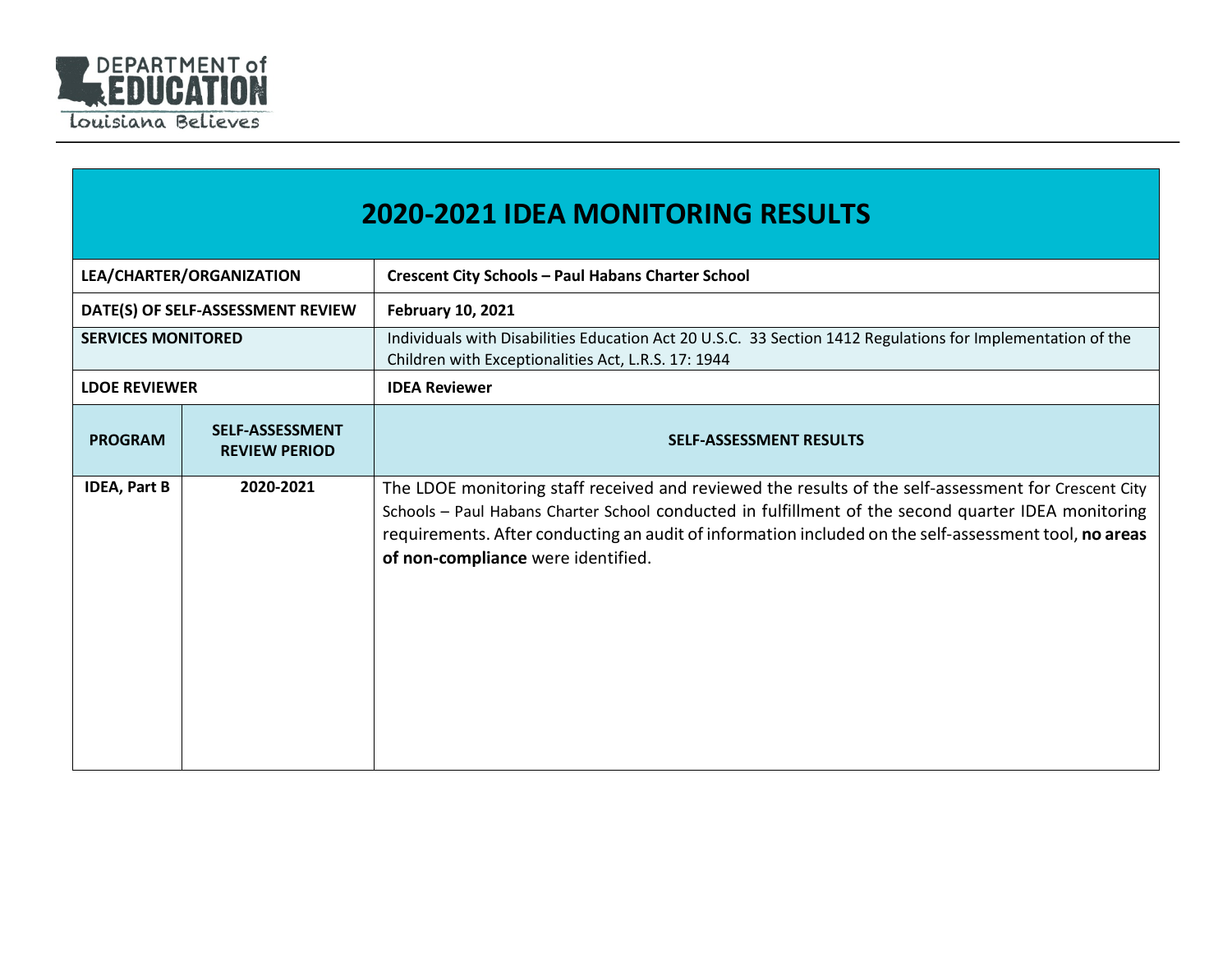# 2020-2021 IDEA MONITORING RESULTS

| | | |
|---|---|---|
| **LEA/CHARTER/ORGANIZATION** | | **Crescent City Schools – Paul Habans Charter School** |
| **DATE(S) OF SELF-ASSESSMENT REVIEW** | | **February 10, 2021** |
| **SERVICES MONITORED** | | Individuals with Disabilities Education Act 20 U.S.C. 33 Section 1412 Regulations for Implementation of the Children with Exceptionalities Act, L.R.S. 17: 1944 |
| **LDOE REVIEWER** | | **IDEA Reviewer** |
| **PROGRAM** | **SELF-ASSESSMENT REVIEW PERIOD** | **SELF-ASSESSMENT RESULTS** |
| **IDEA, Part B** | **2020-2021** | The LDOE monitoring staff received and reviewed the results of the self-assessment for Crescent City Schools – Paul Habans Charter School conducted in fulfillment of the second quarter IDEA monitoring requirements. After conducting an audit of information included on the self-assessment tool, **no areas of non-compliance** were identified. |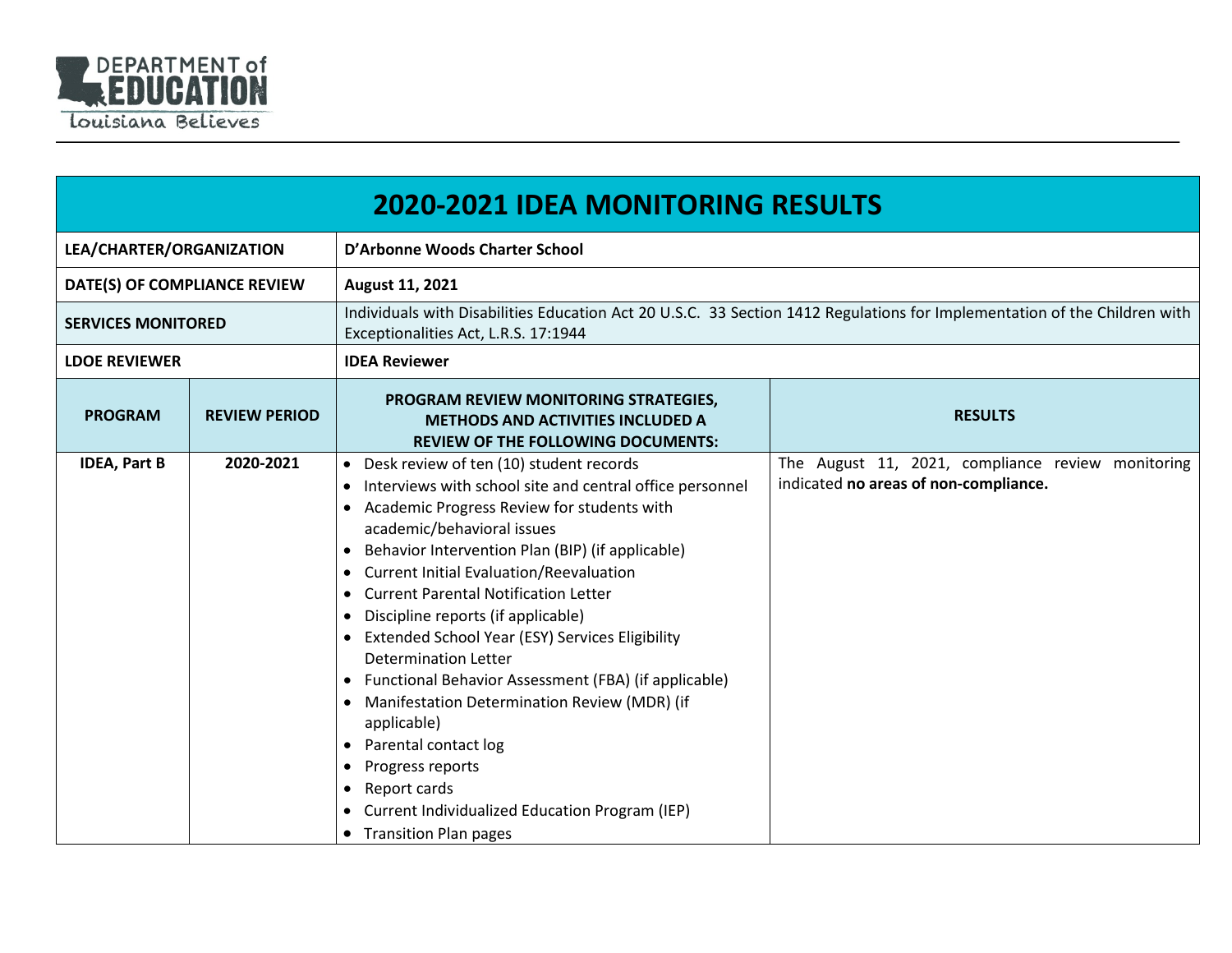DEPARTMENT of EDUCATION
Louisiana Believes

| 2020-2021 IDEA MONITORING RESULTS | | | |
|---|---|---|---|
| **LEA/CHARTER/ORGANIZATION** | | **D'Arbonne Woods Charter School** | |
| **DATE(S) OF COMPLIANCE REVIEW** | | **August 11, 2021** | |
| **SERVICES MONITORED** | | Individuals with Disabilities Education Act 20 U.S.C. 33 Section 1412 Regulations for Implementation of the Children with Exceptionalities Act, L.R.S. 17:1944 | |
| **LDOE REVIEWER** | | **IDEA Reviewer** | |
| **PROGRAM** | **REVIEW PERIOD** | **PROGRAM REVIEW MONITORING STRATEGIES, METHODS AND ACTIVITIES INCLUDED A REVIEW OF THE FOLLOWING DOCUMENTS:** | **RESULTS** |
| **IDEA, Part B** | **2020-2021** | • Desk review of ten (10) student records<br>• Interviews with school site and central office personnel<br>• Academic Progress Review for students with academic/behavioral issues<br>• Behavior Intervention Plan (BIP) (if applicable)<br>• Current Initial Evaluation/Reevaluation<br>• Current Parental Notification Letter<br>• Discipline reports (if applicable)<br>• Extended School Year (ESY) Services Eligibility Determination Letter<br>• Functional Behavior Assessment (FBA) (if applicable)<br>• Manifestation Determination Review (MDR) (if applicable)<br>• Parental contact log<br>• Progress reports<br>• Report cards<br>• Current Individualized Education Program (IEP)<br>• Transition Plan pages | The August 11, 2021, compliance review monitoring indicated **no areas of non-compliance.** |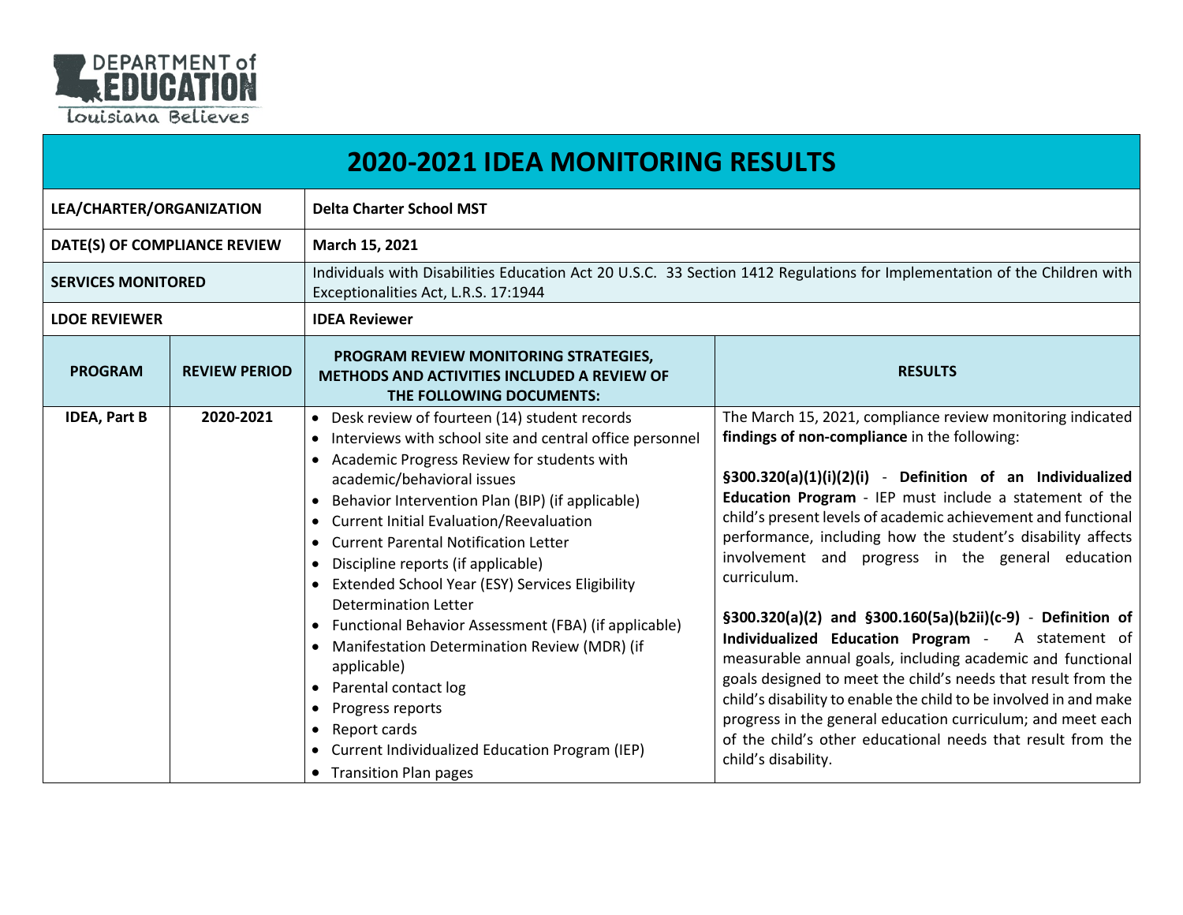DEPARTMENT of EDUCATION
Louisiana Believes

# 2020-2021 IDEA MONITORING RESULTS

| LEA/CHARTER/ORGANIZATION | | Delta Charter School MST | |
|---|---|---|---|
| DATE(S) OF COMPLIANCE REVIEW | | March 15, 2021 | |
| SERVICES MONITORED | | Individuals with Disabilities Education Act 20 U.S.C. 33 Section 1412 Regulations for Implementation of the Children with Exceptionalities Act, L.R.S. 17:1944 | |
| LDOE REVIEWER | | IDEA Reviewer | |
| **PROGRAM** | **REVIEW PERIOD** | **PROGRAM REVIEW MONITORING STRATEGIES, METHODS AND ACTIVITIES INCLUDED A REVIEW OF THE FOLLOWING DOCUMENTS:** | **RESULTS** |
| **IDEA, Part B** | **2020-2021** | • Desk review of fourteen (14) student records<br>• Interviews with school site and central office personnel<br>• Academic Progress Review for students with academic/behavioral issues<br>• Behavior Intervention Plan (BIP) (if applicable)<br>• Current Initial Evaluation/Reevaluation<br>• Current Parental Notification Letter<br>• Discipline reports (if applicable)<br>• Extended School Year (ESY) Services Eligibility Determination Letter<br>• Functional Behavior Assessment (FBA) (if applicable)<br>• Manifestation Determination Review (MDR) (if applicable)<br>• Parental contact log<br>• Progress reports<br>• Report cards<br>• Current Individualized Education Program (IEP)<br>• Transition Plan pages | The March 15, 2021, compliance review monitoring indicated **findings of non-compliance** in the following:<br><br>**§300.320(a)(1)(i)(2)(i)** - **Definition of an Individualized Education Program** - IEP must include a statement of the child's present levels of academic achievement and functional performance, including how the student's disability affects involvement and progress in the general education curriculum.<br><br>**§300.320(a)(2) and §300.160(5a)(b2ii)(c-9)** - **Definition of Individualized Education Program** - A statement of measurable annual goals, including academic and functional goals designed to meet the child's needs that result from the child's disability to enable the child to be involved in and make progress in the general education curriculum; and meet each of the child's other educational needs that result from the child's disability. |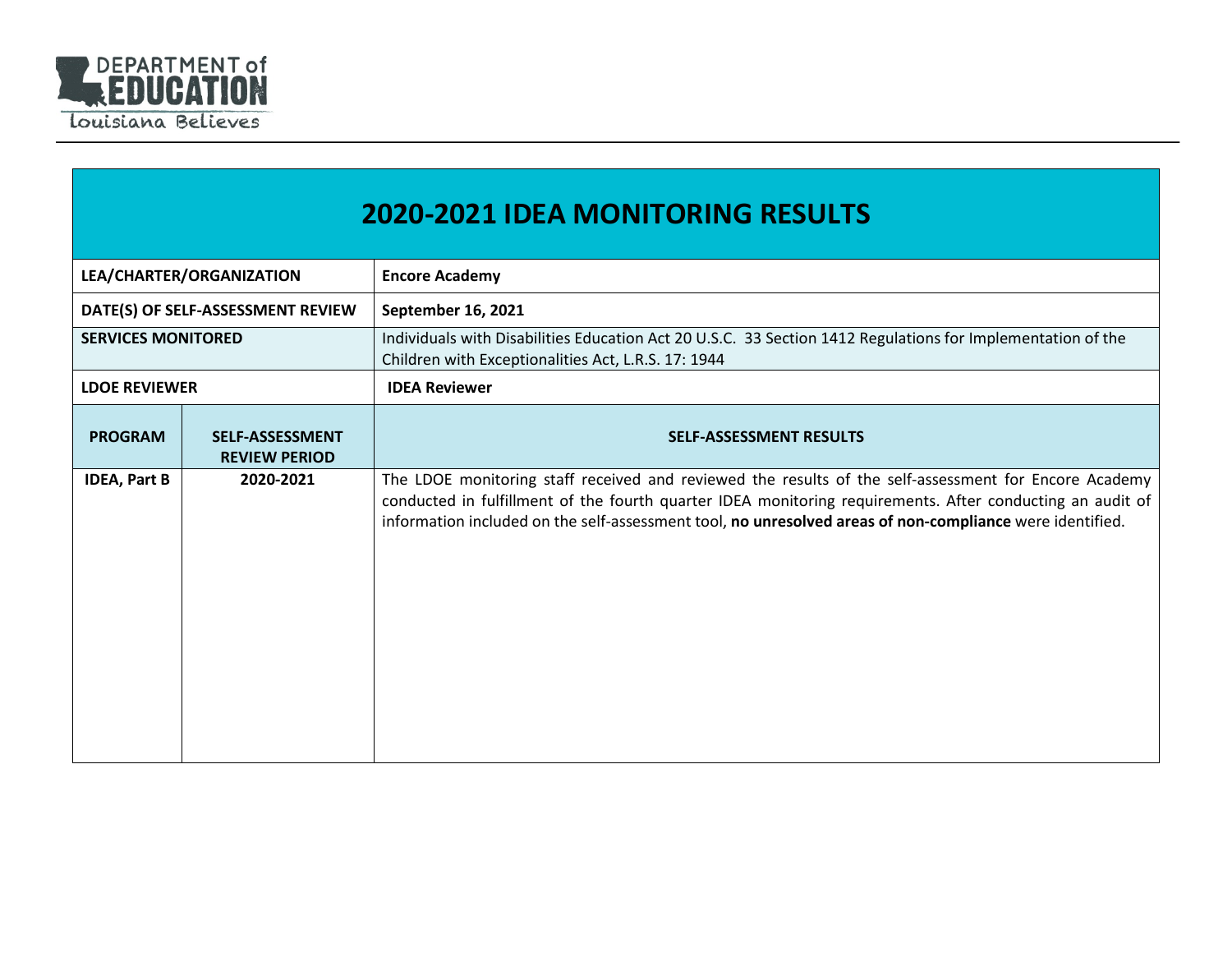# 2020-2021 IDEA MONITORING RESULTS

| LEA/CHARTER/ORGANIZATION | | Encore Academy |
|---|---|---|
| **DATE(S) OF SELF-ASSESSMENT REVIEW** | | **September 16, 2021** |
| **SERVICES MONITORED** | | Individuals with Disabilities Education Act 20 U.S.C. 33 Section 1412 Regulations for Implementation of the Children with Exceptionalities Act, L.R.S. 17: 1944 |
| **LDOE REVIEWER** | | **IDEA Reviewer** |
| **PROGRAM** | **SELF-ASSESSMENT REVIEW PERIOD** | **SELF-ASSESSMENT RESULTS** |
| **IDEA, Part B** | **2020-2021** | The LDOE monitoring staff received and reviewed the results of the self-assessment for Encore Academy conducted in fulfillment of the fourth quarter IDEA monitoring requirements. After conducting an audit of information included on the self-assessment tool, **no unresolved areas of non-compliance** were identified. |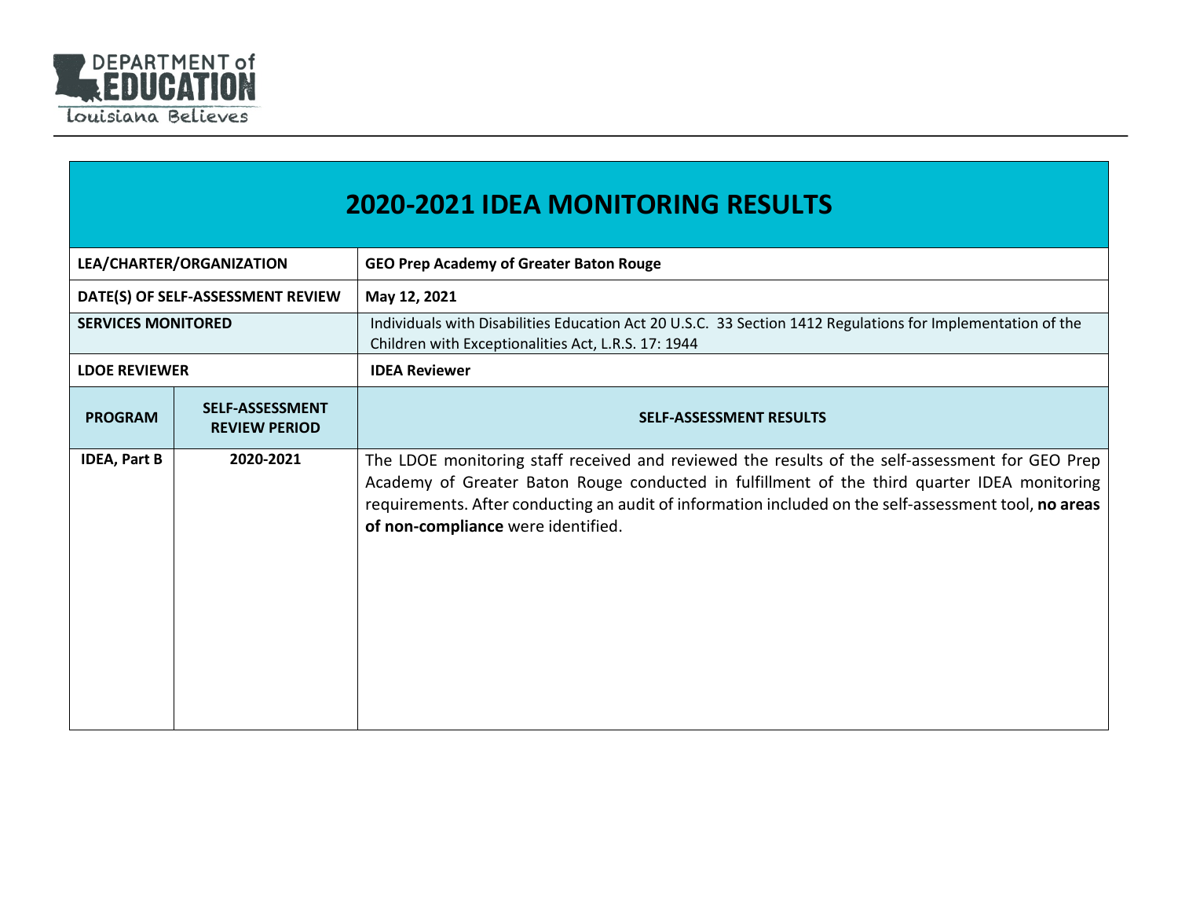# 2020-2021 IDEA MONITORING RESULTS

| LEA/CHARTER/ORGANIZATION | | GEO Prep Academy of Greater Baton Rouge |
|---|---|---|
| DATE(S) OF SELF-ASSESSMENT REVIEW | | May 12, 2021 |
| SERVICES MONITORED | | Individuals with Disabilities Education Act 20 U.S.C. 33 Section 1412 Regulations for Implementation of the Children with Exceptionalities Act, L.R.S. 17: 1944 |
| LDOE REVIEWER | | IDEA Reviewer |
| **PROGRAM** | **SELF-ASSESSMENT REVIEW PERIOD** | **SELF-ASSESSMENT RESULTS** |
| IDEA, Part B | 2020-2021 | The LDOE monitoring staff received and reviewed the results of the self-assessment for GEO Prep Academy of Greater Baton Rouge conducted in fulfillment of the third quarter IDEA monitoring requirements. After conducting an audit of information included on the self-assessment tool, **no areas of non-compliance** were identified. |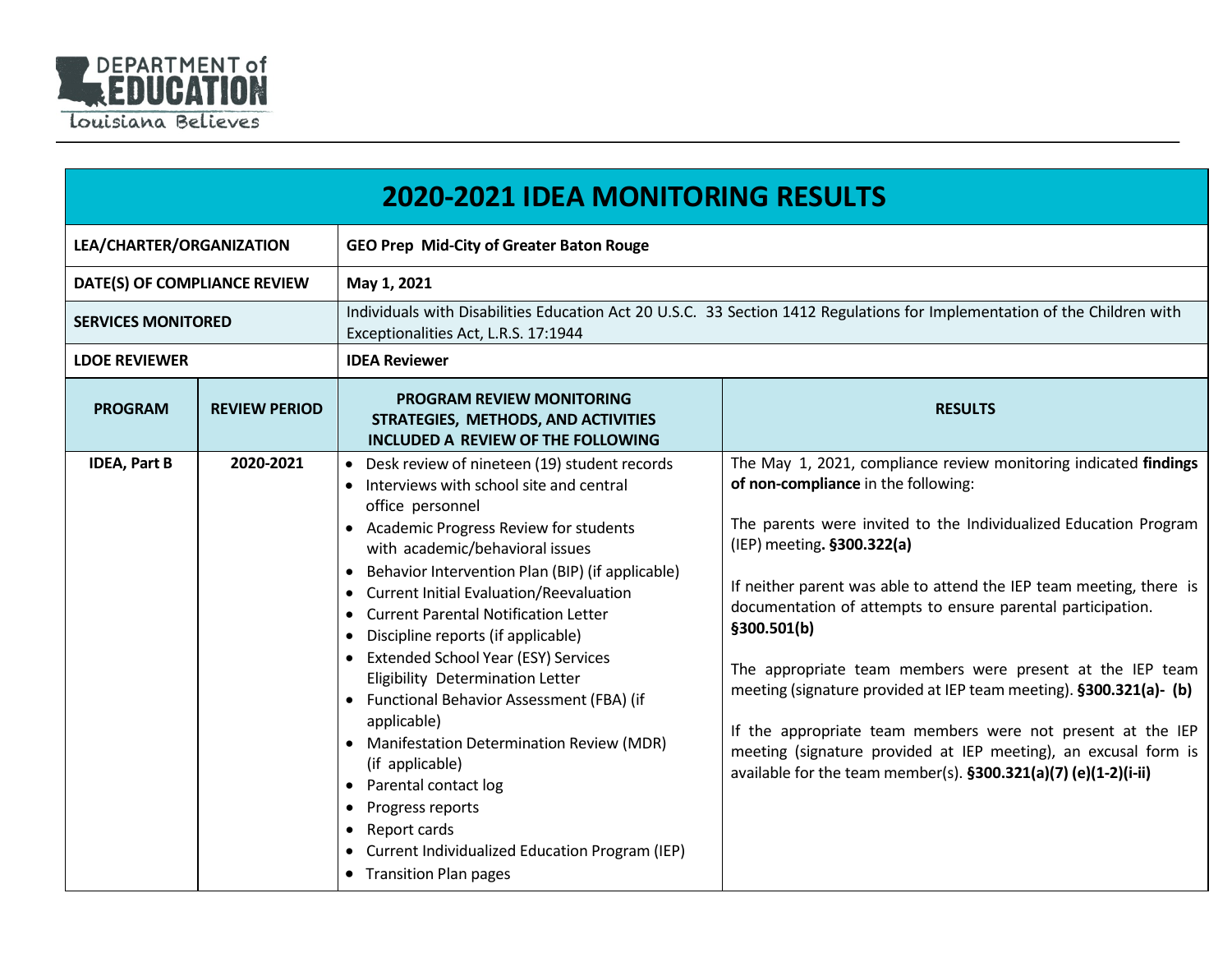# 2020-2021 IDEA MONITORING RESULTS

| LEA/CHARTER/ORGANIZATION | | GEO Prep Mid-City of Greater Baton Rouge | |
|---|---|---|---|
| DATE(S) OF COMPLIANCE REVIEW | | May 1, 2021 | |
| SERVICES MONITORED | | Individuals with Disabilities Education Act 20 U.S.C. 33 Section 1412 Regulations for Implementation of the Children with Exceptionalities Act, L.R.S. 17:1944 | |
| LDOE REVIEWER | | IDEA Reviewer | |
| **PROGRAM** | **REVIEW PERIOD** | **PROGRAM REVIEW MONITORING STRATEGIES, METHODS, AND ACTIVITIES INCLUDED A REVIEW OF THE FOLLOWING** | **RESULTS** |
| **IDEA, Part B** | **2020-2021** | • Desk review of nineteen (19) student records<br>• Interviews with school site and central office personnel<br>• Academic Progress Review for students with academic/behavioral issues<br>• Behavior Intervention Plan (BIP) (if applicable)<br>• Current Initial Evaluation/Reevaluation<br>• Current Parental Notification Letter<br>• Discipline reports (if applicable)<br>• Extended School Year (ESY) Services Eligibility Determination Letter<br>• Functional Behavior Assessment (FBA) (if applicable)<br>• Manifestation Determination Review (MDR) (if applicable)<br>• Parental contact log<br>• Progress reports<br>• Report cards<br>• Current Individualized Education Program (IEP)<br>• Transition Plan pages | The May 1, 2021, compliance review monitoring indicated **findings of non-compliance** in the following:<br><br>The parents were invited to the Individualized Education Program (IEP) meeting**. §300.322(a)**<br><br>If neither parent was able to attend the IEP team meeting, there is documentation of attempts to ensure parental participation. **§300.501(b)**<br><br>The appropriate team members were present at the IEP team meeting (signature provided at IEP team meeting). **§300.321(a)- (b)**<br><br>If the appropriate team members were not present at the IEP meeting (signature provided at IEP meeting), an excusal form is available for the team member(s). **§300.321(a)(7) (e)(1-2)(i-ii)** |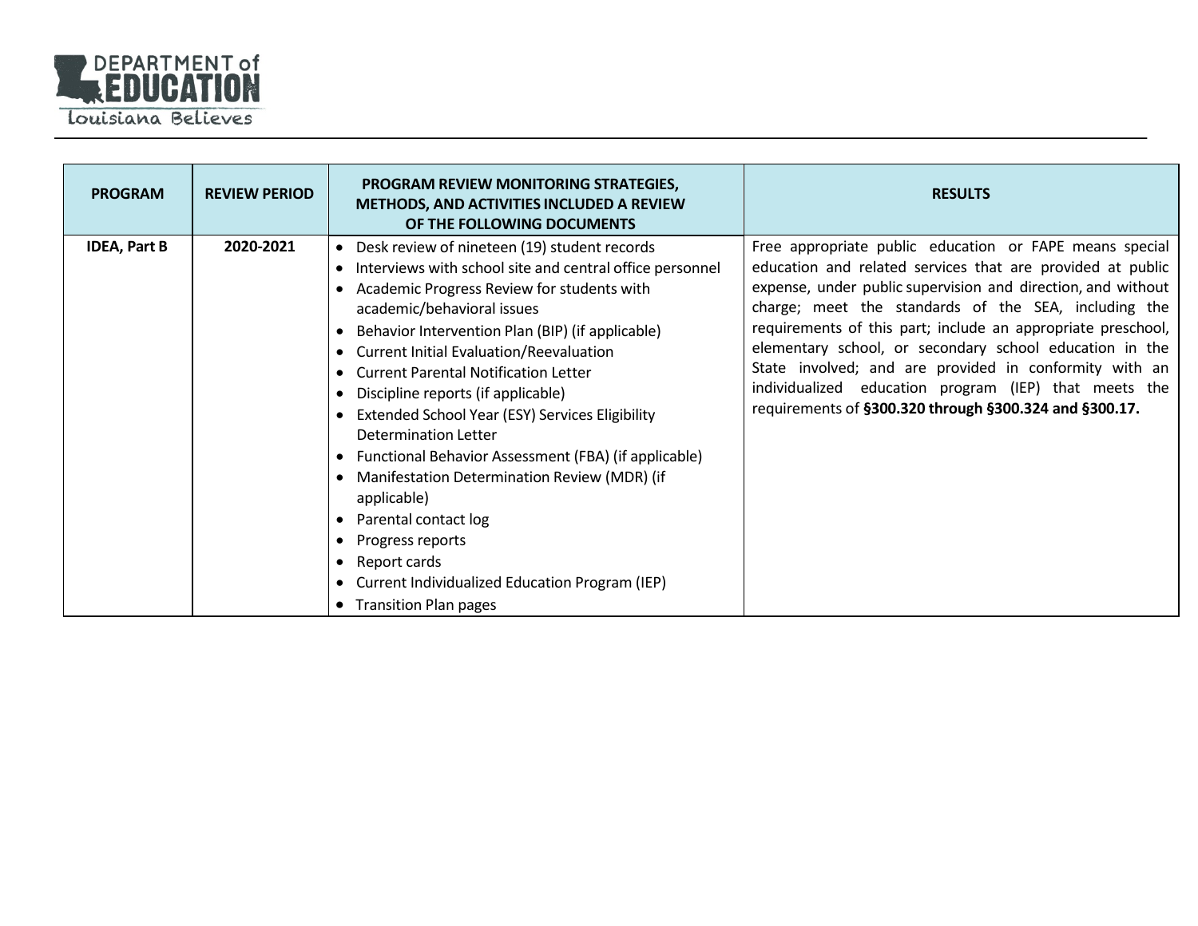| PROGRAM | REVIEW PERIOD | PROGRAM REVIEW MONITORING STRATEGIES, METHODS, AND ACTIVITIES INCLUDED A REVIEW OF THE FOLLOWING DOCUMENTS | RESULTS |
|---|---|---|---|
| **IDEA, Part B** | **2020-2021** | • Desk review of nineteen (19) student records<br>• Interviews with school site and central office personnel<br>• Academic Progress Review for students with academic/behavioral issues<br>• Behavior Intervention Plan (BIP) (if applicable)<br>• Current Initial Evaluation/Reevaluation<br>• Current Parental Notification Letter<br>• Discipline reports (if applicable)<br>• Extended School Year (ESY) Services Eligibility Determination Letter<br>• Functional Behavior Assessment (FBA) (if applicable)<br>• Manifestation Determination Review (MDR) (if applicable)<br>• Parental contact log<br>• Progress reports<br>• Report cards<br>• Current Individualized Education Program (IEP)<br>• Transition Plan pages | Free appropriate public education or FAPE means special education and related services that are provided at public expense, under public supervision and direction, and without charge; meet the standards of the SEA, including the requirements of this part; include an appropriate preschool, elementary school, or secondary school education in the State involved; and are provided in conformity with an individualized education program (IEP) that meets the requirements of **§300.320 through §300.324 and §300.17.** |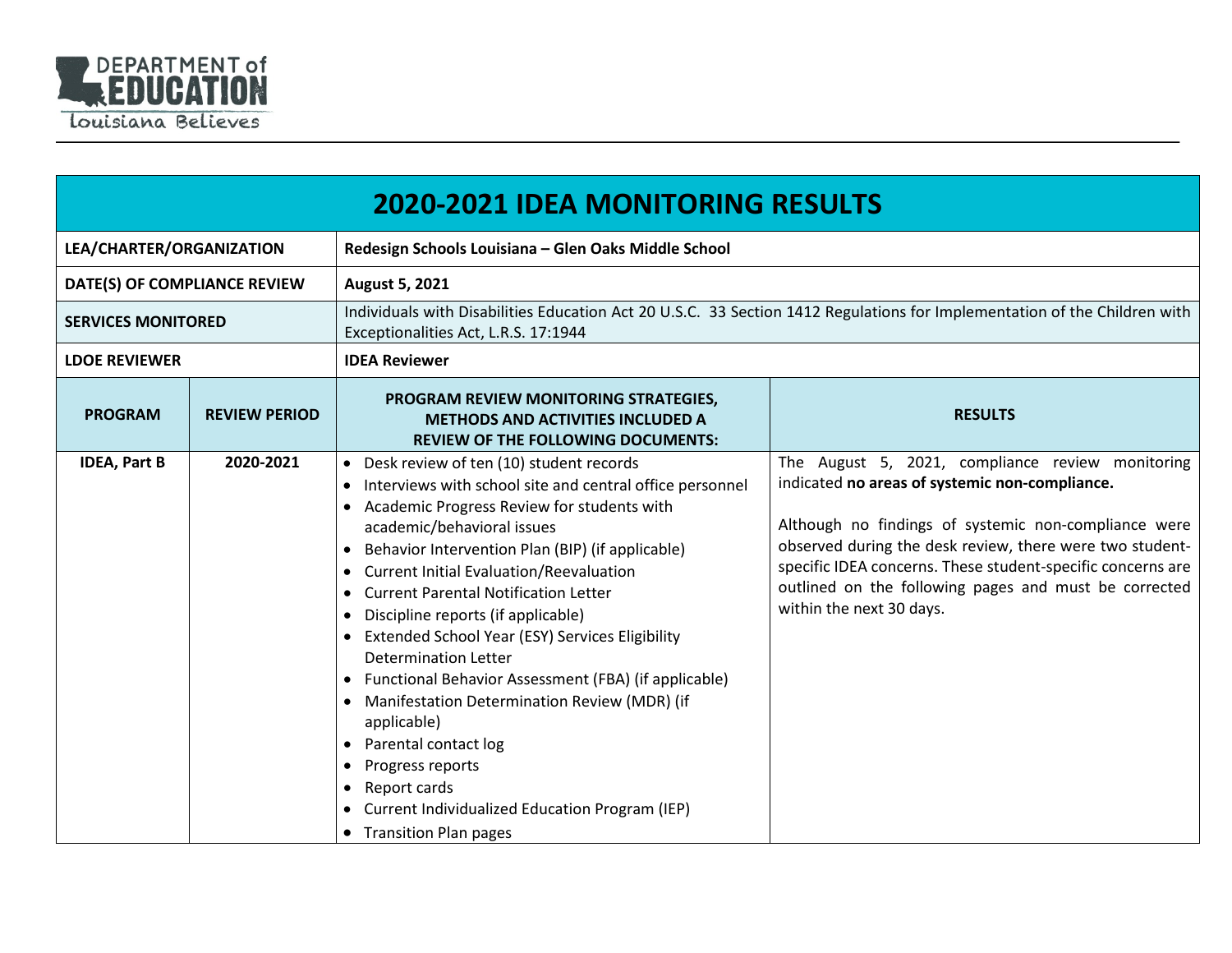# 2020-2021 IDEA MONITORING RESULTS

| | | | |
|---|---|---|---|
| **LEA/CHARTER/ORGANIZATION** | | **Redesign Schools Louisiana – Glen Oaks Middle School** | |
| **DATE(S) OF COMPLIANCE REVIEW** | | **August 5, 2021** | |
| **SERVICES MONITORED** | | Individuals with Disabilities Education Act 20 U.S.C. 33 Section 1412 Regulations for Implementation of the Children with Exceptionalities Act, L.R.S. 17:1944 | |
| **LDOE REVIEWER** | | **IDEA Reviewer** | |
| **PROGRAM** | **REVIEW PERIOD** | **PROGRAM REVIEW MONITORING STRATEGIES, METHODS AND ACTIVITIES INCLUDED A REVIEW OF THE FOLLOWING DOCUMENTS:** | **RESULTS** |
| **IDEA, Part B** | **2020-2021** | • Desk review of ten (10) student records<br>• Interviews with school site and central office personnel<br>• Academic Progress Review for students with academic/behavioral issues<br>• Behavior Intervention Plan (BIP) (if applicable)<br>• Current Initial Evaluation/Reevaluation<br>• Current Parental Notification Letter<br>• Discipline reports (if applicable)<br>• Extended School Year (ESY) Services Eligibility Determination Letter<br>• Functional Behavior Assessment (FBA) (if applicable)<br>• Manifestation Determination Review (MDR) (if applicable)<br>• Parental contact log<br>• Progress reports<br>• Report cards<br>• Current Individualized Education Program (IEP)<br>• Transition Plan pages | The August 5, 2021, compliance review monitoring indicated **no areas of systemic non-compliance.**<br><br>Although no findings of systemic non-compliance were observed during the desk review, there were two student-specific IDEA concerns. These student-specific concerns are outlined on the following pages and must be corrected within the next 30 days. |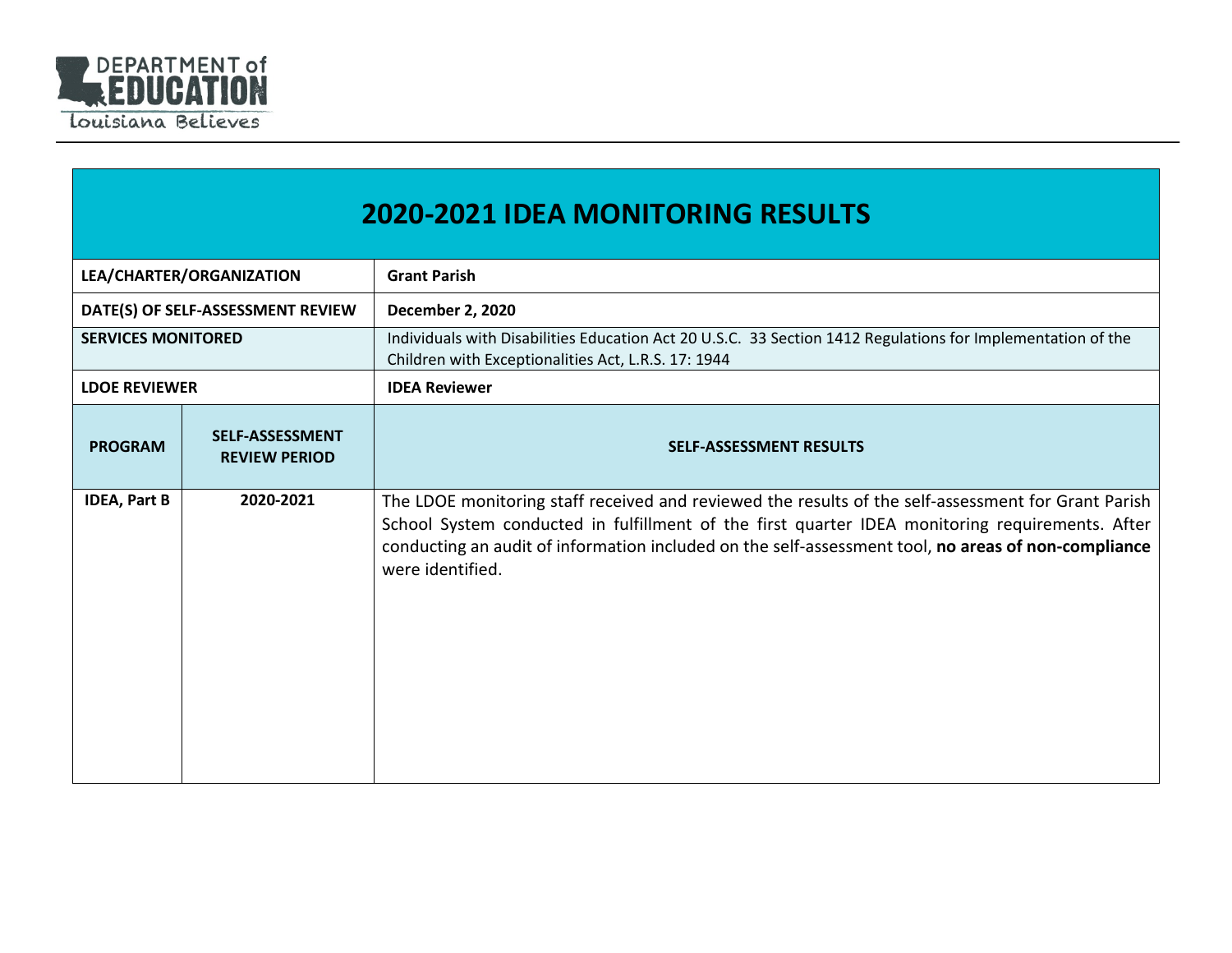# 2020-2021 IDEA MONITORING RESULTS

| | | |
|---|---|---|
| **LEA/CHARTER/ORGANIZATION** | | **Grant Parish** |
| **DATE(S) OF SELF-ASSESSMENT REVIEW** | | **December 2, 2020** |
| **SERVICES MONITORED** | | Individuals with Disabilities Education Act 20 U.S.C. 33 Section 1412 Regulations for Implementation of the Children with Exceptionalities Act, L.R.S. 17: 1944 |
| **LDOE REVIEWER** | | **IDEA Reviewer** |
| **PROGRAM** | **SELF-ASSESSMENT REVIEW PERIOD** | **SELF-ASSESSMENT RESULTS** |
| **IDEA, Part B** | **2020-2021** | The LDOE monitoring staff received and reviewed the results of the self-assessment for Grant Parish School System conducted in fulfillment of the first quarter IDEA monitoring requirements. After conducting an audit of information included on the self-assessment tool, **no areas of non-compliance** were identified. |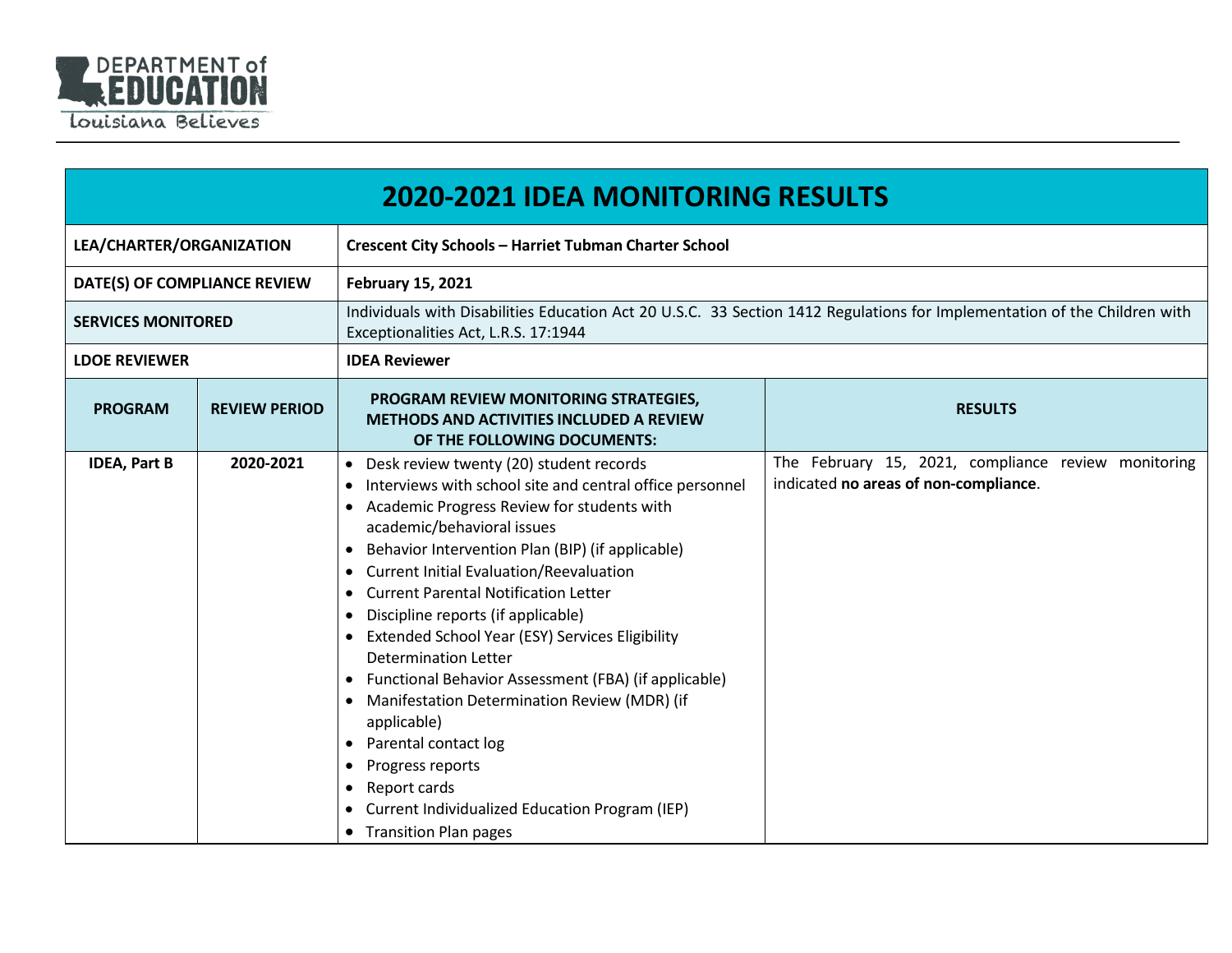| 2020-2021 IDEA MONITORING RESULTS | | | |
|---|---|---|---|
| **LEA/CHARTER/ORGANIZATION** | | **Crescent City Schools – Harriet Tubman Charter School** | |
| **DATE(S) OF COMPLIANCE REVIEW** | | **February 15, 2021** | |
| **SERVICES MONITORED** | | Individuals with Disabilities Education Act 20 U.S.C. 33 Section 1412 Regulations for Implementation of the Children with Exceptionalities Act, L.R.S. 17:1944 | |
| **LDOE REVIEWER** | | **IDEA Reviewer** | |
| **PROGRAM** | **REVIEW PERIOD** | **PROGRAM REVIEW MONITORING STRATEGIES, METHODS AND ACTIVITIES INCLUDED A REVIEW OF THE FOLLOWING DOCUMENTS:** | **RESULTS** |
| **IDEA, Part B** | **2020-2021** | • Desk review twenty (20) student records<br>• Interviews with school site and central office personnel<br>• Academic Progress Review for students with academic/behavioral issues<br>• Behavior Intervention Plan (BIP) (if applicable)<br>• Current Initial Evaluation/Reevaluation<br>• Current Parental Notification Letter<br>• Discipline reports (if applicable)<br>• Extended School Year (ESY) Services Eligibility Determination Letter<br>• Functional Behavior Assessment (FBA) (if applicable)<br>• Manifestation Determination Review (MDR) (if applicable)<br>• Parental contact log<br>• Progress reports<br>• Report cards<br>• Current Individualized Education Program (IEP)<br>• Transition Plan pages | The February 15, 2021, compliance review monitoring indicated **no areas of non-compliance**. |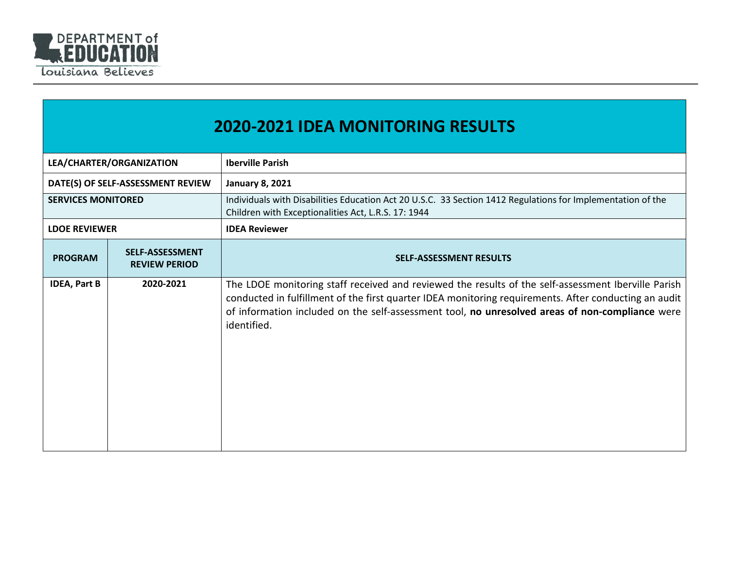# 2020-2021 IDEA MONITORING RESULTS

| LEA/CHARTER/ORGANIZATION | | Iberville Parish |
|---|---|---|
| DATE(S) OF SELF-ASSESSMENT REVIEW | | January 8, 2021 |
| SERVICES MONITORED | | Individuals with Disabilities Education Act 20 U.S.C. 33 Section 1412 Regulations for Implementation of the Children with Exceptionalities Act, L.R.S. 17: 1944 |
| LDOE REVIEWER | | IDEA Reviewer |
| **PROGRAM** | **SELF-ASSESSMENT REVIEW PERIOD** | **SELF-ASSESSMENT RESULTS** |
| IDEA, Part B | 2020-2021 | The LDOE monitoring staff received and reviewed the results of the self-assessment Iberville Parish conducted in fulfillment of the first quarter IDEA monitoring requirements. After conducting an audit of information included on the self-assessment tool, **no unresolved areas of non-compliance** were identified. |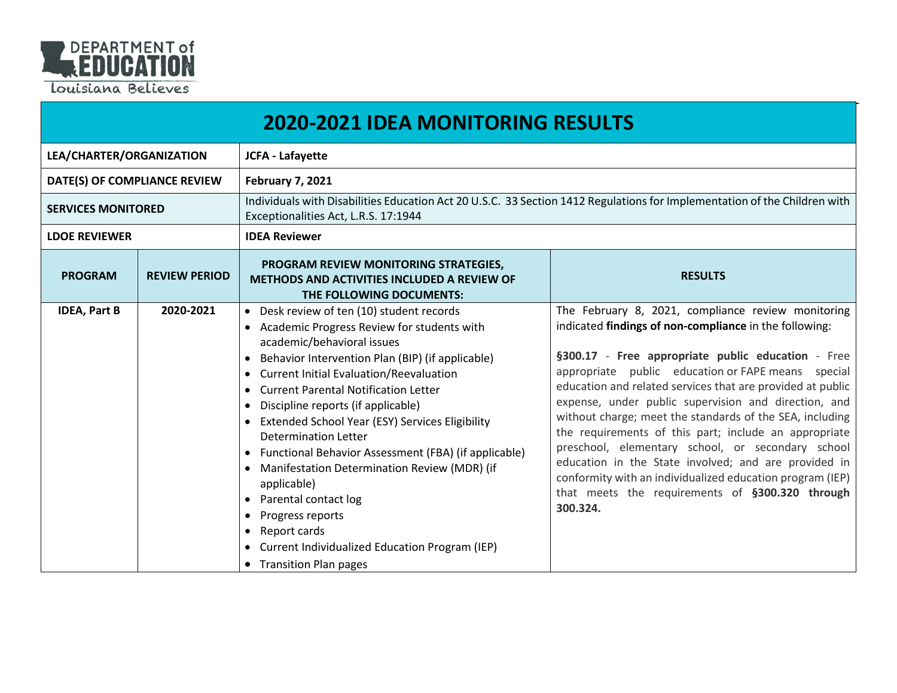DEPARTMENT of EDUCATION
Louisiana Believes

| 2020-2021 IDEA MONITORING RESULTS | | | |
|---|---|---|---|
| **LEA/CHARTER/ORGANIZATION** | | **JCFA - Lafayette** | |
| **DATE(S) OF COMPLIANCE REVIEW** | | **February 7, 2021** | |
| **SERVICES MONITORED** | | Individuals with Disabilities Education Act 20 U.S.C. 33 Section 1412 Regulations for Implementation of the Children with Exceptionalities Act, L.R.S. 17:1944 | |
| **LDOE REVIEWER** | | **IDEA Reviewer** | |
| **PROGRAM** | **REVIEW PERIOD** | **PROGRAM REVIEW MONITORING STRATEGIES, METHODS AND ACTIVITIES INCLUDED A REVIEW OF THE FOLLOWING DOCUMENTS:** | **RESULTS** |
| **IDEA, Part B** | **2020-2021** | • Desk review of ten (10) student records<br>• Academic Progress Review for students with academic/behavioral issues<br>• Behavior Intervention Plan (BIP) (if applicable)<br>• Current Initial Evaluation/Reevaluation<br>• Current Parental Notification Letter<br>• Discipline reports (if applicable)<br>• Extended School Year (ESY) Services Eligibility Determination Letter<br>• Functional Behavior Assessment (FBA) (if applicable)<br>• Manifestation Determination Review (MDR) (if applicable)<br>• Parental contact log<br>• Progress reports<br>• Report cards<br>• Current Individualized Education Program (IEP)<br>• Transition Plan pages | The February 8, 2021, compliance review monitoring indicated **findings of non-compliance** in the following:<br><br>**§300.17** - **Free appropriate public education** - Free appropriate public education or FAPE means special education and related services that are provided at public expense, under public supervision and direction, and without charge; meet the standards of the SEA, including the requirements of this part; include an appropriate preschool, elementary school, or secondary school education in the State involved; and are provided in conformity with an individualized education program (IEP) that meets the requirements of **§300.320 through 300.324.** |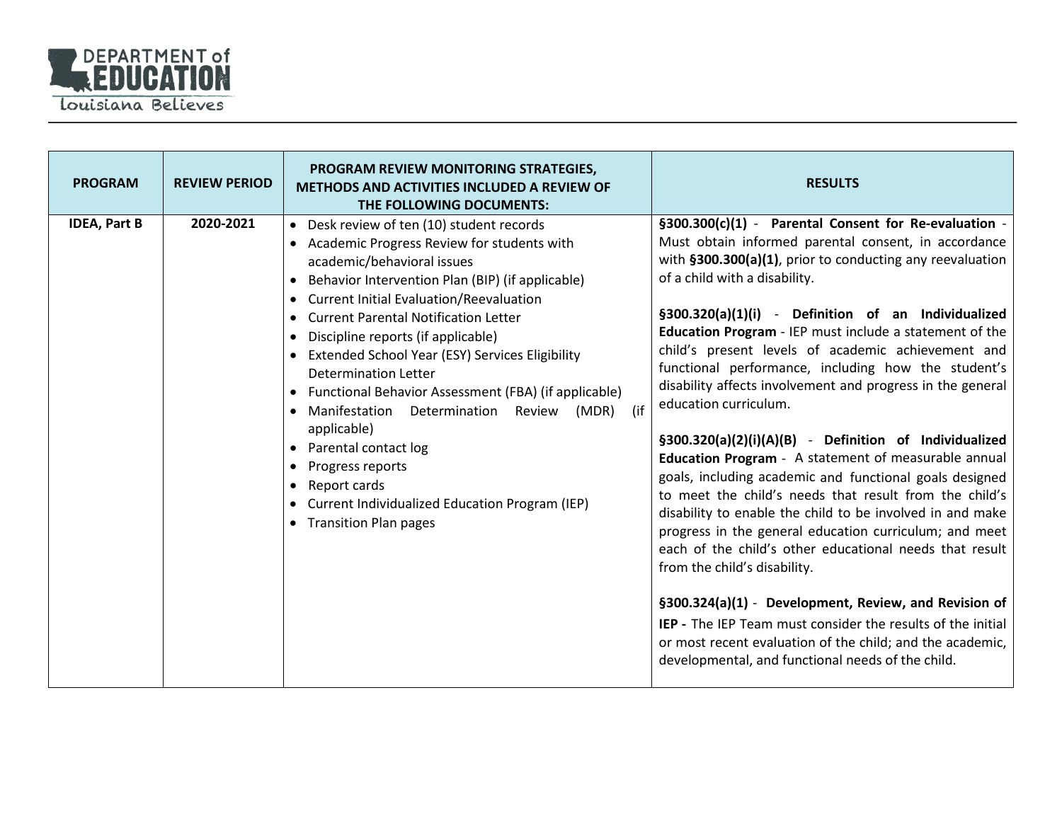| PROGRAM | REVIEW PERIOD | PROGRAM REVIEW MONITORING STRATEGIES, METHODS AND ACTIVITIES INCLUDED A REVIEW OF THE FOLLOWING DOCUMENTS: | RESULTS |
|---|---|---|---|
| **IDEA, Part B** | **2020-2021** | • Desk review of ten (10) student records<br>• Academic Progress Review for students with academic/behavioral issues<br>• Behavior Intervention Plan (BIP) (if applicable)<br>• Current Initial Evaluation/Reevaluation<br>• Current Parental Notification Letter<br>• Discipline reports (if applicable)<br>• Extended School Year (ESY) Services Eligibility Determination Letter<br>• Functional Behavior Assessment (FBA) (if applicable)<br>• Manifestation Determination Review (MDR) (if applicable)<br>• Parental contact log<br>• Progress reports<br>• Report cards<br>• Current Individualized Education Program (IEP)<br>• Transition Plan pages | **§300.300(c)(1)** - **Parental Consent for Re-evaluation** - Must obtain informed parental consent, in accordance with **§300.300(a)(1)**, prior to conducting any reevaluation of a child with a disability.<br><br>**§300.320(a)(1)(i)** - **Definition of an Individualized Education Program** - IEP must include a statement of the child's present levels of academic achievement and functional performance, including how the student's disability affects involvement and progress in the general education curriculum.<br><br>**§300.320(a)(2)(i)(A)(B)** - **Definition of Individualized Education Program** - A statement of measurable annual goals, including academic and functional goals designed to meet the child's needs that result from the child's disability to enable the child to be involved in and make progress in the general education curriculum; and meet each of the child's other educational needs that result from the child's disability.<br><br>**§300.324(a)(1)** - **Development, Review, and Revision of IEP -** The IEP Team must consider the results of the initial or most recent evaluation of the child; and the academic, developmental, and functional needs of the child. |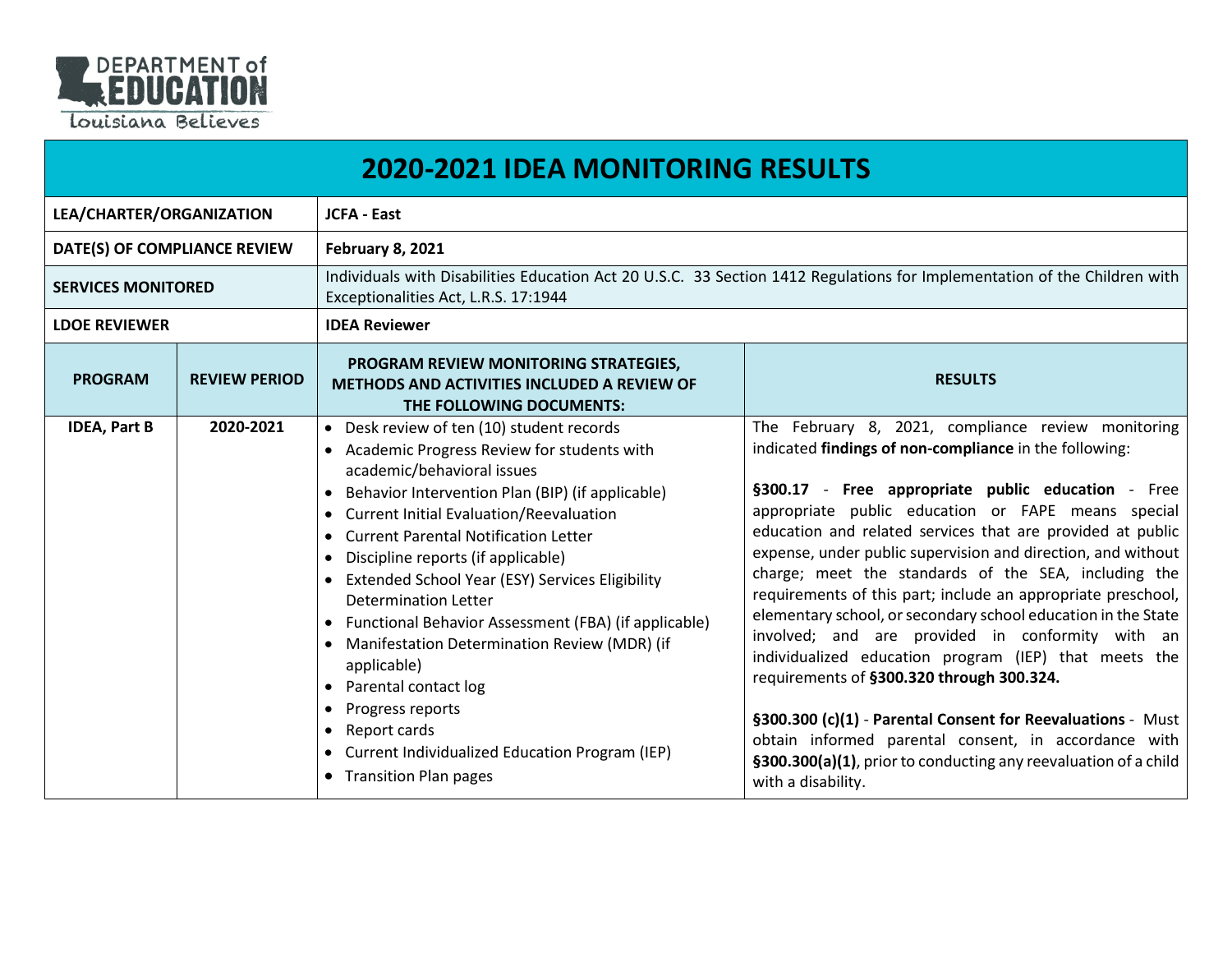DEPARTMENT of EDUCATION
Louisiana Believes

# 2020-2021 IDEA MONITORING RESULTS

| | |
|---|---|
| **LEA/CHARTER/ORGANIZATION** | **JCFA - East** |
| **DATE(S) OF COMPLIANCE REVIEW** | **February 8, 2021** |
| **SERVICES MONITORED** | Individuals with Disabilities Education Act 20 U.S.C. 33 Section 1412 Regulations for Implementation of the Children with Exceptionalities Act, L.R.S. 17:1944 |
| **LDOE REVIEWER** | **IDEA Reviewer** |

| PROGRAM | REVIEW PERIOD | PROGRAM REVIEW MONITORING STRATEGIES, METHODS AND ACTIVITIES INCLUDED A REVIEW OF THE FOLLOWING DOCUMENTS: | RESULTS |
|---|---|---|---|
| **IDEA, Part B** | **2020-2021** | • Desk review of ten (10) student records<br>• Academic Progress Review for students with academic/behavioral issues<br>• Behavior Intervention Plan (BIP) (if applicable)<br>• Current Initial Evaluation/Reevaluation<br>• Current Parental Notification Letter<br>• Discipline reports (if applicable)<br>• Extended School Year (ESY) Services Eligibility Determination Letter<br>• Functional Behavior Assessment (FBA) (if applicable)<br>• Manifestation Determination Review (MDR) (if applicable)<br>• Parental contact log<br>• Progress reports<br>• Report cards<br>• Current Individualized Education Program (IEP)<br>• Transition Plan pages | The February 8, 2021, compliance review monitoring indicated **findings of non-compliance** in the following:<br><br>**§300.17** - **Free appropriate public education** - Free appropriate public education or FAPE means special education and related services that are provided at public expense, under public supervision and direction, and without charge; meet the standards of the SEA, including the requirements of this part; include an appropriate preschool, elementary school, or secondary school education in the State involved; and are provided in conformity with an individualized education program (IEP) that meets the requirements of **§300.320 through 300.324.**<br><br>**§300.300 (c)(1)** - **Parental Consent for Reevaluations** - Must obtain informed parental consent, in accordance with **§300.300(a)(1)**, prior to conducting any reevaluation of a child with a disability. |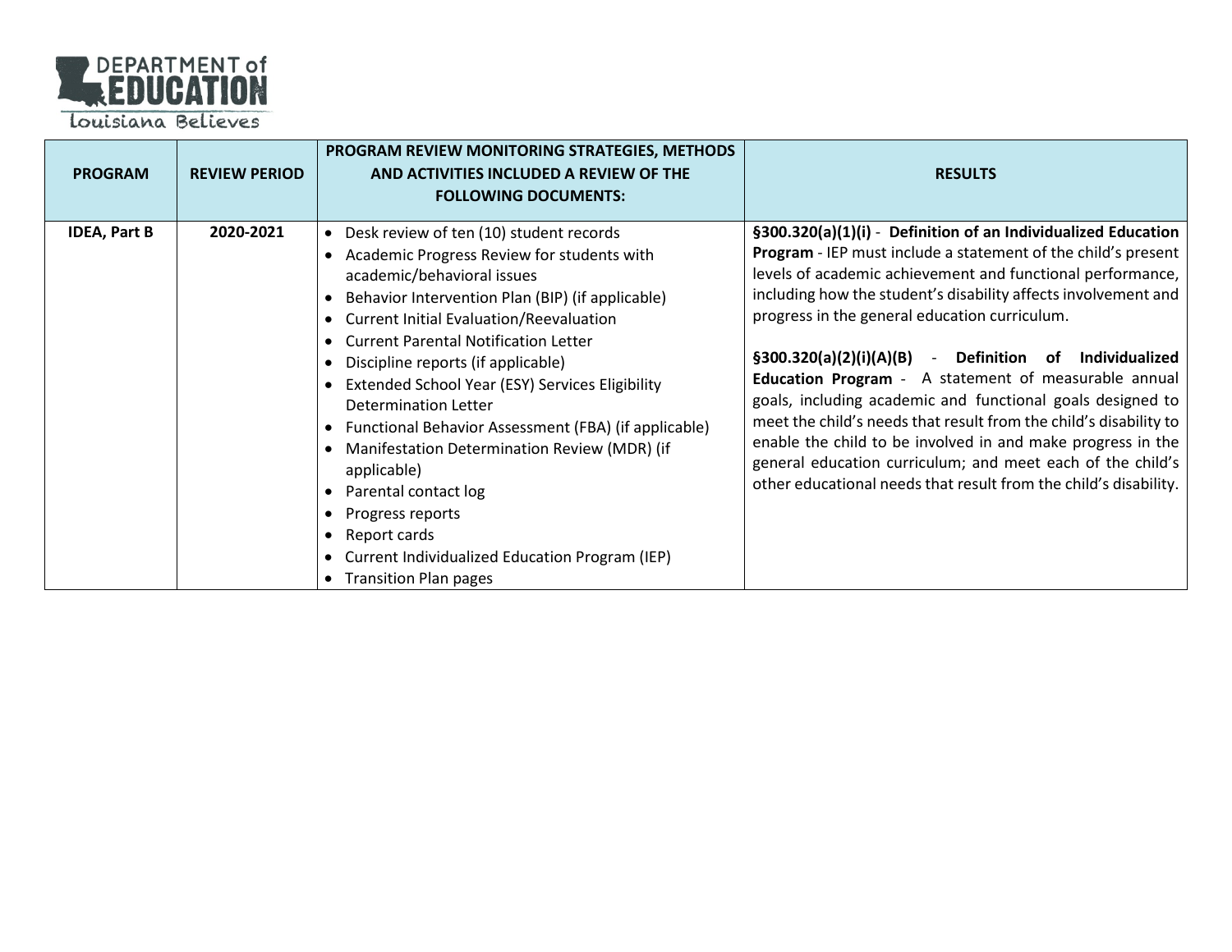| PROGRAM | REVIEW PERIOD | PROGRAM REVIEW MONITORING STRATEGIES, METHODS AND ACTIVITIES INCLUDED A REVIEW OF THE FOLLOWING DOCUMENTS: | RESULTS |
|---|---|---|---|
| **IDEA, Part B** | **2020-2021** | • Desk review of ten (10) student records<br>• Academic Progress Review for students with academic/behavioral issues<br>• Behavior Intervention Plan (BIP) (if applicable)<br>• Current Initial Evaluation/Reevaluation<br>• Current Parental Notification Letter<br>• Discipline reports (if applicable)<br>• Extended School Year (ESY) Services Eligibility Determination Letter<br>• Functional Behavior Assessment (FBA) (if applicable)<br>• Manifestation Determination Review (MDR) (if applicable)<br>• Parental contact log<br>• Progress reports<br>• Report cards<br>• Current Individualized Education Program (IEP)<br>• Transition Plan pages | **§300.320(a)(1)(i)** - **Definition of an Individualized Education Program** - IEP must include a statement of the child's present levels of academic achievement and functional performance, including how the student's disability affects involvement and progress in the general education curriculum.<br><br>**§300.320(a)(2)(i)(A)(B)** - **Definition of Individualized Education Program** - A statement of measurable annual goals, including academic and functional goals designed to meet the child's needs that result from the child's disability to enable the child to be involved in and make progress in the general education curriculum; and meet each of the child's other educational needs that result from the child's disability. |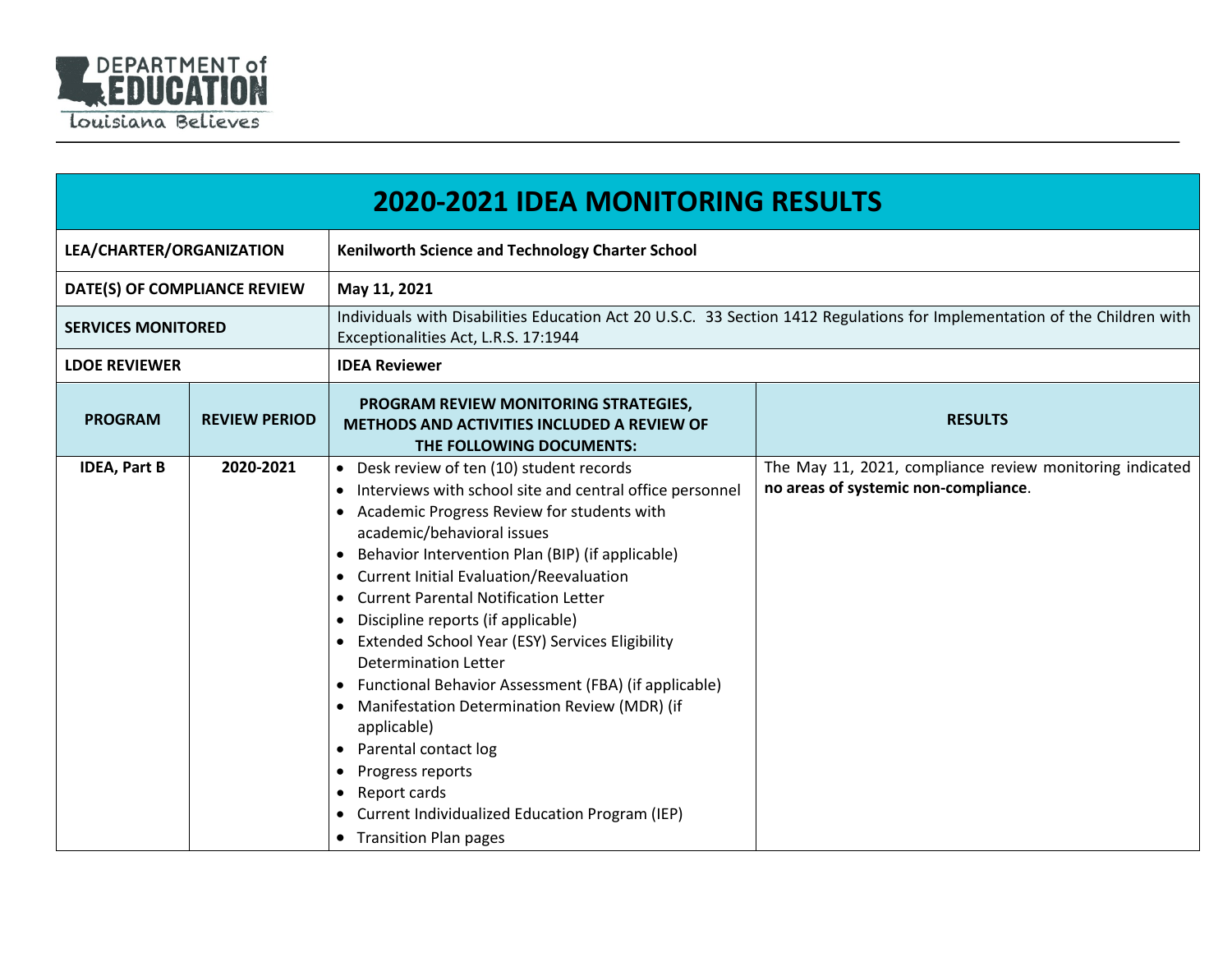# 2020-2021 IDEA MONITORING RESULTS

| | | | |
|---|---|---|---|
| **LEA/CHARTER/ORGANIZATION** | | **Kenilworth Science and Technology Charter School** | |
| **DATE(S) OF COMPLIANCE REVIEW** | | **May 11, 2021** | |
| **SERVICES MONITORED** | | Individuals with Disabilities Education Act 20 U.S.C. 33 Section 1412 Regulations for Implementation of the Children with Exceptionalities Act, L.R.S. 17:1944 | |
| **LDOE REVIEWER** | | **IDEA Reviewer** | |
| **PROGRAM** | **REVIEW PERIOD** | **PROGRAM REVIEW MONITORING STRATEGIES, METHODS AND ACTIVITIES INCLUDED A REVIEW OF THE FOLLOWING DOCUMENTS:** | **RESULTS** |
| **IDEA, Part B** | **2020-2021** | • Desk review of ten (10) student records<br>• Interviews with school site and central office personnel<br>• Academic Progress Review for students with academic/behavioral issues<br>• Behavior Intervention Plan (BIP) (if applicable)<br>• Current Initial Evaluation/Reevaluation<br>• Current Parental Notification Letter<br>• Discipline reports (if applicable)<br>• Extended School Year (ESY) Services Eligibility Determination Letter<br>• Functional Behavior Assessment (FBA) (if applicable)<br>• Manifestation Determination Review (MDR) (if applicable)<br>• Parental contact log<br>• Progress reports<br>• Report cards<br>• Current Individualized Education Program (IEP)<br>• Transition Plan pages | The May 11, 2021, compliance review monitoring indicated **no areas of systemic non-compliance**. |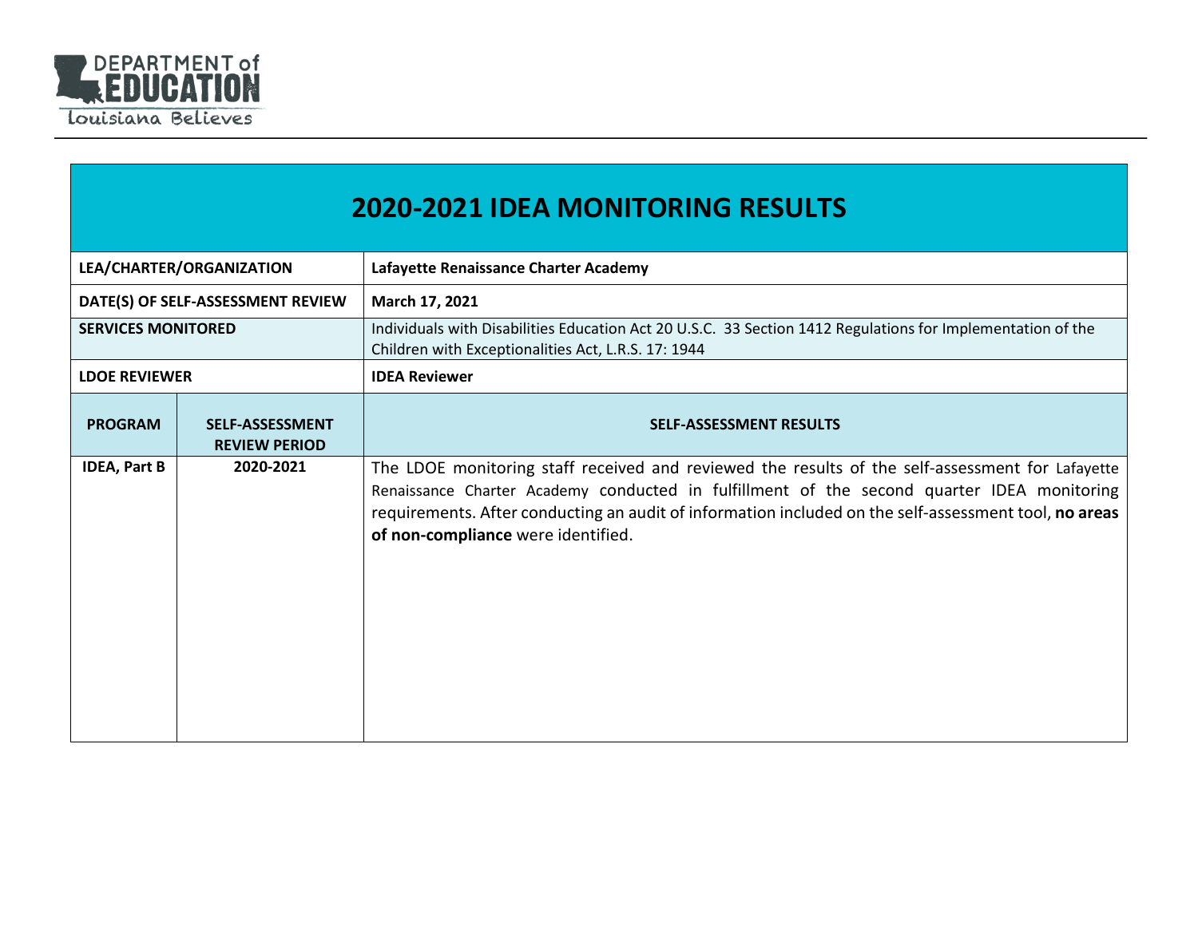# 2020-2021 IDEA MONITORING RESULTS

| LEA/CHARTER/ORGANIZATION | | Lafayette Renaissance Charter Academy |
|---|---|---|
| **DATE(S) OF SELF-ASSESSMENT REVIEW** | | **March 17, 2021** |
| **SERVICES MONITORED** | | Individuals with Disabilities Education Act 20 U.S.C. 33 Section 1412 Regulations for Implementation of the Children with Exceptionalities Act, L.R.S. 17: 1944 |
| **LDOE REVIEWER** | | **IDEA Reviewer** |
| **PROGRAM** | **SELF-ASSESSMENT REVIEW PERIOD** | **SELF-ASSESSMENT RESULTS** |
| **IDEA, Part B** | **2020-2021** | The LDOE monitoring staff received and reviewed the results of the self-assessment for Lafayette Renaissance Charter Academy conducted in fulfillment of the second quarter IDEA monitoring requirements. After conducting an audit of information included on the self-assessment tool, **no areas of non-compliance** were identified. |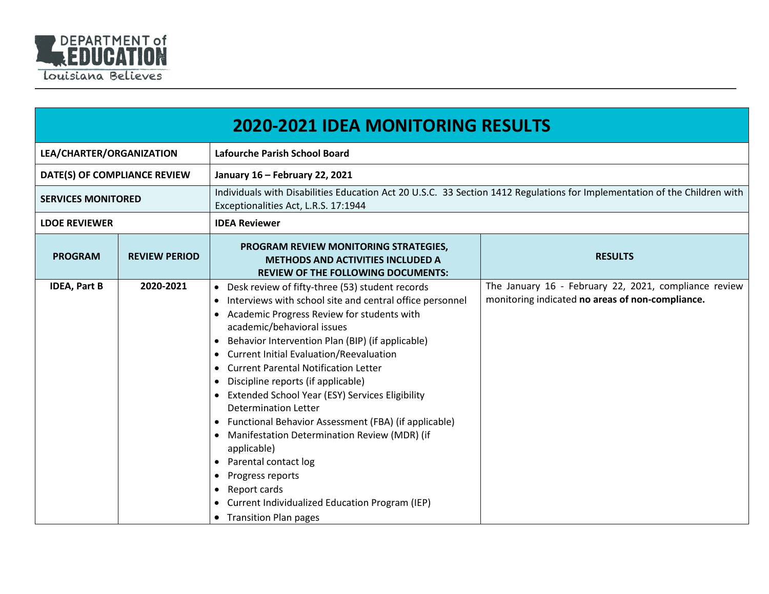DEPARTMENT of EDUCATION
Louisiana Believes

# 2020-2021 IDEA MONITORING RESULTS

| | | | |
|---|---|---|---|
| **LEA/CHARTER/ORGANIZATION** | | **Lafourche Parish School Board** | |
| **DATE(S) OF COMPLIANCE REVIEW** | | **January 16 – February 22, 2021** | |
| **SERVICES MONITORED** | | Individuals with Disabilities Education Act 20 U.S.C. 33 Section 1412 Regulations for Implementation of the Children with Exceptionalities Act, L.R.S. 17:1944 | |
| **LDOE REVIEWER** | | **IDEA Reviewer** | |
| **PROGRAM** | **REVIEW PERIOD** | **PROGRAM REVIEW MONITORING STRATEGIES, METHODS AND ACTIVITIES INCLUDED A REVIEW OF THE FOLLOWING DOCUMENTS:** | **RESULTS** |
| **IDEA, Part B** | **2020-2021** | • Desk review of fifty-three (53) student records<br>• Interviews with school site and central office personnel<br>• Academic Progress Review for students with academic/behavioral issues<br>• Behavior Intervention Plan (BIP) (if applicable)<br>• Current Initial Evaluation/Reevaluation<br>• Current Parental Notification Letter<br>• Discipline reports (if applicable)<br>• Extended School Year (ESY) Services Eligibility Determination Letter<br>• Functional Behavior Assessment (FBA) (if applicable)<br>• Manifestation Determination Review (MDR) (if applicable)<br>• Parental contact log<br>• Progress reports<br>• Report cards<br>• Current Individualized Education Program (IEP)<br>• Transition Plan pages | The January 16 - February 22, 2021, compliance review monitoring indicated **no areas of non-compliance.** |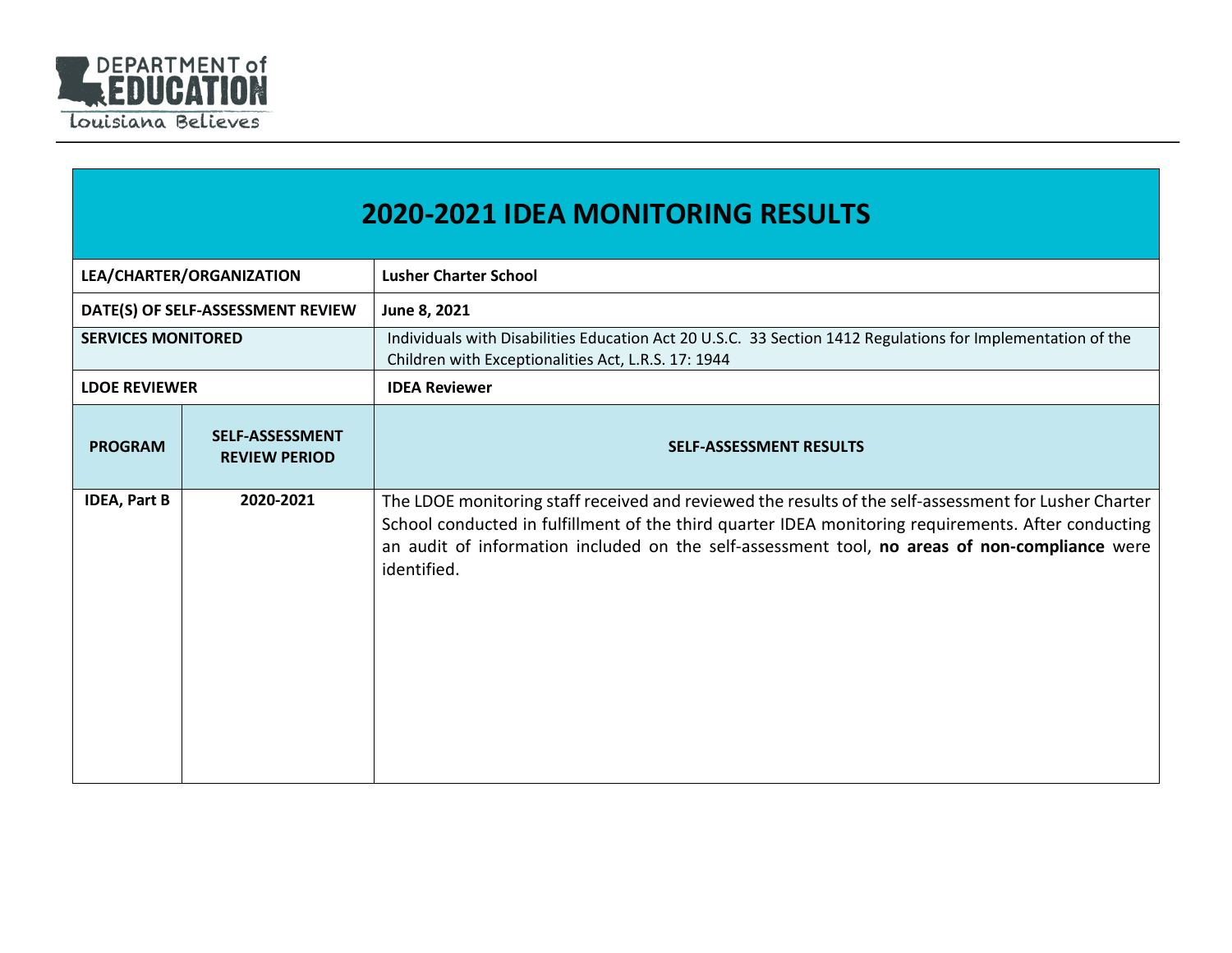# 2020-2021 IDEA MONITORING RESULTS

| LEA/CHARTER/ORGANIZATION | | Lusher Charter School |
|---|---|---|
| DATE(S) OF SELF-ASSESSMENT REVIEW | | June 8, 2021 |
| SERVICES MONITORED | | Individuals with Disabilities Education Act 20 U.S.C. 33 Section 1412 Regulations for Implementation of the Children with Exceptionalities Act, L.R.S. 17: 1944 |
| LDOE REVIEWER | | IDEA Reviewer |
| **PROGRAM** | **SELF-ASSESSMENT REVIEW PERIOD** | **SELF-ASSESSMENT RESULTS** |
| IDEA, Part B | 2020-2021 | The LDOE monitoring staff received and reviewed the results of the self-assessment for Lusher Charter School conducted in fulfillment of the third quarter IDEA monitoring requirements. After conducting an audit of information included on the self-assessment tool, **no areas of non-compliance** were identified. |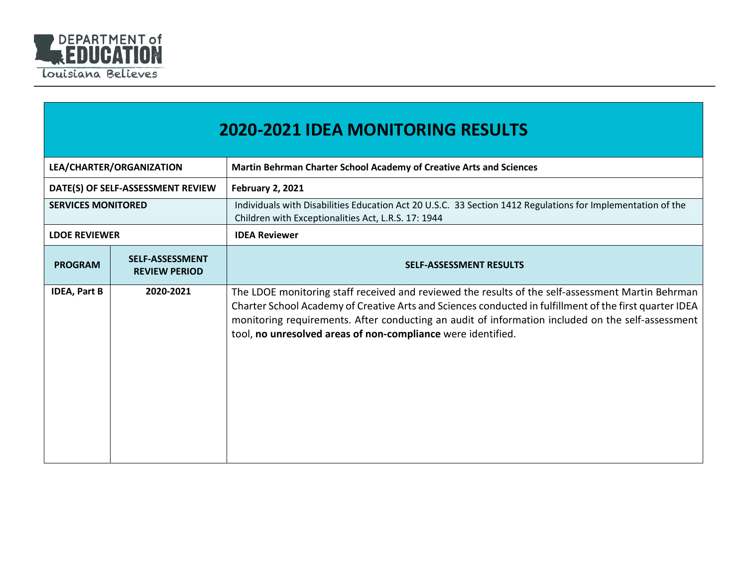# 2020-2021 IDEA MONITORING RESULTS

| LEA/CHARTER/ORGANIZATION | | Martin Behrman Charter School Academy of Creative Arts and Sciences |
|---|---|---|
| DATE(S) OF SELF-ASSESSMENT REVIEW | | February 2, 2021 |
| SERVICES MONITORED | | Individuals with Disabilities Education Act 20 U.S.C. 33 Section 1412 Regulations for Implementation of the Children with Exceptionalities Act, L.R.S. 17: 1944 |
| LDOE REVIEWER | | IDEA Reviewer |
| **PROGRAM** | **SELF-ASSESSMENT REVIEW PERIOD** | **SELF-ASSESSMENT RESULTS** |
| IDEA, Part B | 2020-2021 | The LDOE monitoring staff received and reviewed the results of the self-assessment Martin Behrman Charter School Academy of Creative Arts and Sciences conducted in fulfillment of the first quarter IDEA monitoring requirements. After conducting an audit of information included on the self-assessment tool, **no unresolved areas of non-compliance** were identified. |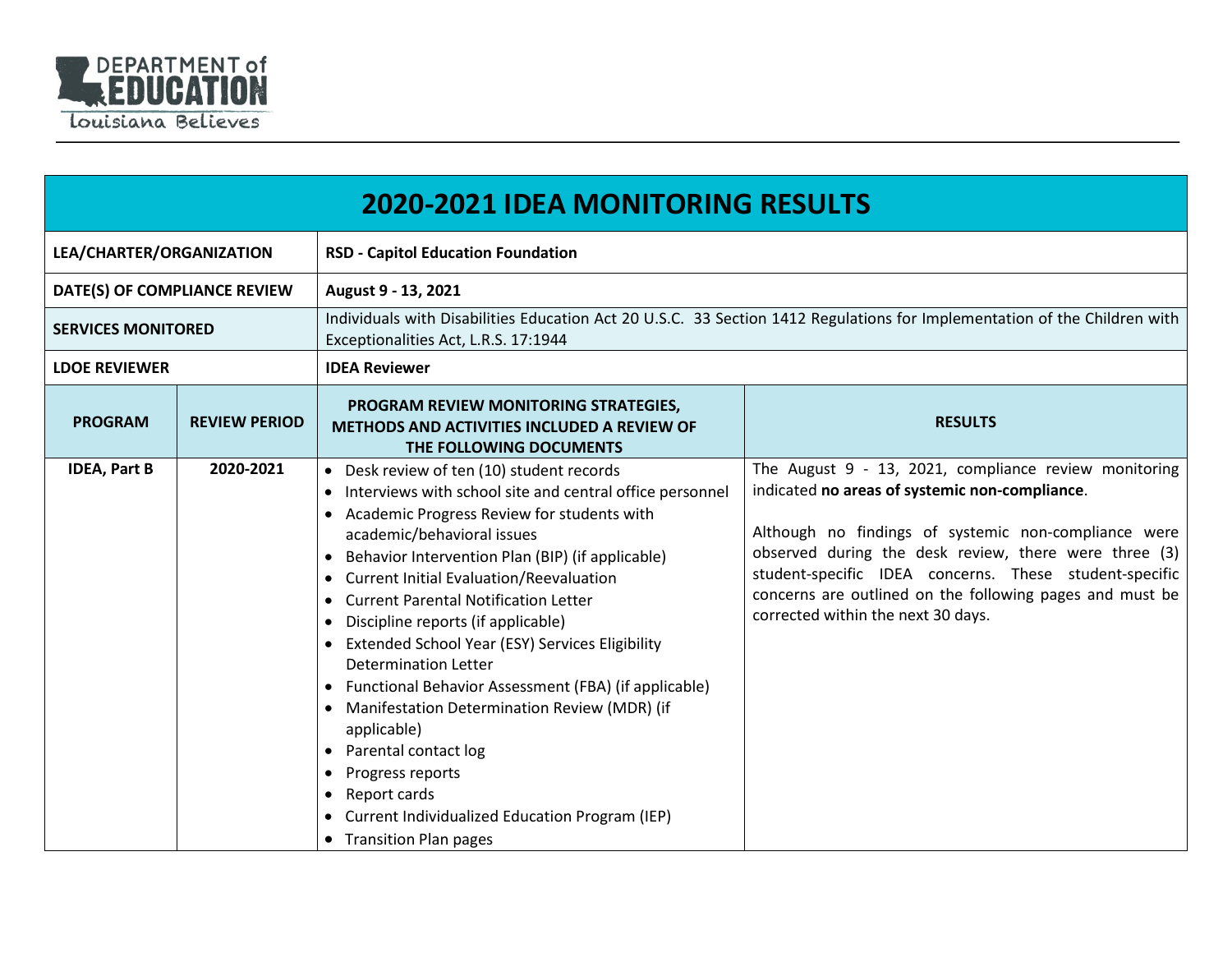DEPARTMENT of EDUCATION

Louisiana Believes

| 2020-2021 IDEA MONITORING RESULTS | | | |
|---|---|---|---|
| **LEA/CHARTER/ORGANIZATION** | | **RSD - Capitol Education Foundation** | |
| **DATE(S) OF COMPLIANCE REVIEW** | | **August 9 - 13, 2021** | |
| **SERVICES MONITORED** | | Individuals with Disabilities Education Act 20 U.S.C. 33 Section 1412 Regulations for Implementation of the Children with Exceptionalities Act, L.R.S. 17:1944 | |
| **LDOE REVIEWER** | | **IDEA Reviewer** | |
| **PROGRAM** | **REVIEW PERIOD** | **PROGRAM REVIEW MONITORING STRATEGIES, METHODS AND ACTIVITIES INCLUDED A REVIEW OF THE FOLLOWING DOCUMENTS** | **RESULTS** |
| **IDEA, Part B** | **2020-2021** | • Desk review of ten (10) student records<br>• Interviews with school site and central office personnel<br>• Academic Progress Review for students with academic/behavioral issues<br>• Behavior Intervention Plan (BIP) (if applicable)<br>• Current Initial Evaluation/Reevaluation<br>• Current Parental Notification Letter<br>• Discipline reports (if applicable)<br>• Extended School Year (ESY) Services Eligibility Determination Letter<br>• Functional Behavior Assessment (FBA) (if applicable)<br>• Manifestation Determination Review (MDR) (if applicable)<br>• Parental contact log<br>• Progress reports<br>• Report cards<br>• Current Individualized Education Program (IEP)<br>• Transition Plan pages | The August 9 - 13, 2021, compliance review monitoring indicated **no areas of systemic non-compliance**.<br><br>Although no findings of systemic non-compliance were observed during the desk review, there were three (3) student-specific IDEA concerns. These student-specific concerns are outlined on the following pages and must be corrected within the next 30 days. |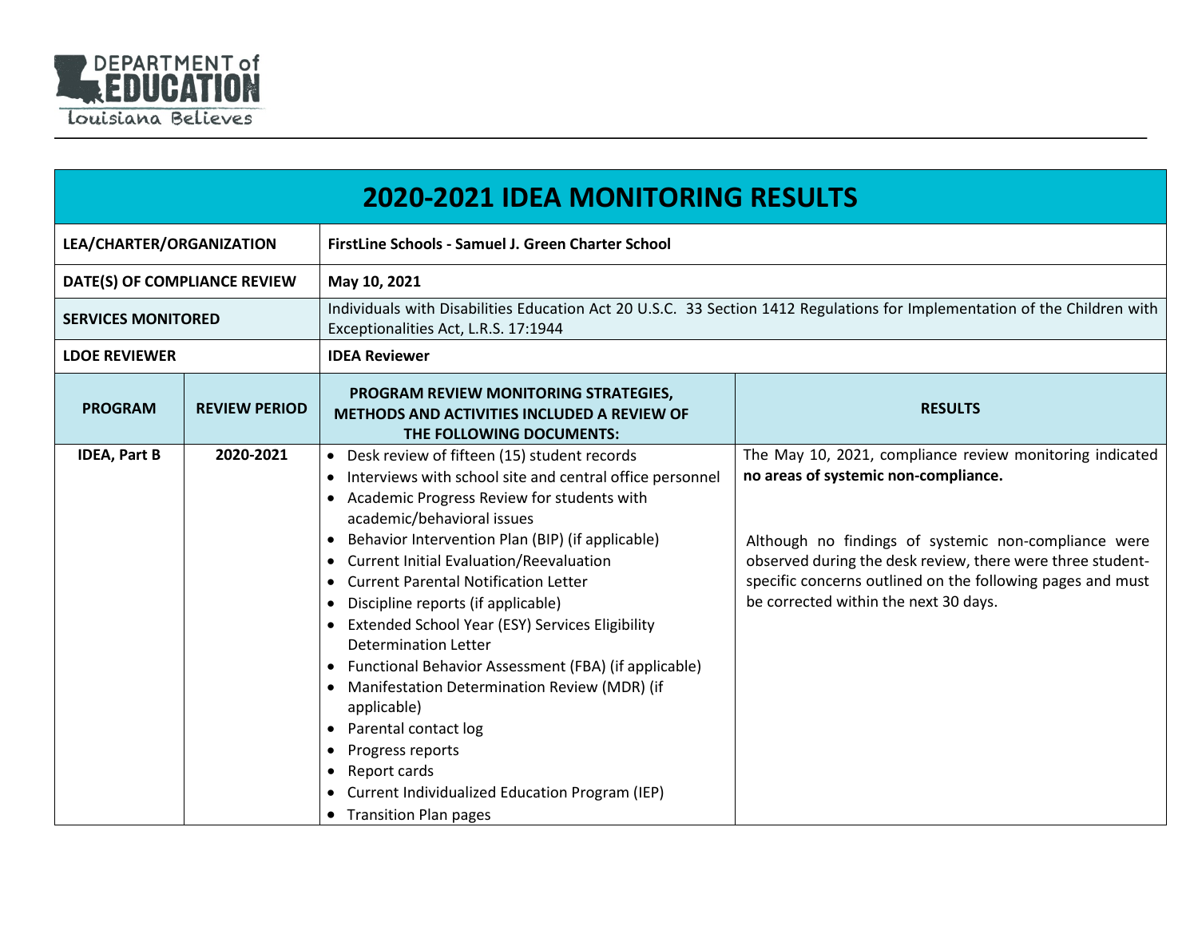| 2020-2021 IDEA MONITORING RESULTS | | | |
|---|---|---|---|
| **LEA/CHARTER/ORGANIZATION** | | **FirstLine Schools - Samuel J. Green Charter School** | |
| **DATE(S) OF COMPLIANCE REVIEW** | | **May 10, 2021** | |
| **SERVICES MONITORED** | | Individuals with Disabilities Education Act 20 U.S.C. 33 Section 1412 Regulations for Implementation of the Children with Exceptionalities Act, L.R.S. 17:1944 | |
| **LDOE REVIEWER** | | **IDEA Reviewer** | |
| **PROGRAM** | **REVIEW PERIOD** | **PROGRAM REVIEW MONITORING STRATEGIES, METHODS AND ACTIVITIES INCLUDED A REVIEW OF THE FOLLOWING DOCUMENTS:** | **RESULTS** |
| **IDEA, Part B** | **2020-2021** | • Desk review of fifteen (15) student records<br>• Interviews with school site and central office personnel<br>• Academic Progress Review for students with academic/behavioral issues<br>• Behavior Intervention Plan (BIP) (if applicable)<br>• Current Initial Evaluation/Reevaluation<br>• Current Parental Notification Letter<br>• Discipline reports (if applicable)<br>• Extended School Year (ESY) Services Eligibility Determination Letter<br>• Functional Behavior Assessment (FBA) (if applicable)<br>• Manifestation Determination Review (MDR) (if applicable)<br>• Parental contact log<br>• Progress reports<br>• Report cards<br>• Current Individualized Education Program (IEP)<br>• Transition Plan pages | The May 10, 2021, compliance review monitoring indicated **no areas of systemic non-compliance.**<br><br>Although no findings of systemic non-compliance were observed during the desk review, there were three student-specific concerns outlined on the following pages and must be corrected within the next 30 days. |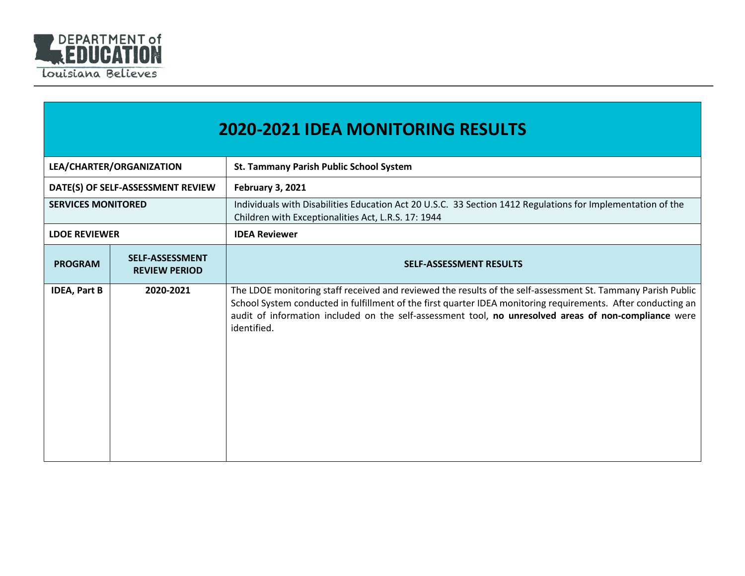# 2020-2021 IDEA MONITORING RESULTS

| | | |
|---|---|---|
| **LEA/CHARTER/ORGANIZATION** | | **St. Tammany Parish Public School System** |
| **DATE(S) OF SELF-ASSESSMENT REVIEW** | | **February 3, 2021** |
| **SERVICES MONITORED** | | Individuals with Disabilities Education Act 20 U.S.C. 33 Section 1412 Regulations for Implementation of the Children with Exceptionalities Act, L.R.S. 17: 1944 |
| **LDOE REVIEWER** | | **IDEA Reviewer** |
| **PROGRAM** | **SELF-ASSESSMENT REVIEW PERIOD** | **SELF-ASSESSMENT RESULTS** |
| **IDEA, Part B** | **2020-2021** | The LDOE monitoring staff received and reviewed the results of the self-assessment St. Tammany Parish Public School System conducted in fulfillment of the first quarter IDEA monitoring requirements. After conducting an audit of information included on the self-assessment tool, **no unresolved areas of non-compliance** were identified. |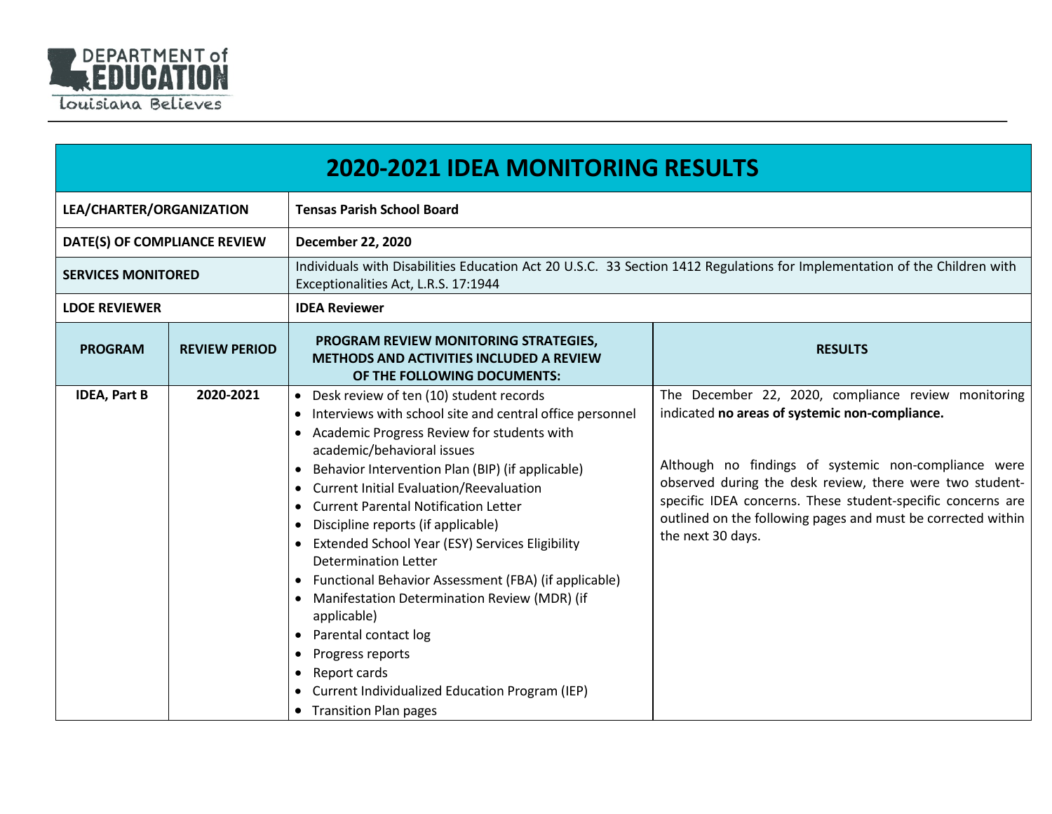| 2020-2021 IDEA MONITORING RESULTS | | | |
|---|---|---|---|
| **LEA/CHARTER/ORGANIZATION** | | **Tensas Parish School Board** | |
| **DATE(S) OF COMPLIANCE REVIEW** | | **December 22, 2020** | |
| **SERVICES MONITORED** | | Individuals with Disabilities Education Act 20 U.S.C. 33 Section 1412 Regulations for Implementation of the Children with Exceptionalities Act, L.R.S. 17:1944 | |
| **LDOE REVIEWER** | | **IDEA Reviewer** | |
| **PROGRAM** | **REVIEW PERIOD** | **PROGRAM REVIEW MONITORING STRATEGIES, METHODS AND ACTIVITIES INCLUDED A REVIEW OF THE FOLLOWING DOCUMENTS:** | **RESULTS** |
| **IDEA, Part B** | **2020-2021** | • Desk review of ten (10) student records<br>• Interviews with school site and central office personnel<br>• Academic Progress Review for students with academic/behavioral issues<br>• Behavior Intervention Plan (BIP) (if applicable)<br>• Current Initial Evaluation/Reevaluation<br>• Current Parental Notification Letter<br>• Discipline reports (if applicable)<br>• Extended School Year (ESY) Services Eligibility Determination Letter<br>• Functional Behavior Assessment (FBA) (if applicable)<br>• Manifestation Determination Review (MDR) (if applicable)<br>• Parental contact log<br>• Progress reports<br>• Report cards<br>• Current Individualized Education Program (IEP)<br>• Transition Plan pages | The December 22, 2020, compliance review monitoring indicated **no areas of systemic non-compliance.**<br><br>Although no findings of systemic non-compliance were observed during the desk review, there were two student-specific IDEA concerns. These student-specific concerns are outlined on the following pages and must be corrected within the next 30 days. |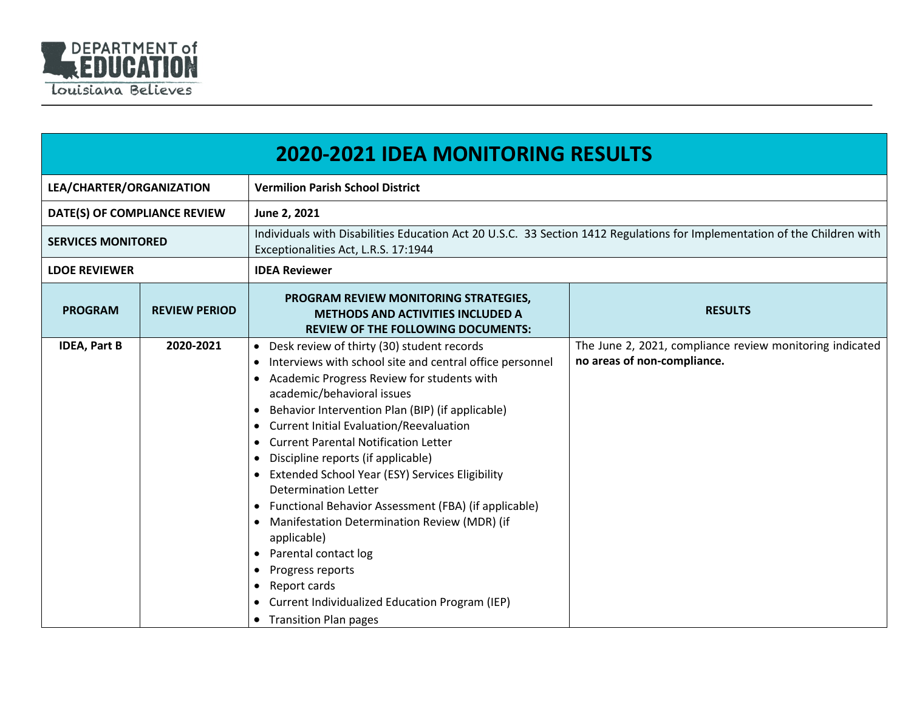# 2020-2021 IDEA MONITORING RESULTS

| LEA/CHARTER/ORGANIZATION | | Vermilion Parish School District | |
|---|---|---|---|
| DATE(S) OF COMPLIANCE REVIEW | | June 2, 2021 | |
| SERVICES MONITORED | | Individuals with Disabilities Education Act 20 U.S.C. 33 Section 1412 Regulations for Implementation of the Children with Exceptionalities Act, L.R.S. 17:1944 | |
| LDOE REVIEWER | | IDEA Reviewer | |
| **PROGRAM** | **REVIEW PERIOD** | **PROGRAM REVIEW MONITORING STRATEGIES, METHODS AND ACTIVITIES INCLUDED A REVIEW OF THE FOLLOWING DOCUMENTS:** | **RESULTS** |
| **IDEA, Part B** | **2020-2021** | • Desk review of thirty (30) student records<br>• Interviews with school site and central office personnel<br>• Academic Progress Review for students with academic/behavioral issues<br>• Behavior Intervention Plan (BIP) (if applicable)<br>• Current Initial Evaluation/Reevaluation<br>• Current Parental Notification Letter<br>• Discipline reports (if applicable)<br>• Extended School Year (ESY) Services Eligibility Determination Letter<br>• Functional Behavior Assessment (FBA) (if applicable)<br>• Manifestation Determination Review (MDR) (if applicable)<br>• Parental contact log<br>• Progress reports<br>• Report cards<br>• Current Individualized Education Program (IEP)<br>• Transition Plan pages | The June 2, 2021, compliance review monitoring indicated **no areas of non-compliance.** |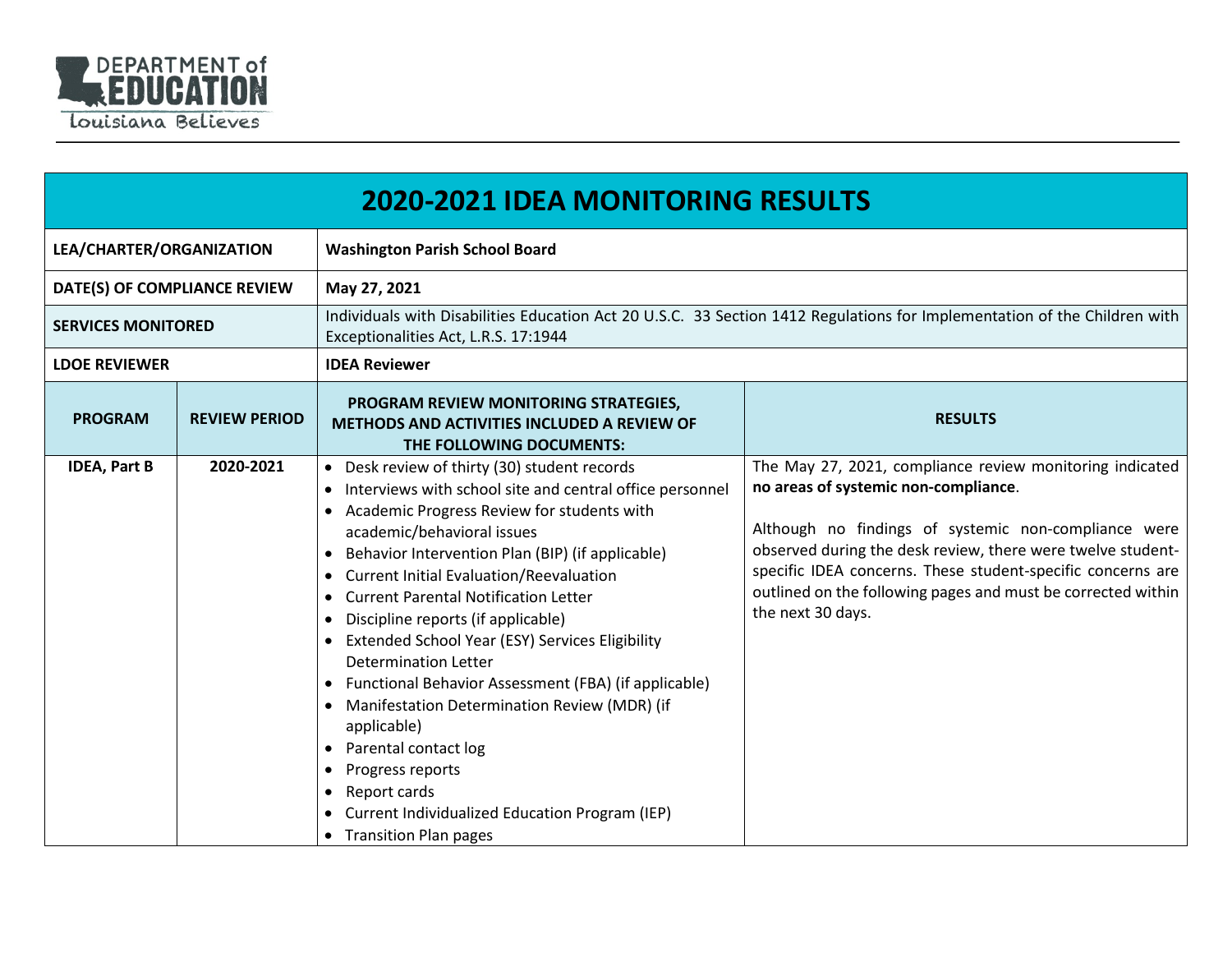DEPARTMENT of EDUCATION

Louisiana Believes

| 2020-2021 IDEA MONITORING RESULTS | | | |
|---|---|---|---|
| **LEA/CHARTER/ORGANIZATION** | | **Washington Parish School Board** | |
| **DATE(S) OF COMPLIANCE REVIEW** | | **May 27, 2021** | |
| **SERVICES MONITORED** | | Individuals with Disabilities Education Act 20 U.S.C. 33 Section 1412 Regulations for Implementation of the Children with Exceptionalities Act, L.R.S. 17:1944 | |
| **LDOE REVIEWER** | | **IDEA Reviewer** | |
| **PROGRAM** | **REVIEW PERIOD** | **PROGRAM REVIEW MONITORING STRATEGIES, METHODS AND ACTIVITIES INCLUDED A REVIEW OF THE FOLLOWING DOCUMENTS:** | **RESULTS** |
| **IDEA, Part B** | **2020-2021** | • Desk review of thirty (30) student records<br>• Interviews with school site and central office personnel<br>• Academic Progress Review for students with academic/behavioral issues<br>• Behavior Intervention Plan (BIP) (if applicable)<br>• Current Initial Evaluation/Reevaluation<br>• Current Parental Notification Letter<br>• Discipline reports (if applicable)<br>• Extended School Year (ESY) Services Eligibility Determination Letter<br>• Functional Behavior Assessment (FBA) (if applicable)<br>• Manifestation Determination Review (MDR) (if applicable)<br>• Parental contact log<br>• Progress reports<br>• Report cards<br>• Current Individualized Education Program (IEP)<br>• Transition Plan pages | The May 27, 2021, compliance review monitoring indicated **no areas of systemic non-compliance**.<br><br>Although no findings of systemic non-compliance were observed during the desk review, there were twelve student-specific IDEA concerns. These student-specific concerns are outlined on the following pages and must be corrected within the next 30 days. |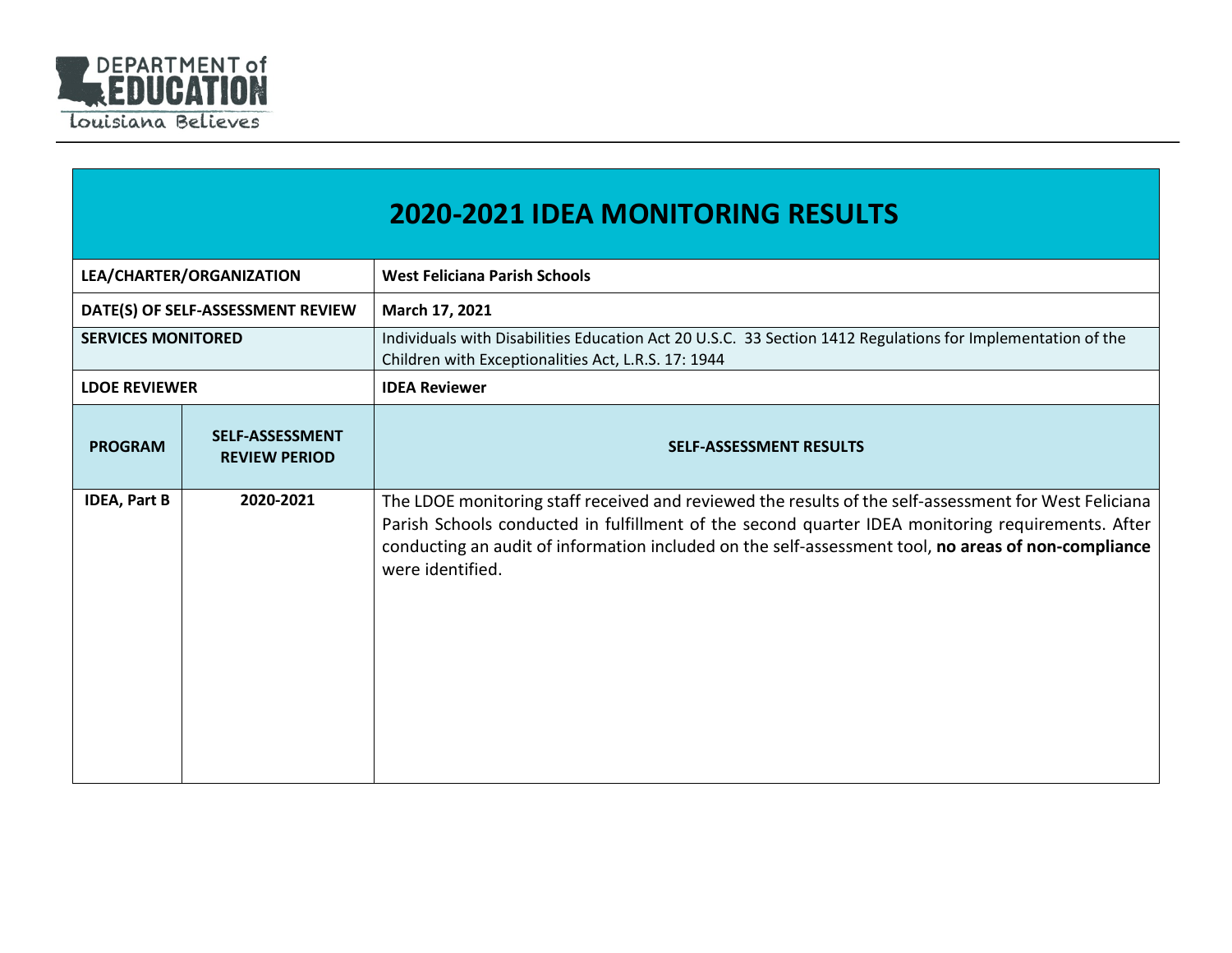DEPARTMENT of EDUCATION
Louisiana Believes

# 2020-2021 IDEA MONITORING RESULTS

| LEA/CHARTER/ORGANIZATION | | West Feliciana Parish Schools |
|---|---|---|
| DATE(S) OF SELF-ASSESSMENT REVIEW | | March 17, 2021 |
| SERVICES MONITORED | | Individuals with Disabilities Education Act 20 U.S.C. 33 Section 1412 Regulations for Implementation of the Children with Exceptionalities Act, L.R.S. 17: 1944 |
| LDOE REVIEWER | | IDEA Reviewer |
| **PROGRAM** | **SELF-ASSESSMENT REVIEW PERIOD** | **SELF-ASSESSMENT RESULTS** |
| IDEA, Part B | 2020-2021 | The LDOE monitoring staff received and reviewed the results of the self-assessment for West Feliciana Parish Schools conducted in fulfillment of the second quarter IDEA monitoring requirements. After conducting an audit of information included on the self-assessment tool, **no areas of non-compliance** were identified. |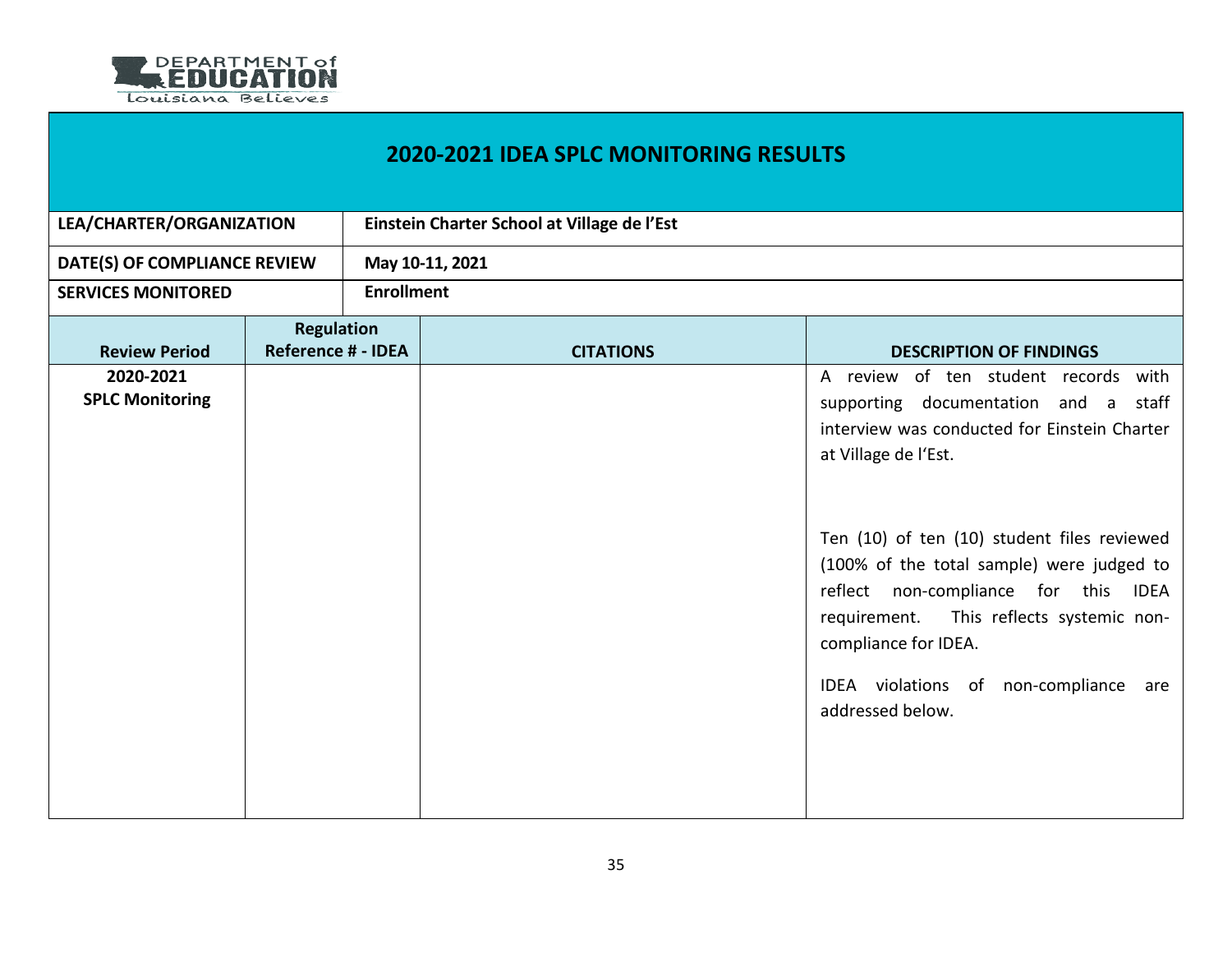# 2020-2021 IDEA SPLC MONITORING RESULTS

| LEA/CHARTER/ORGANIZATION | Einstein Charter School at Village de l'Est |
|---|---|
| DATE(S) OF COMPLIANCE REVIEW | May 10-11, 2021 |
| SERVICES MONITORED | Enrollment |

| Review Period | Regulation Reference # - IDEA | CITATIONS | DESCRIPTION OF FINDINGS |
|---|---|---|---|
| 2020-2021 SPLC Monitoring | | | A review of ten student records with supporting documentation and a staff interview was conducted for Einstein Charter at Village de l'Est.<br><br>Ten (10) of ten (10) student files reviewed (100% of the total sample) were judged to reflect non-compliance for this IDEA requirement. This reflects systemic non-compliance for IDEA.<br><br>IDEA violations of non-compliance are addressed below. |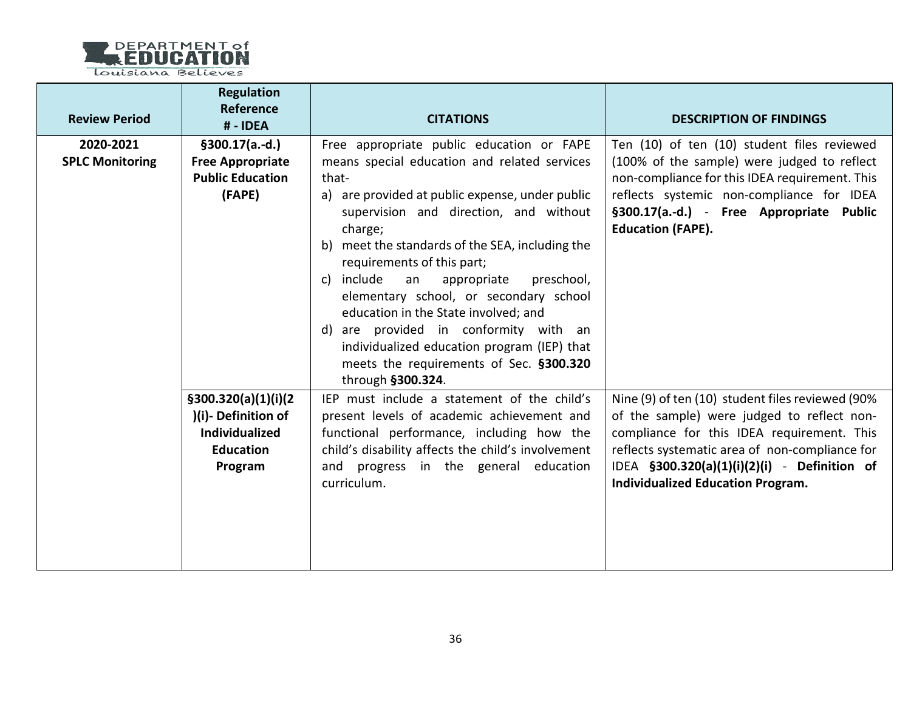| Review Period | Regulation Reference # - IDEA | CITATIONS | DESCRIPTION OF FINDINGS |
|---|---|---|---|
| **2020-2021 SPLC Monitoring** | **§300.17(a.-d.) Free Appropriate Public Education (FAPE)** | Free appropriate public education or FAPE means special education and related services that-<br>a) are provided at public expense, under public supervision and direction, and without charge;<br>b) meet the standards of the SEA, including the requirements of this part;<br>c) include an appropriate preschool, elementary school, or secondary school education in the State involved; and<br>d) are provided in conformity with an individualized education program (IEP) that meets the requirements of Sec. **§300.320** through **§300.324**. | Ten (10) of ten (10) student files reviewed (100% of the sample) were judged to reflect non-compliance for this IDEA requirement. This reflects systemic non-compliance for IDEA **§300.17(a.-d.)** - **Free Appropriate Public Education (FAPE).** |
| | **§300.320(a)(1)(i)(2)(i)- Definition of Individualized Education Program** | IEP must include a statement of the child's present levels of academic achievement and functional performance, including how the child's disability affects the child's involvement and progress in the general education curriculum. | Nine (9) of ten (10) student files reviewed (90% of the sample) were judged to reflect non-compliance for this IDEA requirement. This reflects systematic area of non-compliance for IDEA **§300.320(a)(1)(i)(2)(i)** - **Definition of Individualized Education Program.** |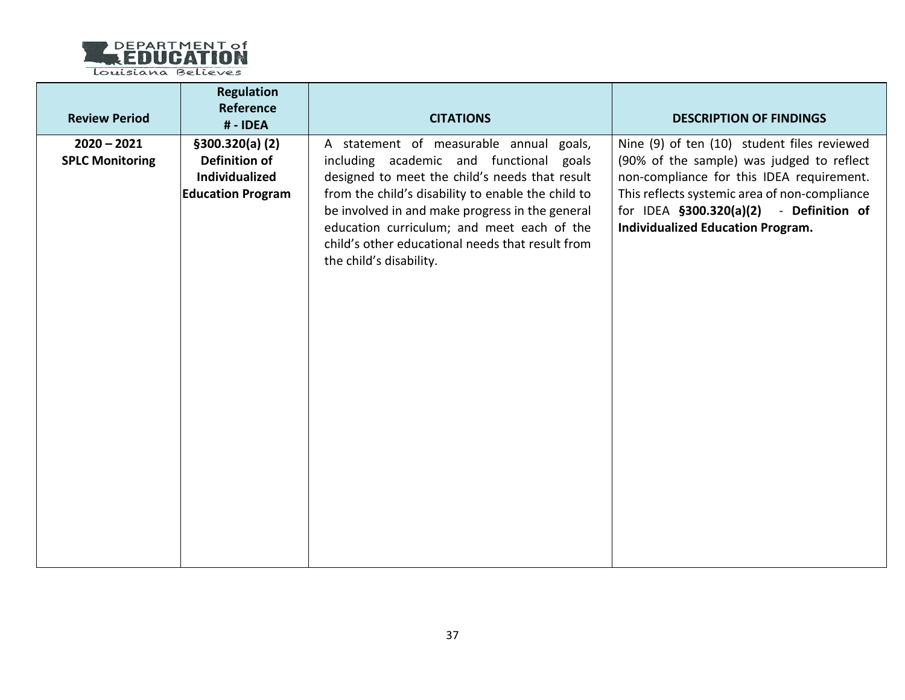| Review Period | Regulation Reference # - IDEA | CITATIONS | DESCRIPTION OF FINDINGS |
|---|---|---|---|
| **2020 – 2021 SPLC Monitoring** | **§300.320(a) (2) Definition of Individualized Education Program** | A statement of measurable annual goals, including academic and functional goals designed to meet the child's needs that result from the child's disability to enable the child to be involved in and make progress in the general education curriculum; and meet each of the child's other educational needs that result from the child's disability. | Nine (9) of ten (10) student files reviewed (90% of the sample) was judged to reflect non-compliance for this IDEA requirement. This reflects systemic area of non-compliance for IDEA **§300.320(a)(2)** - **Definition of Individualized Education Program.** |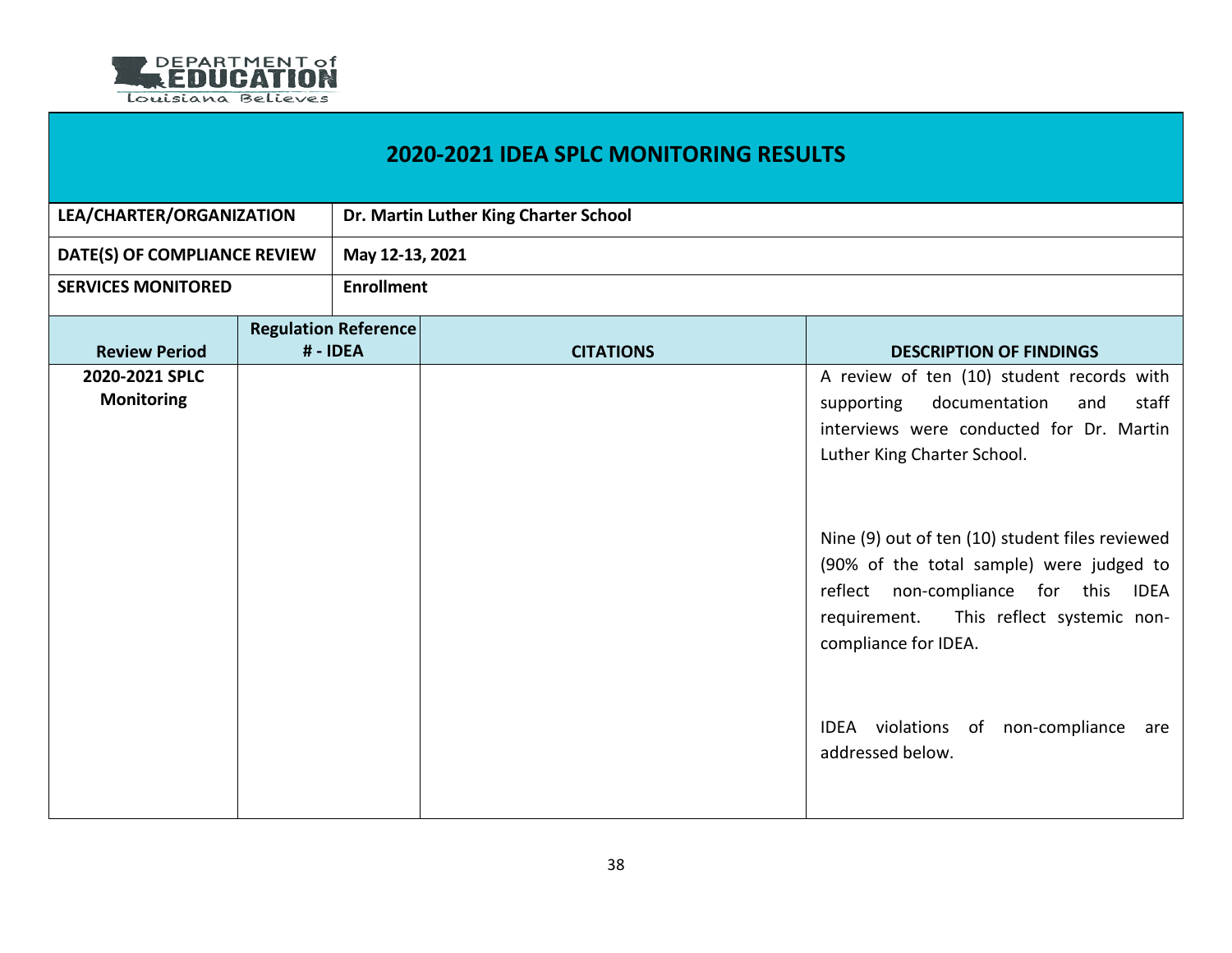## 2020-2021 IDEA SPLC MONITORING RESULTS

| LEA/CHARTER/ORGANIZATION | Dr. Martin Luther King Charter School |
|---|---|
| DATE(S) OF COMPLIANCE REVIEW | May 12-13, 2021 |
| SERVICES MONITORED | Enrollment |

| Review Period | Regulation Reference # - IDEA | CITATIONS | DESCRIPTION OF FINDINGS |
|---|---|---|---|
| 2020-2021 SPLC Monitoring | | | A review of ten (10) student records with supporting documentation and staff interviews were conducted for Dr. Martin Luther King Charter School.<br><br>Nine (9) out of ten (10) student files reviewed (90% of the total sample) were judged to reflect non-compliance for this IDEA requirement. This reflect systemic non-compliance for IDEA.<br><br>IDEA violations of non-compliance are addressed below. |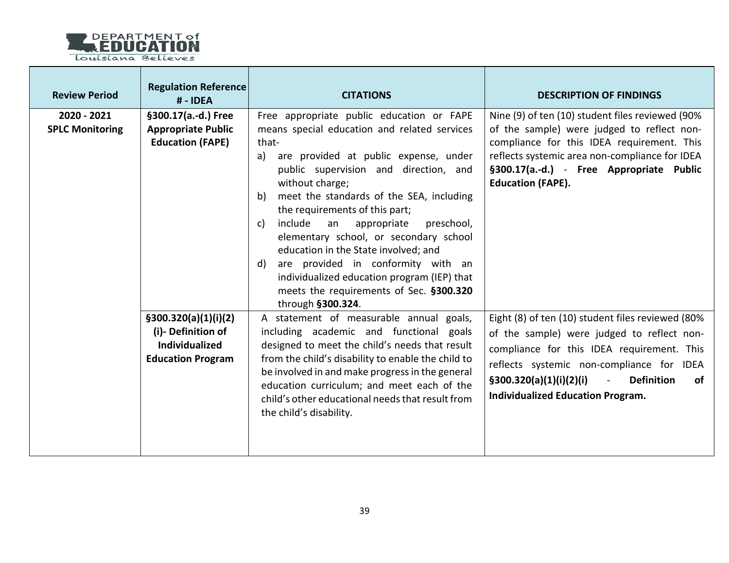| Review Period | Regulation Reference # - IDEA | CITATIONS | DESCRIPTION OF FINDINGS |
|---|---|---|---|
| **2020 - 2021 SPLC Monitoring** | **§300.17(a.-d.) Free Appropriate Public Education (FAPE)** | Free appropriate public education or FAPE means special education and related services that- a) are provided at public expense, under public supervision and direction, and without charge; b) meet the standards of the SEA, including the requirements of this part; c) include an appropriate preschool, elementary school, or secondary school education in the State involved; and d) are provided in conformity with an individualized education program (IEP) that meets the requirements of Sec. **§300.320** through **§300.324**. | Nine (9) of ten (10) student files reviewed (90% of the sample) were judged to reflect non-compliance for this IDEA requirement. This reflects systemic area non-compliance for IDEA **§300.17(a.-d.)** - **Free Appropriate Public Education (FAPE).** |
| | **§300.320(a)(1)(i)(2)(i)- Definition of Individualized Education Program** | A statement of measurable annual goals, including academic and functional goals designed to meet the child's needs that result from the child's disability to enable the child to be involved in and make progress in the general education curriculum; and meet each of the child's other educational needs that result from the child's disability. | Eight (8) of ten (10) student files reviewed (80% of the sample) were judged to reflect non-compliance for this IDEA requirement. This reflects systemic non-compliance for IDEA **§300.320(a)(1)(i)(2)(i)** - **Definition of Individualized Education Program.** |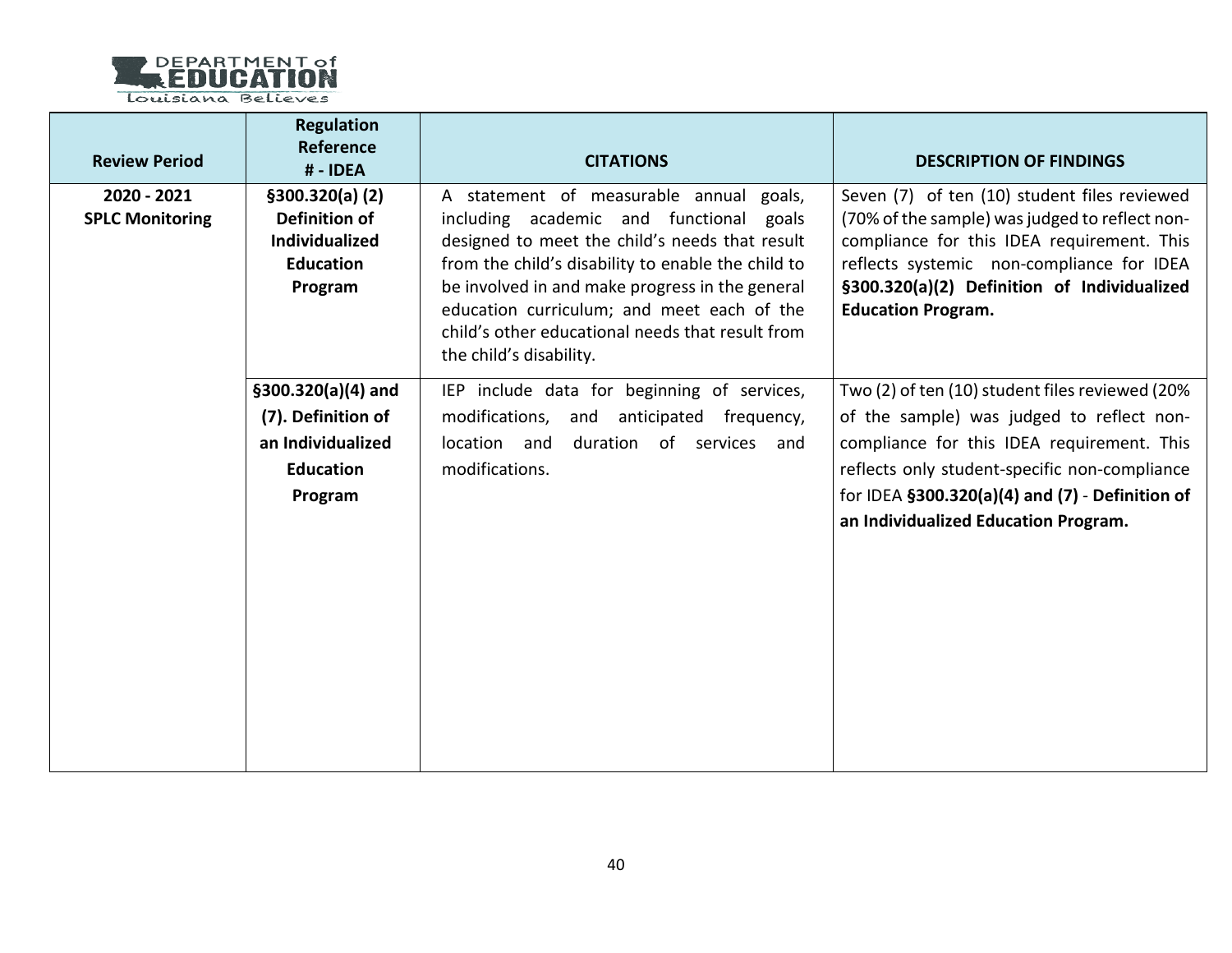| Review Period | Regulation Reference # - IDEA | CITATIONS | DESCRIPTION OF FINDINGS |
|---|---|---|---|
| **2020 - 2021 SPLC Monitoring** | **§300.320(a) (2) Definition of Individualized Education Program** | A statement of measurable annual goals, including academic and functional goals designed to meet the child's needs that result from the child's disability to enable the child to be involved in and make progress in the general education curriculum; and meet each of the child's other educational needs that result from the child's disability. | Seven (7) of ten (10) student files reviewed (70% of the sample) was judged to reflect non-compliance for this IDEA requirement. This reflects systemic non-compliance for IDEA **§300.320(a)(2) Definition of Individualized Education Program.** |
| | **§300.320(a)(4) and (7). Definition of an Individualized Education Program** | IEP include data for beginning of services, modifications, and anticipated frequency, location and duration of services and modifications. | Two (2) of ten (10) student files reviewed (20% of the sample) was judged to reflect non-compliance for this IDEA requirement. This reflects only student-specific non-compliance for IDEA **§300.320(a)(4) and (7)** - **Definition of an Individualized Education Program.** |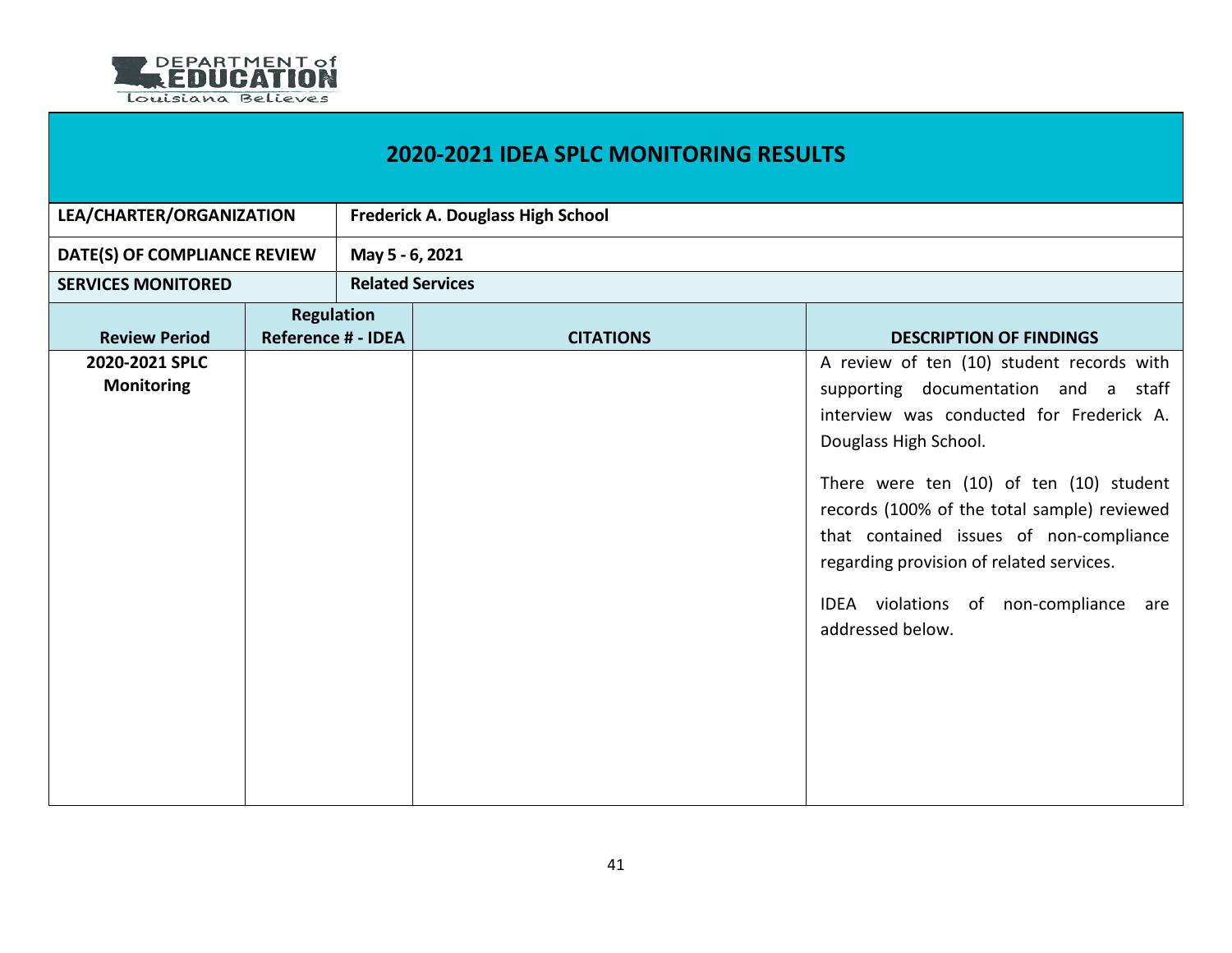## 2020-2021 IDEA SPLC MONITORING RESULTS

| | |
|---|---|
| **LEA/CHARTER/ORGANIZATION** | **Frederick A. Douglass High School** |
| **DATE(S) OF COMPLIANCE REVIEW** | **May 5 - 6, 2021** |
| **SERVICES MONITORED** | **Related Services** |

| Review Period | Regulation Reference # - IDEA | CITATIONS | DESCRIPTION OF FINDINGS |
|---|---|---|---|
| **2020-2021 SPLC Monitoring** | | | A review of ten (10) student records with supporting documentation and a staff interview was conducted for Frederick A. Douglass High School.<br><br>There were ten (10) of ten (10) student records (100% of the total sample) reviewed that contained issues of non-compliance regarding provision of related services.<br><br>IDEA violations of non-compliance are addressed below. |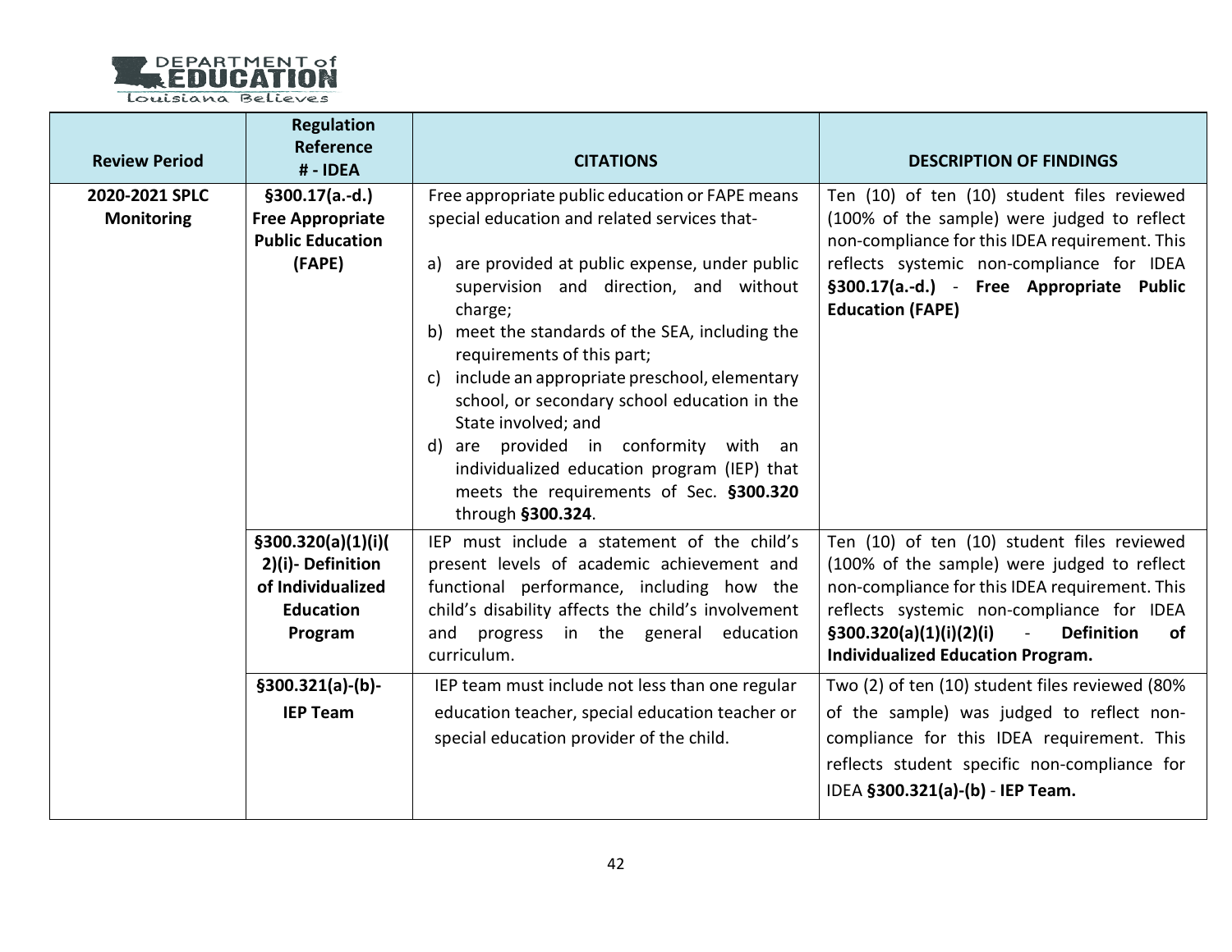| Review Period | Regulation Reference # - IDEA | CITATIONS | DESCRIPTION OF FINDINGS |
|---|---|---|---|
| **2020-2021 SPLC Monitoring** | **§300.17(a.-d.) Free Appropriate Public Education (FAPE)** | Free appropriate public education or FAPE means special education and related services that-<br><br>a) are provided at public expense, under public supervision and direction, and without charge;<br>b) meet the standards of the SEA, including the requirements of this part;<br>c) include an appropriate preschool, elementary school, or secondary school education in the State involved; and<br>d) are provided in conformity with an individualized education program (IEP) that meets the requirements of Sec. **§300.320** through **§300.324**. | Ten (10) of ten (10) student files reviewed (100% of the sample) were judged to reflect non-compliance for this IDEA requirement. This reflects systemic non-compliance for IDEA **§300.17(a.-d.)** - **Free Appropriate Public Education (FAPE)** |
| | **§300.320(a)(1)(i)(2)(i)- Definition of Individualized Education Program** | IEP must include a statement of the child's present levels of academic achievement and functional performance, including how the child's disability affects the child's involvement and progress in the general education curriculum. | Ten (10) of ten (10) student files reviewed (100% of the sample) were judged to reflect non-compliance for this IDEA requirement. This reflects systemic non-compliance for IDEA **§300.320(a)(1)(i)(2)(i)** - **Definition of Individualized Education Program.** |
| | **§300.321(a)-(b)- IEP Team** | IEP team must include not less than one regular education teacher, special education teacher or special education provider of the child. | Two (2) of ten (10) student files reviewed (80% of the sample) was judged to reflect non-compliance for this IDEA requirement. This reflects student specific non-compliance for IDEA **§300.321(a)-(b)** - **IEP Team.** |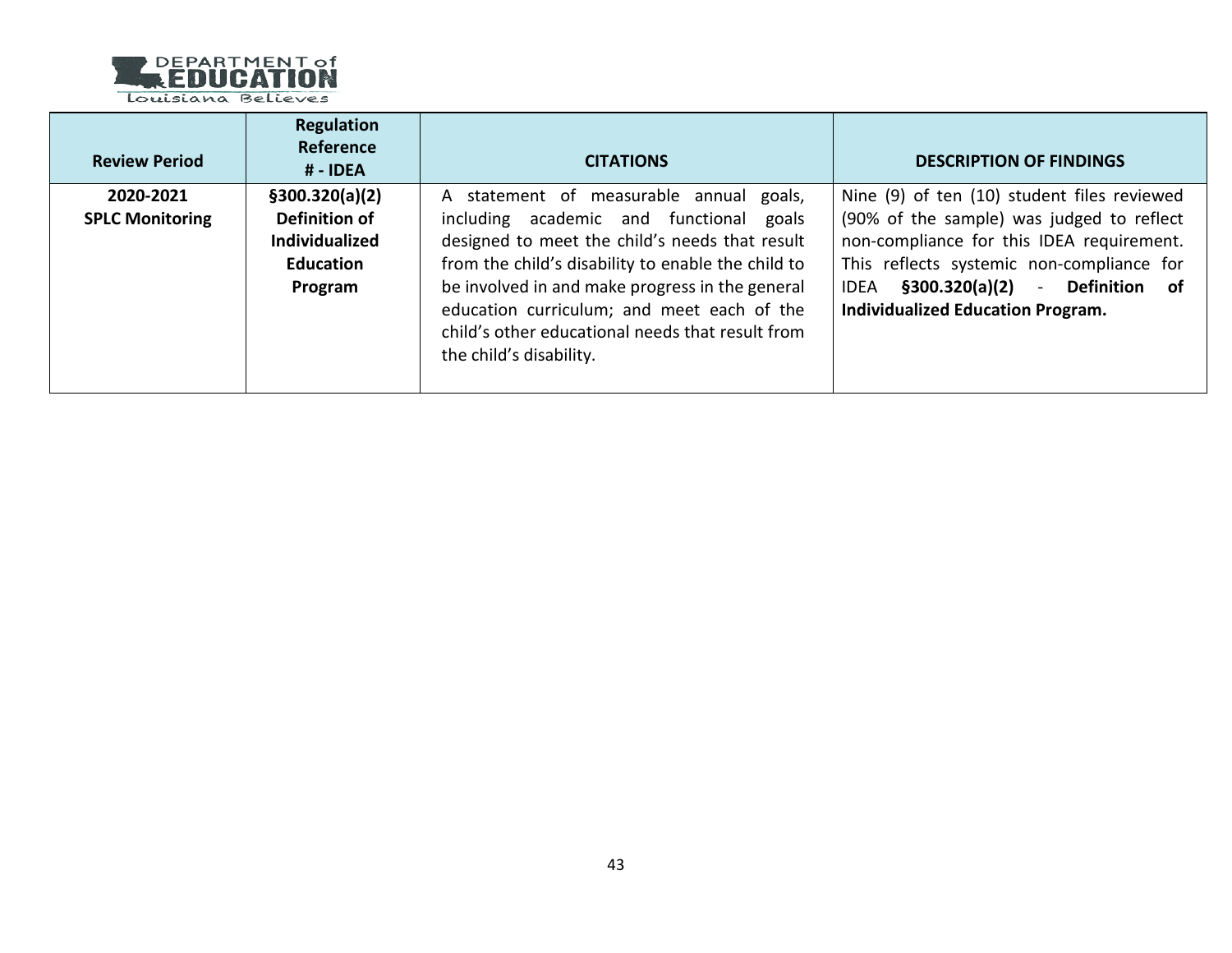| Review Period | Regulation Reference # - IDEA | CITATIONS | DESCRIPTION OF FINDINGS |
|---|---|---|---|
| **2020-2021 SPLC Monitoring** | **§300.320(a)(2) Definition of Individualized Education Program** | A statement of measurable annual goals, including academic and functional goals designed to meet the child's needs that result from the child's disability to enable the child to be involved in and make progress in the general education curriculum; and meet each of the child's other educational needs that result from the child's disability. | Nine (9) of ten (10) student files reviewed (90% of the sample) was judged to reflect non-compliance for this IDEA requirement. This reflects systemic non-compliance for IDEA **§300.320(a)(2)** - **Definition of Individualized Education Program.** |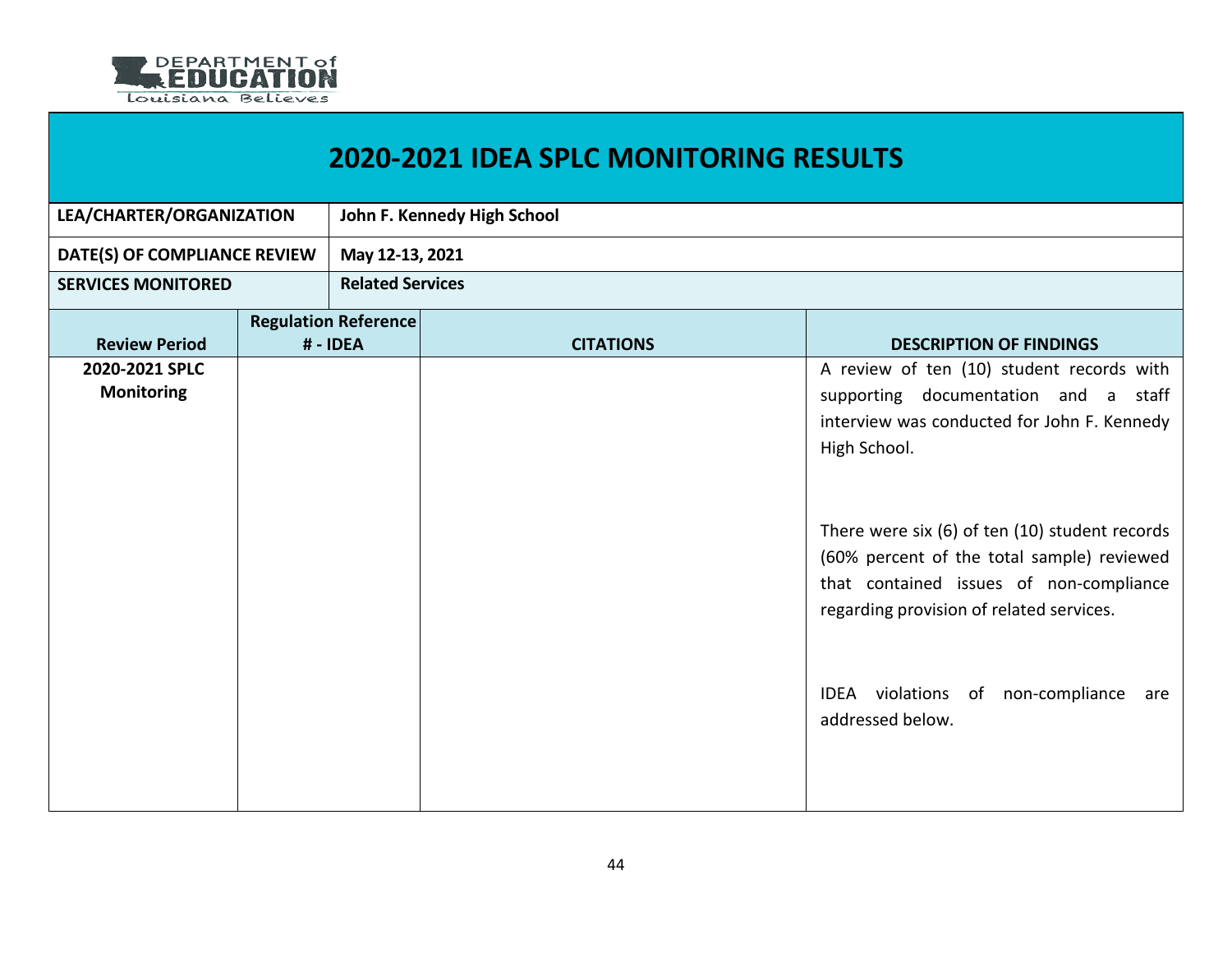# 2020-2021 IDEA SPLC MONITORING RESULTS

| LEA/CHARTER/ORGANIZATION | John F. Kennedy High School |
|---|---|
| DATE(S) OF COMPLIANCE REVIEW | May 12-13, 2021 |
| SERVICES MONITORED | Related Services |

| Review Period | Regulation Reference # - IDEA | CITATIONS | DESCRIPTION OF FINDINGS |
|---|---|---|---|
| **2020-2021 SPLC Monitoring** | | | A review of ten (10) student records with supporting documentation and a staff interview was conducted for John F. Kennedy High School.<br><br>There were six (6) of ten (10) student records (60% percent of the total sample) reviewed that contained issues of non-compliance regarding provision of related services.<br><br>IDEA violations of non-compliance are addressed below. |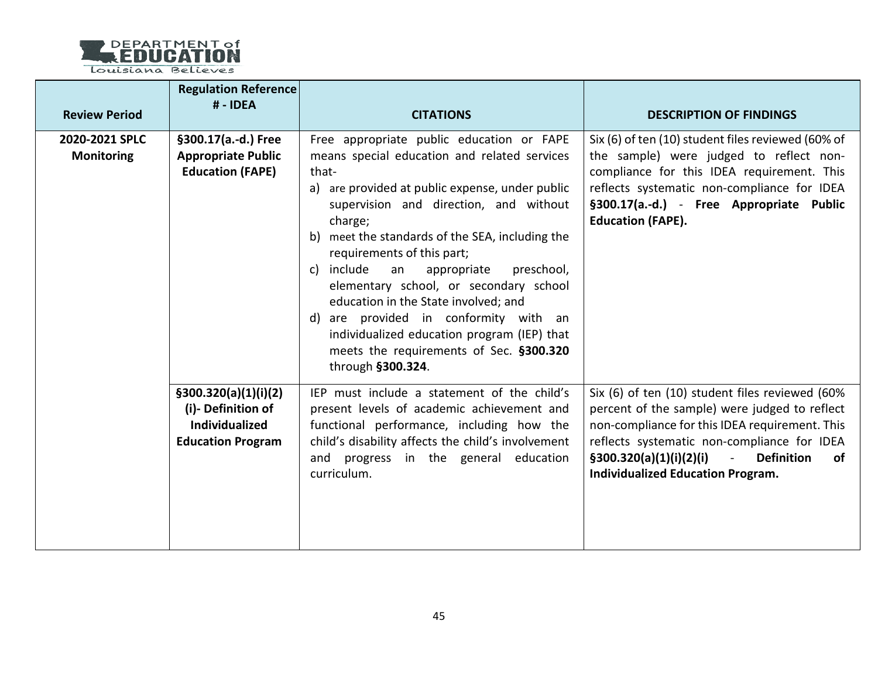| Review Period | Regulation Reference # - IDEA | CITATIONS | DESCRIPTION OF FINDINGS |
|---|---|---|---|
| **2020-2021 SPLC Monitoring** | **§300.17(a.-d.) Free Appropriate Public Education (FAPE)** | Free appropriate public education or FAPE means special education and related services that- a) are provided at public expense, under public supervision and direction, and without charge; b) meet the standards of the SEA, including the requirements of this part; c) include an appropriate preschool, elementary school, or secondary school education in the State involved; and d) are provided in conformity with an individualized education program (IEP) that meets the requirements of Sec. **§300.320** through **§300.324**. | Six (6) of ten (10) student files reviewed (60% of the sample) were judged to reflect non-compliance for this IDEA requirement. This reflects systematic non-compliance for IDEA **§300.17(a.-d.)** - **Free Appropriate Public Education (FAPE).** |
| | **§300.320(a)(1)(i)(2)(i)- Definition of Individualized Education Program** | IEP must include a statement of the child's present levels of academic achievement and functional performance, including how the child's disability affects the child's involvement and progress in the general education curriculum. | Six (6) of ten (10) student files reviewed (60% percent of the sample) were judged to reflect non-compliance for this IDEA requirement. This reflects systematic non-compliance for IDEA **§300.320(a)(1)(i)(2)(i)** - **Definition of Individualized Education Program.** |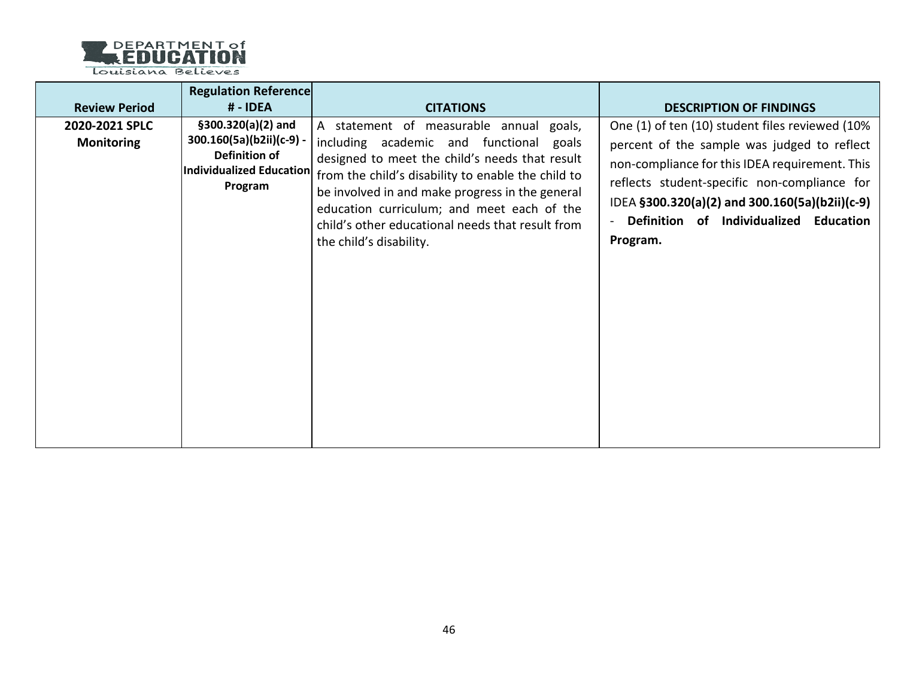| Review Period | Regulation Reference # - IDEA | CITATIONS | DESCRIPTION OF FINDINGS |
|---|---|---|---|
| **2020-2021 SPLC Monitoring** | **§300.320(a)(2) and 300.160(5a)(b2ii)(c-9) - Definition of Individualized Education Program** | A statement of measurable annual goals, including academic and functional goals designed to meet the child's needs that result from the child's disability to enable the child to be involved in and make progress in the general education curriculum; and meet each of the child's other educational needs that result from the child's disability. | One (1) of ten (10) student files reviewed (10% percent of the sample was judged to reflect non-compliance for this IDEA requirement. This reflects student-specific non-compliance for IDEA **§300.320(a)(2) and 300.160(5a)(b2ii)(c-9)** - **Definition of Individualized Education Program.** |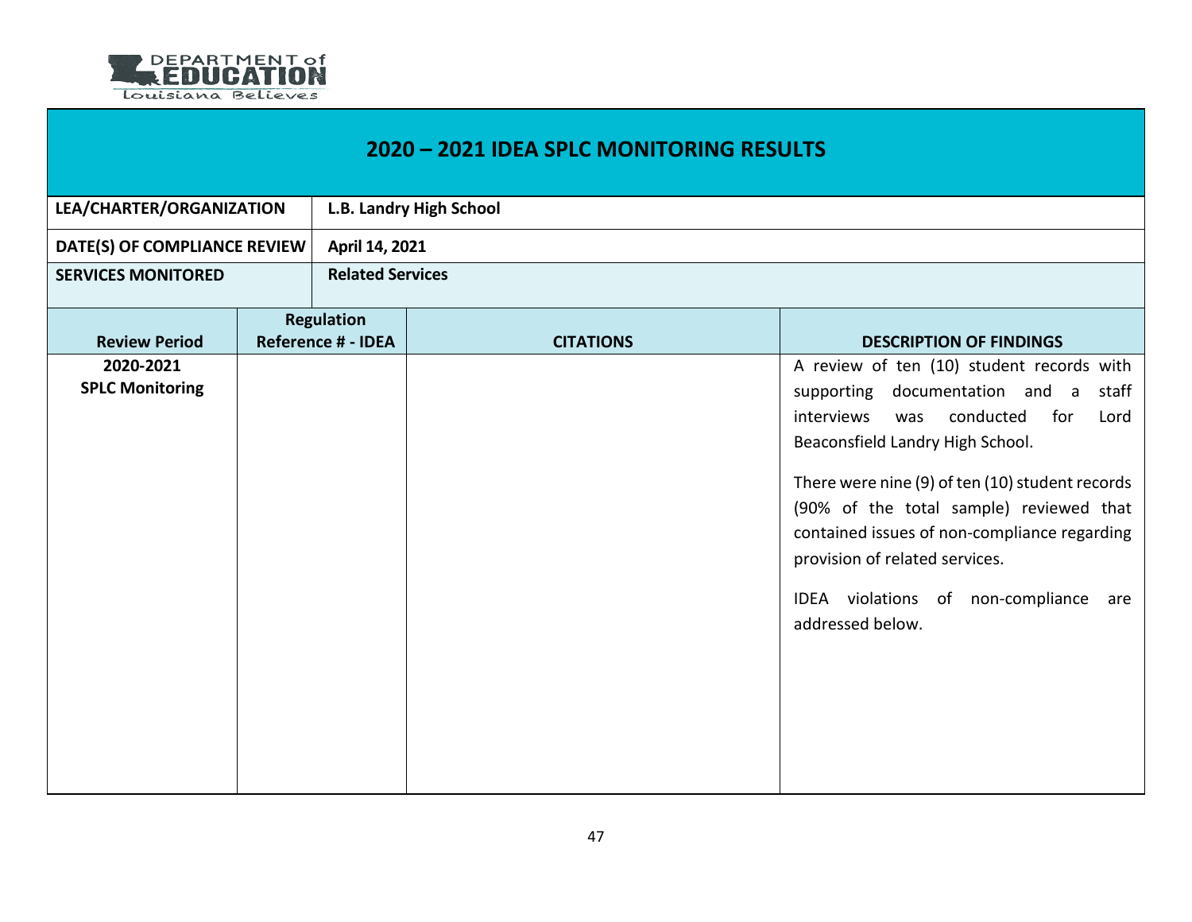# 2020 – 2021 IDEA SPLC MONITORING RESULTS

| | |
|---|---|
| **LEA/CHARTER/ORGANIZATION** | **L.B. Landry High School** |
| **DATE(S) OF COMPLIANCE REVIEW** | **April 14, 2021** |
| **SERVICES MONITORED** | **Related Services** |

| Review Period | Regulation Reference # - IDEA | CITATIONS | DESCRIPTION OF FINDINGS |
|---|---|---|---|
| **2020-2021 SPLC Monitoring** | | | A review of ten (10) student records with supporting documentation and a staff interviews was conducted for Lord Beaconsfield Landry High School.<br><br>There were nine (9) of ten (10) student records (90% of the total sample) reviewed that contained issues of non-compliance regarding provision of related services.<br><br>IDEA violations of non-compliance are addressed below. |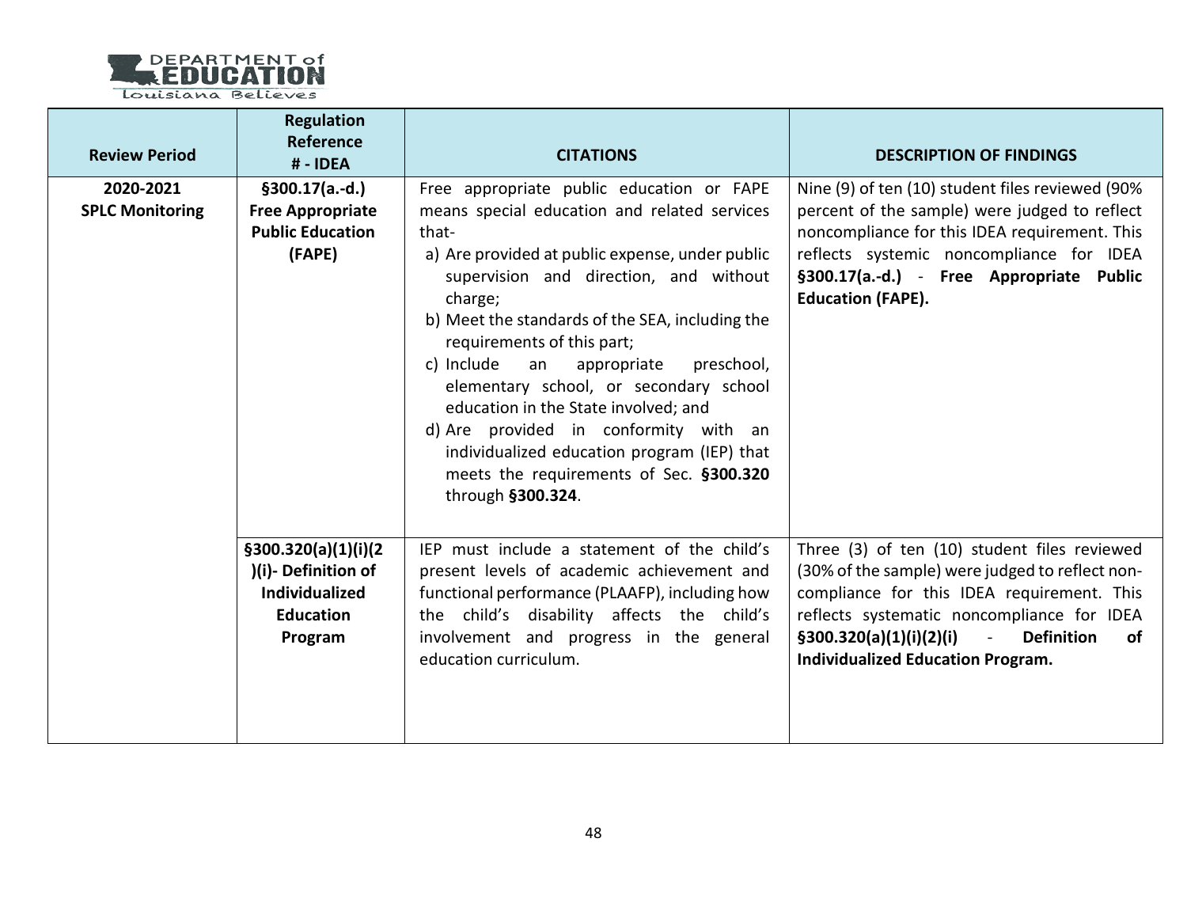| Review Period | Regulation Reference # - IDEA | CITATIONS | DESCRIPTION OF FINDINGS |
|---|---|---|---|
| **2020-2021 SPLC Monitoring** | **§300.17(a.-d.) Free Appropriate Public Education (FAPE)** | Free appropriate public education or FAPE means special education and related services that-<br>a) Are provided at public expense, under public supervision and direction, and without charge;<br>b) Meet the standards of the SEA, including the requirements of this part;<br>c) Include an appropriate preschool, elementary school, or secondary school education in the State involved; and<br>d) Are provided in conformity with an individualized education program (IEP) that meets the requirements of Sec. **§300.320** through **§300.324**. | Nine (9) of ten (10) student files reviewed (90% percent of the sample) were judged to reflect noncompliance for this IDEA requirement. This reflects systemic noncompliance for IDEA **§300.17(a.-d.)** - **Free Appropriate Public Education (FAPE).** |
| | **§300.320(a)(1)(i)(2)(i)- Definition of Individualized Education Program** | IEP must include a statement of the child's present levels of academic achievement and functional performance (PLAAFP), including how the child's disability affects the child's involvement and progress in the general education curriculum. | Three (3) of ten (10) student files reviewed (30% of the sample) were judged to reflect non-compliance for this IDEA requirement. This reflects systematic noncompliance for IDEA **§300.320(a)(1)(i)(2)(i)** - **Definition of Individualized Education Program.** |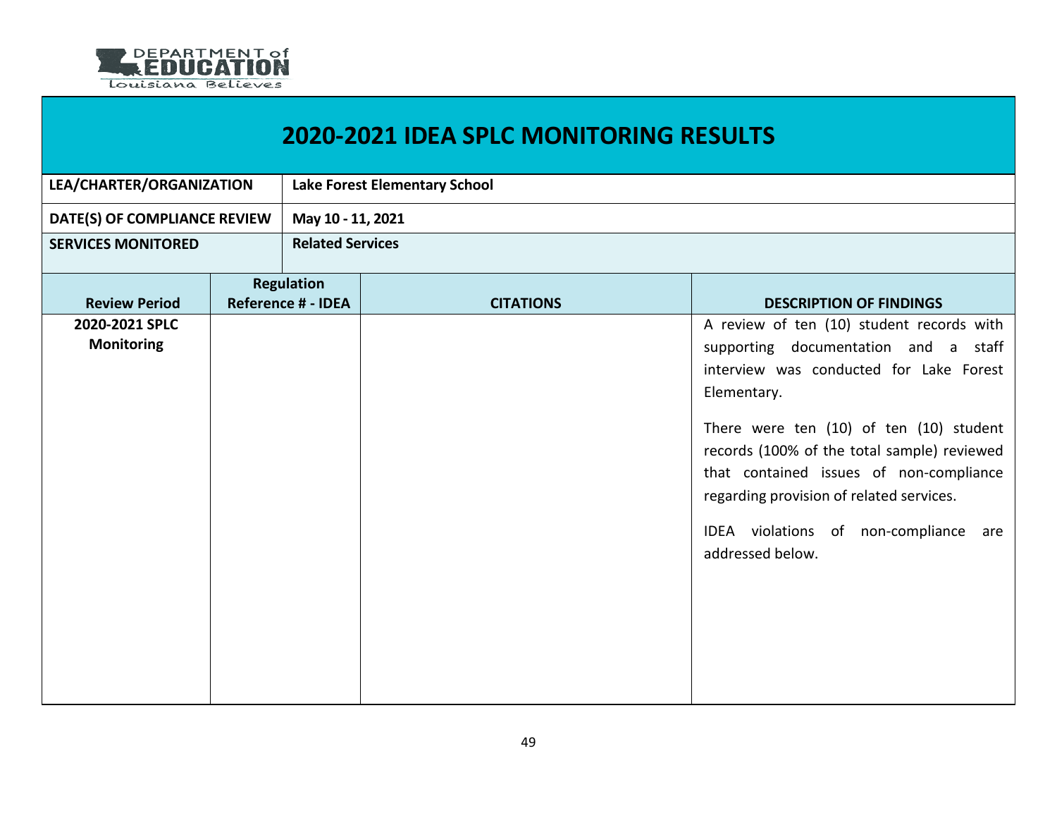# 2020-2021 IDEA SPLC MONITORING RESULTS

| LEA/CHARTER/ORGANIZATION | Lake Forest Elementary School |
|---|---|
| DATE(S) OF COMPLIANCE REVIEW | May 10 - 11, 2021 |
| SERVICES MONITORED | Related Services |

| Review Period | Regulation Reference # - IDEA | CITATIONS | DESCRIPTION OF FINDINGS |
|---|---|---|---|
| 2020-2021 SPLC Monitoring | | | A review of ten (10) student records with supporting documentation and a staff interview was conducted for Lake Forest Elementary.<br><br>There were ten (10) of ten (10) student records (100% of the total sample) reviewed that contained issues of non-compliance regarding provision of related services.<br><br>IDEA violations of non-compliance are addressed below. |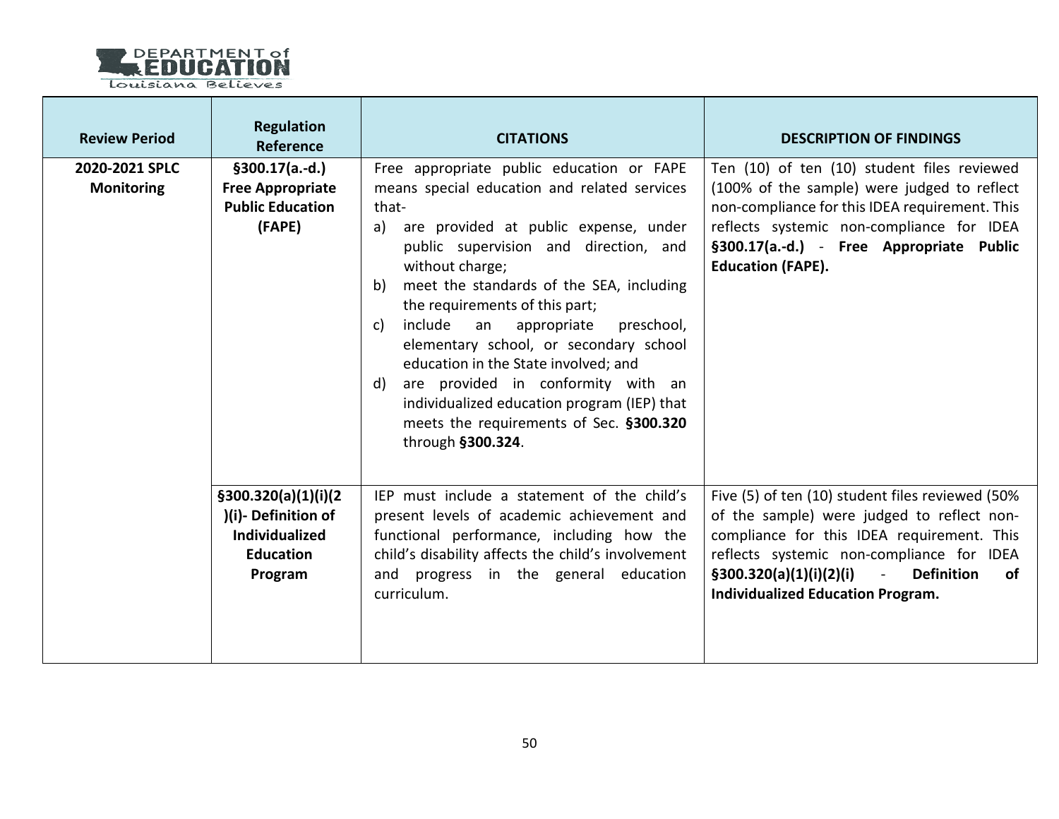| Review Period | Regulation Reference | CITATIONS | DESCRIPTION OF FINDINGS |
|---|---|---|---|
| **2020-2021 SPLC Monitoring** | **§300.17(a.-d.) Free Appropriate Public Education (FAPE)** | Free appropriate public education or FAPE means special education and related services that-<br>a) are provided at public expense, under public supervision and direction, and without charge;<br>b) meet the standards of the SEA, including the requirements of this part;<br>c) include an appropriate preschool, elementary school, or secondary school education in the State involved; and<br>d) are provided in conformity with an individualized education program (IEP) that meets the requirements of Sec. **§300.320** through **§300.324**. | Ten (10) of ten (10) student files reviewed (100% of the sample) were judged to reflect non-compliance for this IDEA requirement. This reflects systemic non-compliance for IDEA **§300.17(a.-d.)** - **Free Appropriate Public Education (FAPE).** |
| | **§300.320(a)(1)(i)(2)(i)- Definition of Individualized Education Program** | IEP must include a statement of the child's present levels of academic achievement and functional performance, including how the child's disability affects the child's involvement and progress in the general education curriculum. | Five (5) of ten (10) student files reviewed (50% of the sample) were judged to reflect non-compliance for this IDEA requirement. This reflects systemic non-compliance for IDEA **§300.320(a)(1)(i)(2)(i)** - **Definition of Individualized Education Program.** |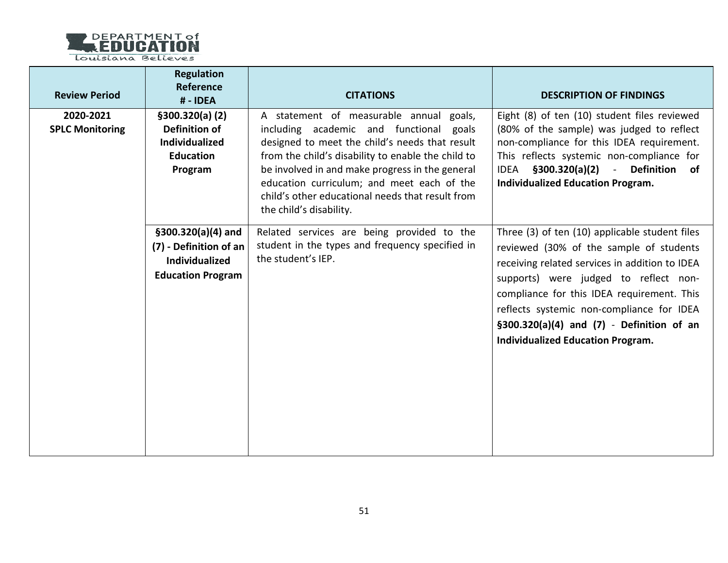| Review Period | Regulation Reference # - IDEA | CITATIONS | DESCRIPTION OF FINDINGS |
|---|---|---|---|
| **2020-2021 SPLC Monitoring** | **§300.320(a) (2) Definition of Individualized Education Program** | A statement of measurable annual goals, including academic and functional goals designed to meet the child's needs that result from the child's disability to enable the child to be involved in and make progress in the general education curriculum; and meet each of the child's other educational needs that result from the child's disability. | Eight (8) of ten (10) student files reviewed (80% of the sample) was judged to reflect non-compliance for this IDEA requirement. This reflects systemic non-compliance for IDEA **§300.320(a)(2)** - **Definition of Individualized Education Program.** |
| | **§300.320(a)(4) and (7) - Definition of an Individualized Education Program** | Related services are being provided to the student in the types and frequency specified in the student's IEP. | Three (3) of ten (10) applicable student files reviewed (30% of the sample of students receiving related services in addition to IDEA supports) were judged to reflect non-compliance for this IDEA requirement. This reflects systemic non-compliance for IDEA **§300.320(a)(4) and (7)** - **Definition of an Individualized Education Program.** |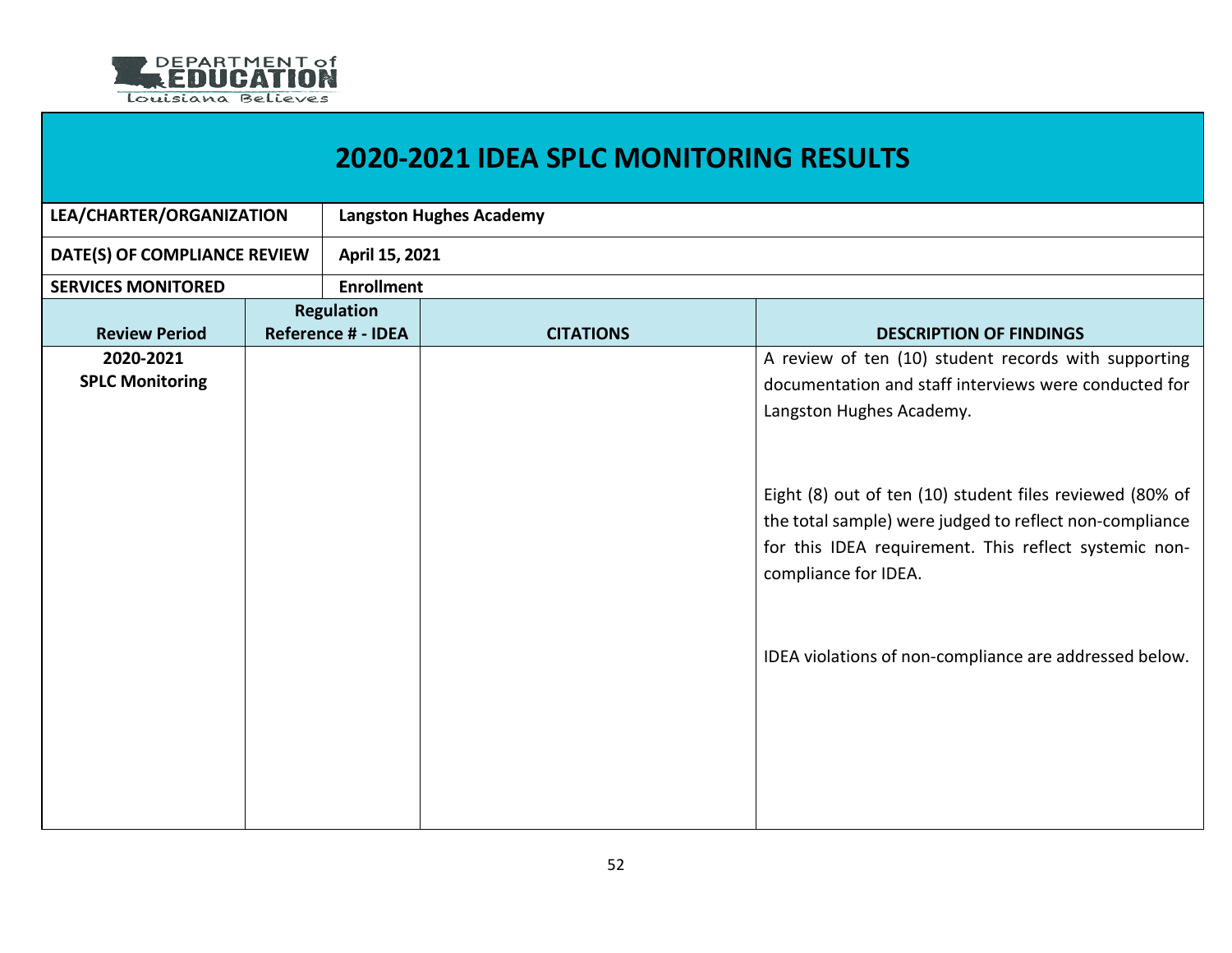DEPARTMENT of EDUCATION
Louisiana Believes

# 2020-2021 IDEA SPLC MONITORING RESULTS

| LEA/CHARTER/ORGANIZATION | Langston Hughes Academy |
|---|---|
| DATE(S) OF COMPLIANCE REVIEW | April 15, 2021 |
| SERVICES MONITORED | Enrollment |

| Review Period | Regulation Reference # - IDEA | CITATIONS | DESCRIPTION OF FINDINGS |
|---|---|---|---|
| 2020-2021 SPLC Monitoring | | | A review of ten (10) student records with supporting documentation and staff interviews were conducted for Langston Hughes Academy.<br><br>Eight (8) out of ten (10) student files reviewed (80% of the total sample) were judged to reflect non-compliance for this IDEA requirement. This reflect systemic non-compliance for IDEA.<br><br>IDEA violations of non-compliance are addressed below. |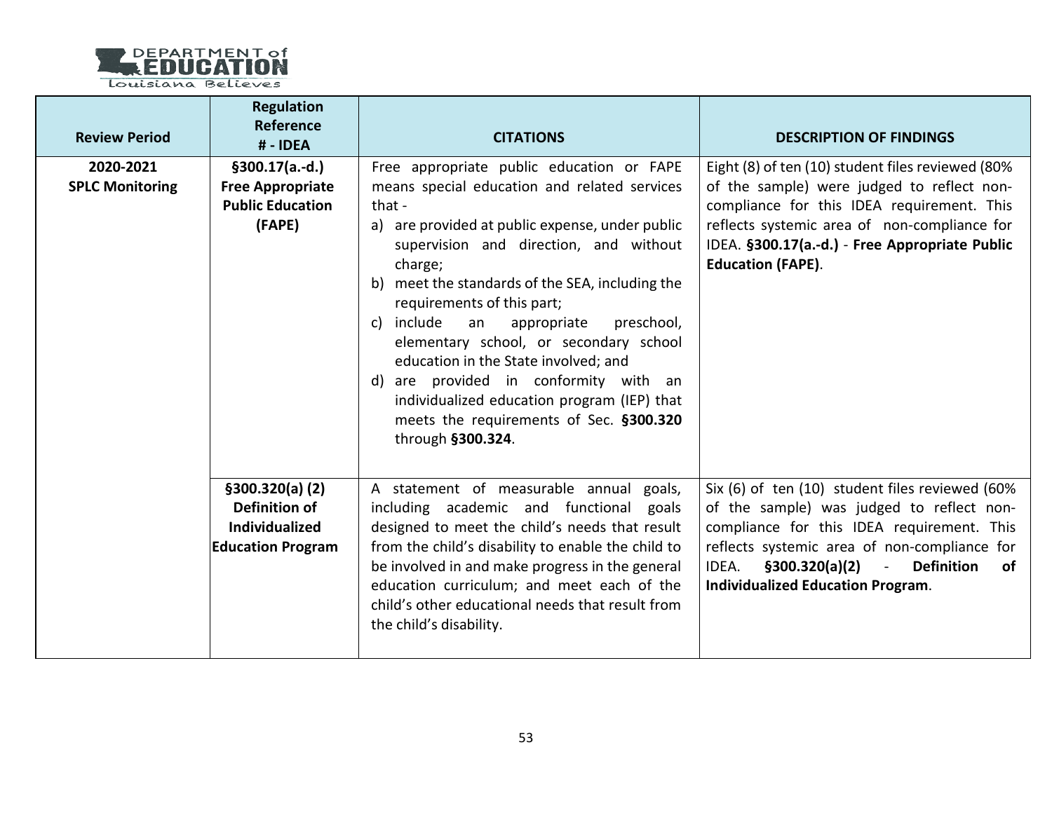| Review Period | Regulation Reference # - IDEA | CITATIONS | DESCRIPTION OF FINDINGS |
|---|---|---|---|
| **2020-2021 SPLC Monitoring** | **§300.17(a.-d.) Free Appropriate Public Education (FAPE)** | Free appropriate public education or FAPE means special education and related services that - a) are provided at public expense, under public supervision and direction, and without charge; b) meet the standards of the SEA, including the requirements of this part; c) include an appropriate preschool, elementary school, or secondary school education in the State involved; and d) are provided in conformity with an individualized education program (IEP) that meets the requirements of Sec. **§300.320** through **§300.324**. | Eight (8) of ten (10) student files reviewed (80% of the sample) were judged to reflect non-compliance for this IDEA requirement. This reflects systemic area of non-compliance for IDEA. **§300.17(a.-d.)** - **Free Appropriate Public Education (FAPE)**. |
| | **§300.320(a) (2) Definition of Individualized Education Program** | A statement of measurable annual goals, including academic and functional goals designed to meet the child's needs that result from the child's disability to enable the child to be involved in and make progress in the general education curriculum; and meet each of the child's other educational needs that result from the child's disability. | Six (6) of ten (10) student files reviewed (60% of the sample) was judged to reflect non-compliance for this IDEA requirement. This reflects systemic area of non-compliance for IDEA. **§300.320(a)(2)** - **Definition of Individualized Education Program**. |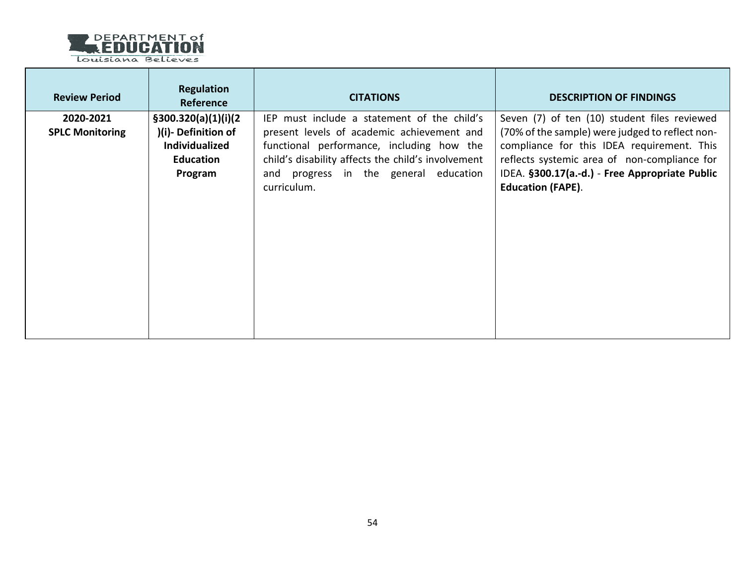| Review Period | Regulation Reference | CITATIONS | DESCRIPTION OF FINDINGS |
|---|---|---|---|
| **2020-2021 SPLC Monitoring** | **§300.320(a)(1)(i)(2)(i)- Definition of Individualized Education Program** | IEP must include a statement of the child's present levels of academic achievement and functional performance, including how the child's disability affects the child's involvement and progress in the general education curriculum. | Seven (7) of ten (10) student files reviewed (70% of the sample) were judged to reflect non-compliance for this IDEA requirement. This reflects systemic area of non-compliance for IDEA. **§300.17(a.-d.)** - **Free Appropriate Public Education (FAPE)**. |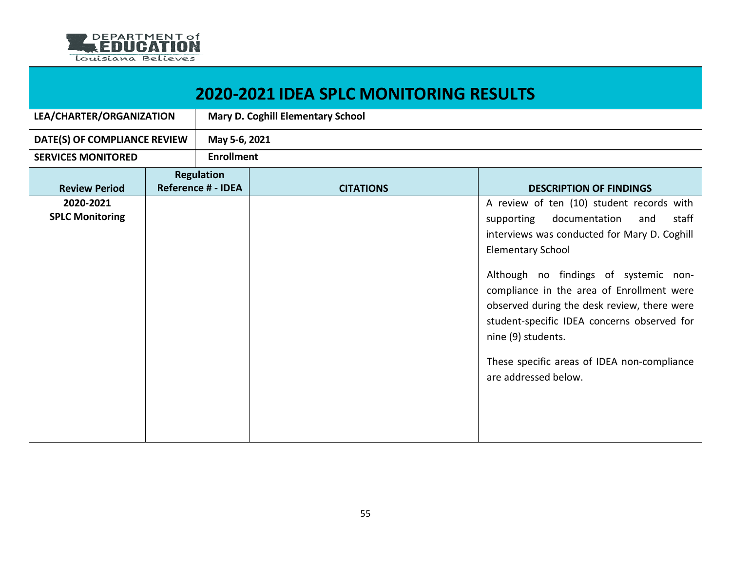# 2020-2021 IDEA SPLC MONITORING RESULTS

| LEA/CHARTER/ORGANIZATION | Mary D. Coghill Elementary School |
|---|---|
| DATE(S) OF COMPLIANCE REVIEW | May 5-6, 2021 |
| SERVICES MONITORED | Enrollment |

| Review Period | Regulation Reference # - IDEA | CITATIONS | DESCRIPTION OF FINDINGS |
|---|---|---|---|
| 2020-2021 SPLC Monitoring | | | A review of ten (10) student records with supporting documentation and staff interviews was conducted for Mary D. Coghill Elementary School<br><br>Although no findings of systemic non-compliance in the area of Enrollment were observed during the desk review, there were student-specific IDEA concerns observed for nine (9) students.<br><br>These specific areas of IDEA non-compliance are addressed below. |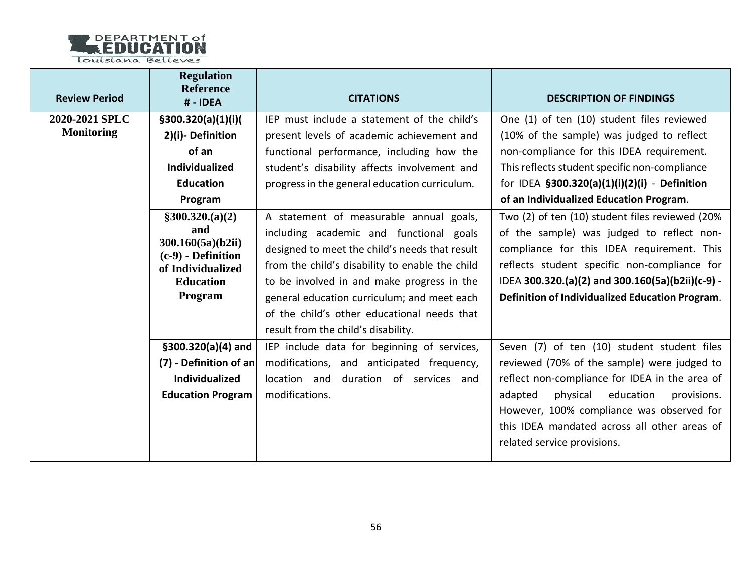| Review Period | Regulation Reference # - IDEA | CITATIONS | DESCRIPTION OF FINDINGS |
|---|---|---|---|
| **2020-2021 SPLC Monitoring** | **§300.320(a)(1)(i)(2)(i)- Definition of an Individualized Education Program** | IEP must include a statement of the child's present levels of academic achievement and functional performance, including how the student's disability affects involvement and progress in the general education curriculum. | One (1) of ten (10) student files reviewed (10% of the sample) was judged to reflect non-compliance for this IDEA requirement. This reflects student specific non-compliance for IDEA **§300.320(a)(1)(i)(2)(i)** - **Definition of an Individualized Education Program**. |
| | **§300.320.(a)(2) and 300.160(5a)(b2ii)(c-9) - Definition of Individualized Education Program** | A statement of measurable annual goals, including academic and functional goals designed to meet the child's needs that result from the child's disability to enable the child to be involved in and make progress in the general education curriculum; and meet each of the child's other educational needs that result from the child's disability. | Two (2) of ten (10) student files reviewed (20% of the sample) was judged to reflect non-compliance for this IDEA requirement. This reflects student specific non-compliance for IDEA **300.320.(a)(2) and 300.160(5a)(b2ii)(c-9)** - **Definition of Individualized Education Program**. |
| | **§300.320(a)(4) and (7) - Definition of an Individualized Education Program** | IEP include data for beginning of services, modifications, and anticipated frequency, location and duration of services and modifications. | Seven (7) of ten (10) student student files reviewed (70% of the sample) were judged to reflect non-compliance for IDEA in the area of adapted physical education provisions. However, 100% compliance was observed for this IDEA mandated across all other areas of related service provisions. |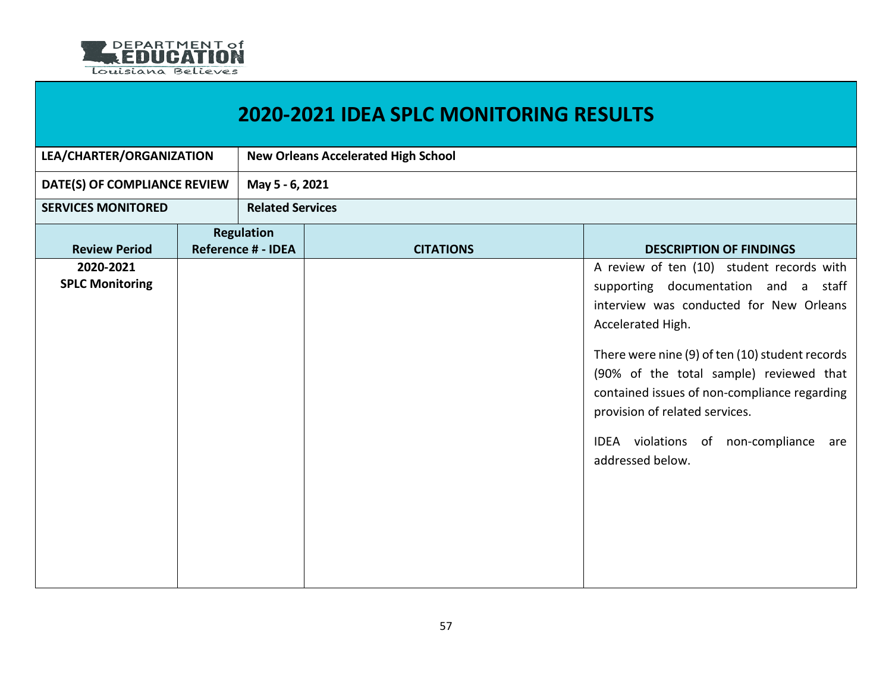DEPARTMENT of EDUCATION
Louisiana Believes

# 2020-2021 IDEA SPLC MONITORING RESULTS

| LEA/CHARTER/ORGANIZATION | New Orleans Accelerated High School |
|---|---|
| DATE(S) OF COMPLIANCE REVIEW | May 5 - 6, 2021 |
| SERVICES MONITORED | Related Services |

| Review Period | Regulation Reference # - IDEA | CITATIONS | DESCRIPTION OF FINDINGS |
|---|---|---|---|
| 2020-2021 SPLC Monitoring | | | A review of ten (10) student records with supporting documentation and a staff interview was conducted for New Orleans Accelerated High.<br><br>There were nine (9) of ten (10) student records (90% of the total sample) reviewed that contained issues of non-compliance regarding provision of related services.<br><br>IDEA violations of non-compliance are addressed below. |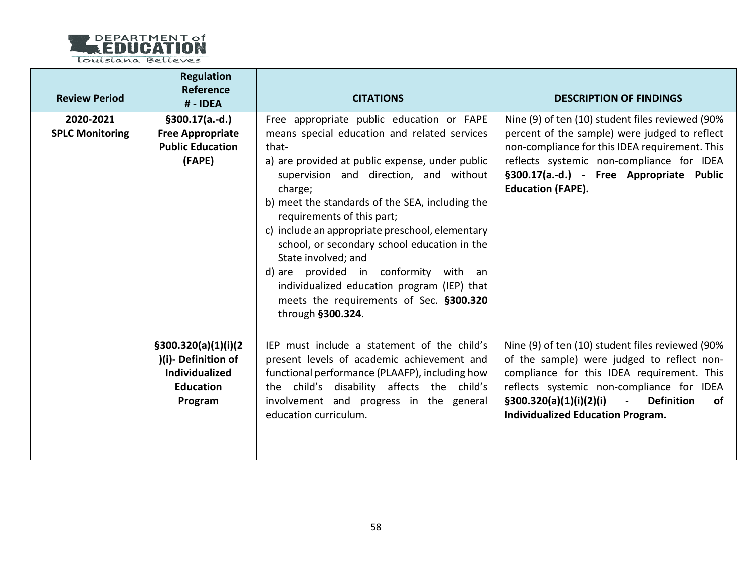| Review Period | Regulation Reference # - IDEA | CITATIONS | DESCRIPTION OF FINDINGS |
|---|---|---|---|
| **2020-2021 SPLC Monitoring** | **§300.17(a.-d.) Free Appropriate Public Education (FAPE)** | Free appropriate public education or FAPE means special education and related services that-<br>a) are provided at public expense, under public supervision and direction, and without charge;<br>b) meet the standards of the SEA, including the requirements of this part;<br>c) include an appropriate preschool, elementary school, or secondary school education in the State involved; and<br>d) are provided in conformity with an individualized education program (IEP) that meets the requirements of Sec. **§300.320** through **§300.324**. | Nine (9) of ten (10) student files reviewed (90% percent of the sample) were judged to reflect non-compliance for this IDEA requirement. This reflects systemic non-compliance for IDEA **§300.17(a.-d.)** - **Free Appropriate Public Education (FAPE).** |
| | **§300.320(a)(1)(i)(2)(i)- Definition of Individualized Education Program** | IEP must include a statement of the child's present levels of academic achievement and functional performance (PLAAFP), including how the child's disability affects the child's involvement and progress in the general education curriculum. | Nine (9) of ten (10) student files reviewed (90% of the sample) were judged to reflect non-compliance for this IDEA requirement. This reflects systemic non-compliance for IDEA **§300.320(a)(1)(i)(2)(i)** - **Definition of Individualized Education Program.** |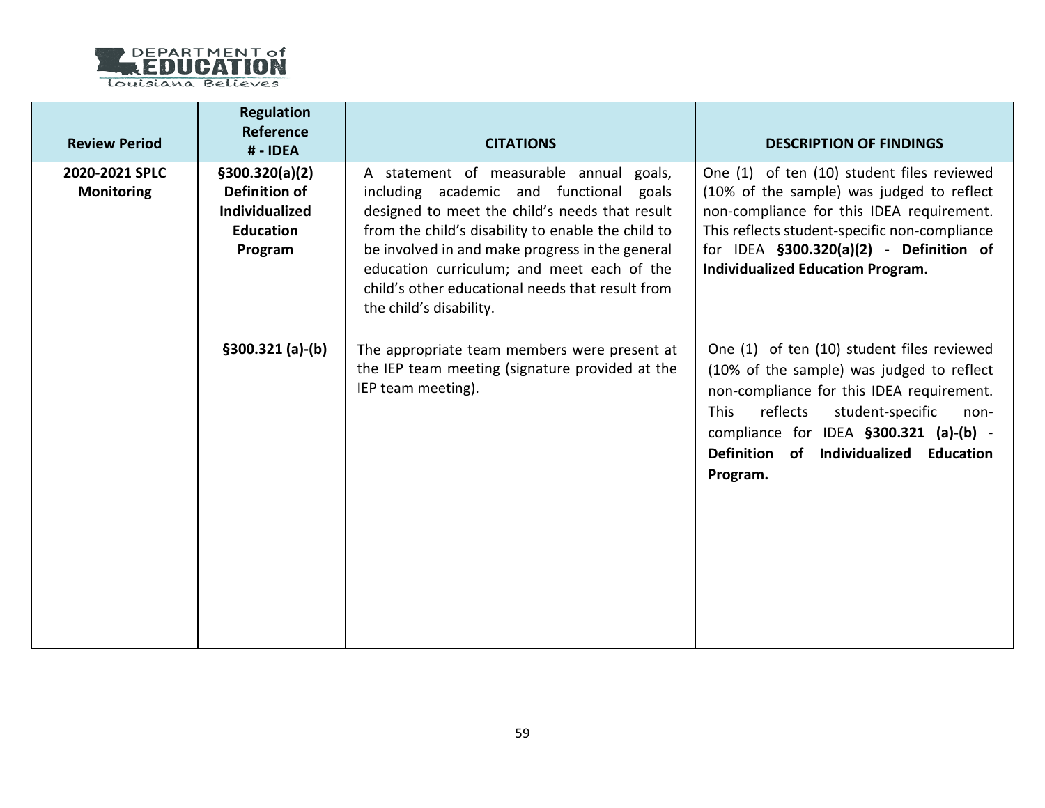| Review Period | Regulation Reference # - IDEA | CITATIONS | DESCRIPTION OF FINDINGS |
|---|---|---|---|
| **2020-2021 SPLC Monitoring** | **§300.320(a)(2) Definition of Individualized Education Program** | A statement of measurable annual goals, including academic and functional goals designed to meet the child's needs that result from the child's disability to enable the child to be involved in and make progress in the general education curriculum; and meet each of the child's other educational needs that result from the child's disability. | One (1) of ten (10) student files reviewed (10% of the sample) was judged to reflect non-compliance for this IDEA requirement. This reflects student-specific non-compliance for IDEA **§300.320(a)(2)** - **Definition of Individualized Education Program.** |
| | **§300.321 (a)-(b)** | The appropriate team members were present at the IEP team meeting (signature provided at the IEP team meeting). | One (1) of ten (10) student files reviewed (10% of the sample) was judged to reflect non-compliance for this IDEA requirement. This reflects student-specific non-compliance for IDEA **§300.321 (a)-(b)** - **Definition of Individualized Education Program.** |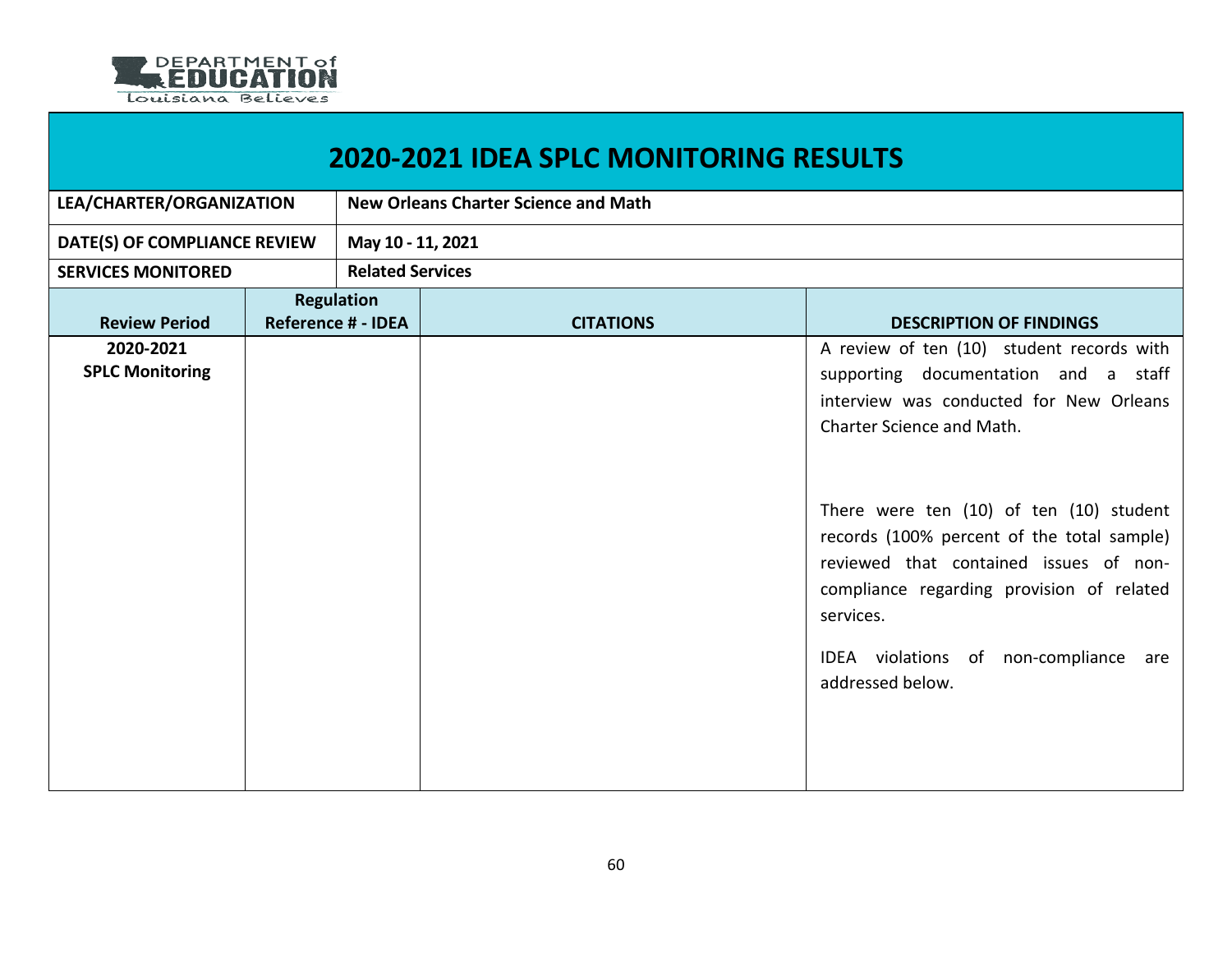# 2020-2021 IDEA SPLC MONITORING RESULTS

| | |
|---|---|
| **LEA/CHARTER/ORGANIZATION** | **New Orleans Charter Science and Math** |
| **DATE(S) OF COMPLIANCE REVIEW** | **May 10 - 11, 2021** |
| **SERVICES MONITORED** | **Related Services** |

| Review Period | Regulation Reference # - IDEA | CITATIONS | DESCRIPTION OF FINDINGS |
|---|---|---|---|
| **2020-2021 SPLC Monitoring** | | | A review of ten (10) student records with supporting documentation and a staff interview was conducted for New Orleans Charter Science and Math.<br><br>There were ten (10) of ten (10) student records (100% percent of the total sample) reviewed that contained issues of non-compliance regarding provision of related services.<br><br>IDEA violations of non-compliance are addressed below. |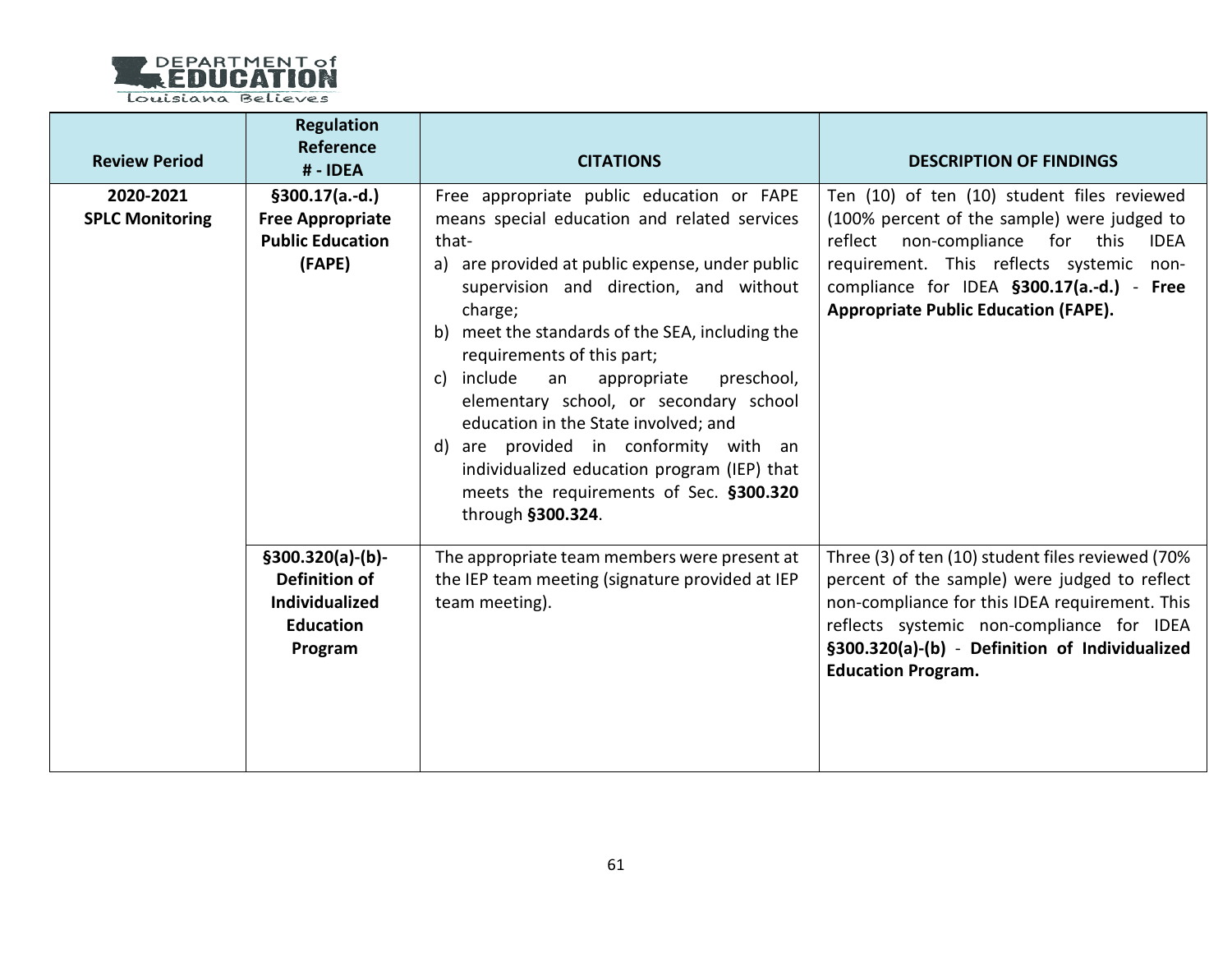| Review Period | Regulation Reference # - IDEA | CITATIONS | DESCRIPTION OF FINDINGS |
|---|---|---|---|
| **2020-2021 SPLC Monitoring** | **§300.17(a.-d.) Free Appropriate Public Education (FAPE)** | Free appropriate public education or FAPE means special education and related services that- a) are provided at public expense, under public supervision and direction, and without charge; b) meet the standards of the SEA, including the requirements of this part; c) include an appropriate preschool, elementary school, or secondary school education in the State involved; and d) are provided in conformity with an individualized education program (IEP) that meets the requirements of Sec. **§300.320** through **§300.324**. | Ten (10) of ten (10) student files reviewed (100% percent of the sample) were judged to reflect non-compliance for this IDEA requirement. This reflects systemic non-compliance for IDEA **§300.17(a.-d.)** - **Free Appropriate Public Education (FAPE).** |
| | **§300.320(a)-(b)- Definition of Individualized Education Program** | The appropriate team members were present at the IEP team meeting (signature provided at IEP team meeting). | Three (3) of ten (10) student files reviewed (70% percent of the sample) were judged to reflect non-compliance for this IDEA requirement. This reflects systemic non-compliance for IDEA **§300.320(a)-(b)** - **Definition of Individualized Education Program.** |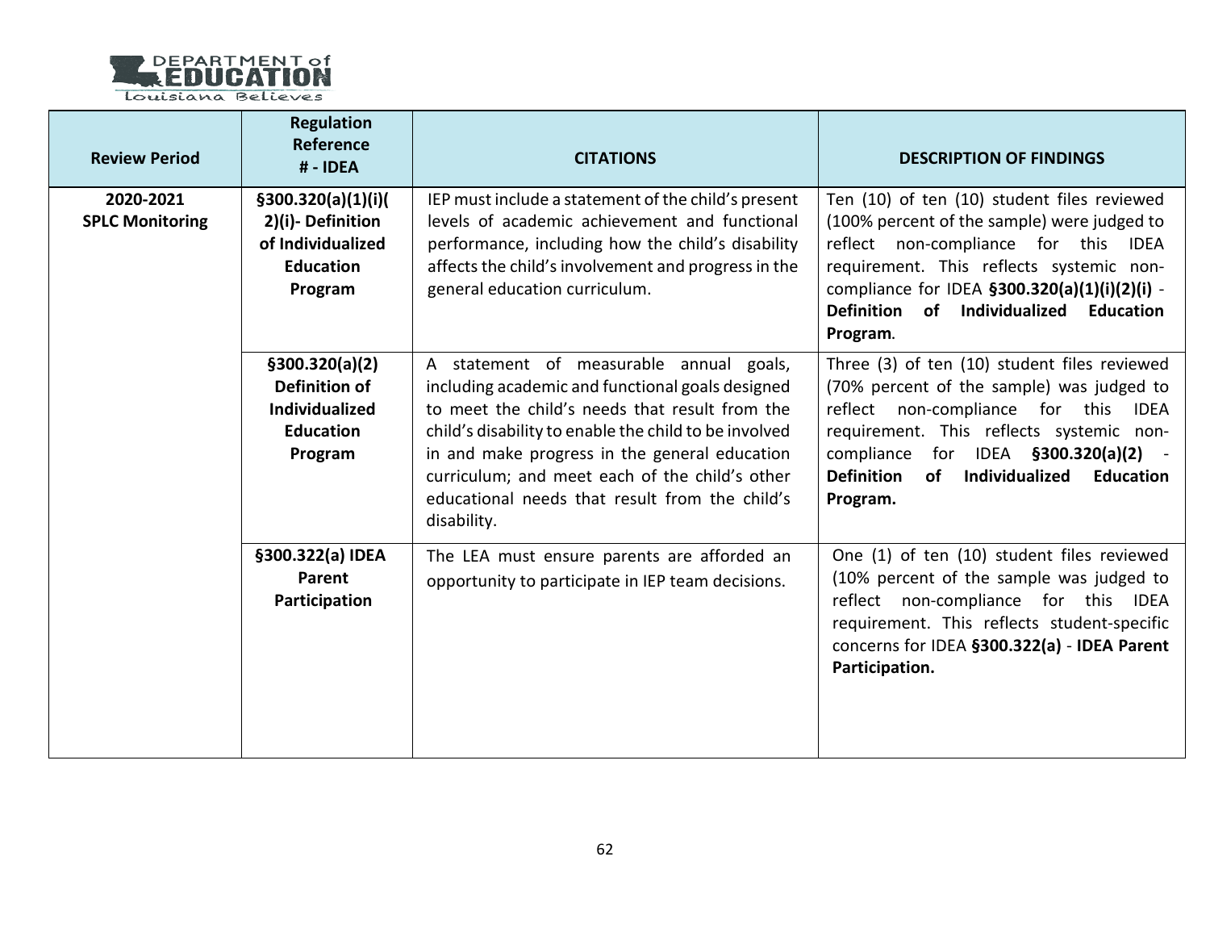| Review Period | Regulation Reference # - IDEA | CITATIONS | DESCRIPTION OF FINDINGS |
|---|---|---|---|
| **2020-2021 SPLC Monitoring** | **§300.320(a)(1)(i)(2)(i)- Definition of Individualized Education Program** | IEP must include a statement of the child's present levels of academic achievement and functional performance, including how the child's disability affects the child's involvement and progress in the general education curriculum. | Ten (10) of ten (10) student files reviewed (100% percent of the sample) were judged to reflect non-compliance for this IDEA requirement. This reflects systemic non-compliance for IDEA **§300.320(a)(1)(i)(2)(i)** - **Definition of Individualized Education Program**. |
| | **§300.320(a)(2) Definition of Individualized Education Program** | A statement of measurable annual goals, including academic and functional goals designed to meet the child's needs that result from the child's disability to enable the child to be involved in and make progress in the general education curriculum; and meet each of the child's other educational needs that result from the child's disability. | Three (3) of ten (10) student files reviewed (70% percent of the sample) was judged to reflect non-compliance for this IDEA requirement. This reflects systemic non-compliance for IDEA **§300.320(a)(2)** - **Definition of Individualized Education Program.** |
| | **§300.322(a) IDEA Parent Participation** | The LEA must ensure parents are afforded an opportunity to participate in IEP team decisions. | One (1) of ten (10) student files reviewed (10% percent of the sample was judged to reflect non-compliance for this IDEA requirement. This reflects student-specific concerns for IDEA **§300.322(a)** - **IDEA Parent Participation.** |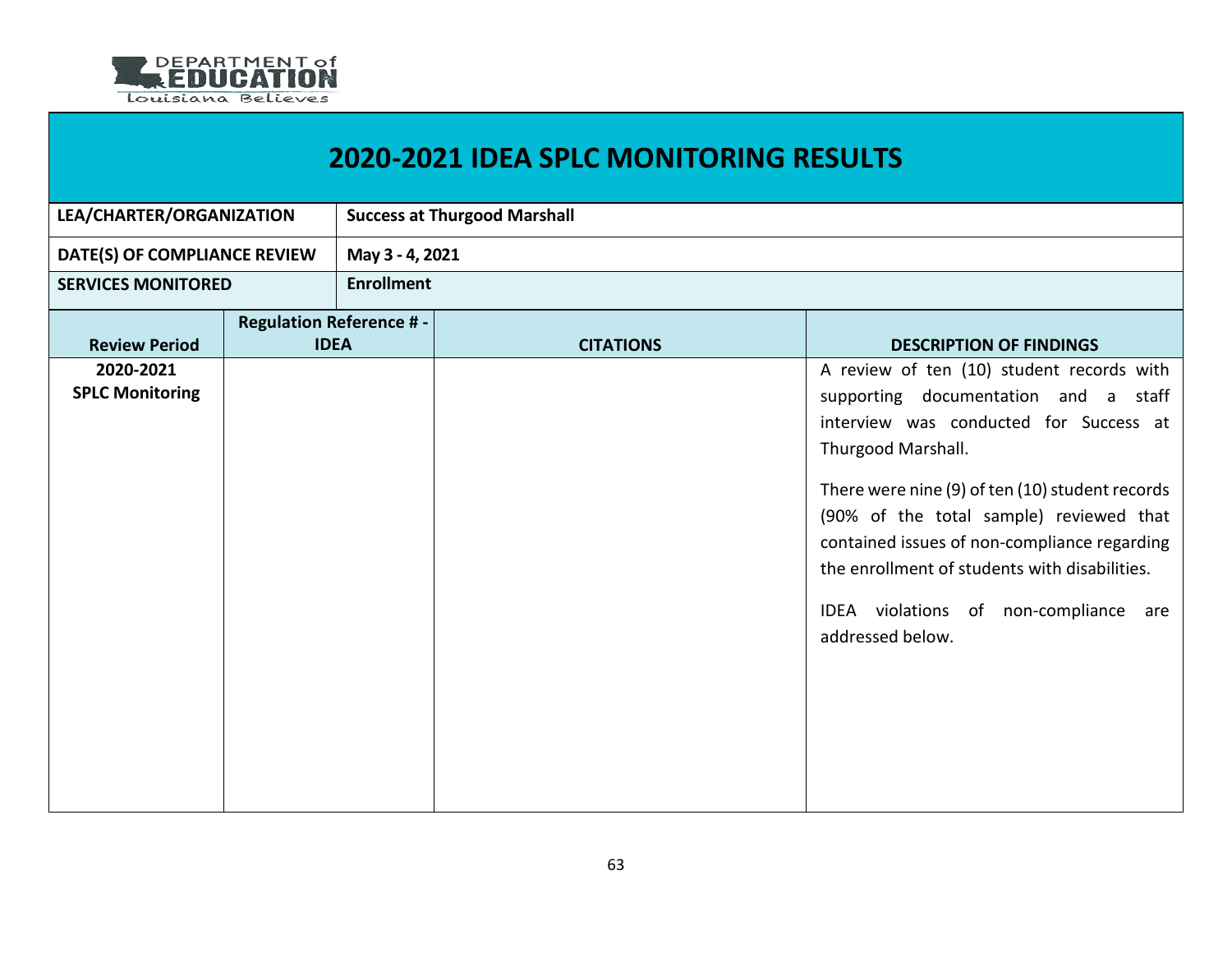# 2020-2021 IDEA SPLC MONITORING RESULTS

| | |
|---|---|
| **LEA/CHARTER/ORGANIZATION** | **Success at Thurgood Marshall** |
| **DATE(S) OF COMPLIANCE REVIEW** | **May 3 - 4, 2021** |
| **SERVICES MONITORED** | **Enrollment** |

| Review Period | Regulation Reference # - IDEA | CITATIONS | DESCRIPTION OF FINDINGS |
|---|---|---|---|
| **2020-2021 SPLC Monitoring** | | | A review of ten (10) student records with supporting documentation and a staff interview was conducted for Success at Thurgood Marshall.<br><br>There were nine (9) of ten (10) student records (90% of the total sample) reviewed that contained issues of non-compliance regarding the enrollment of students with disabilities.<br><br>IDEA violations of non-compliance are addressed below. |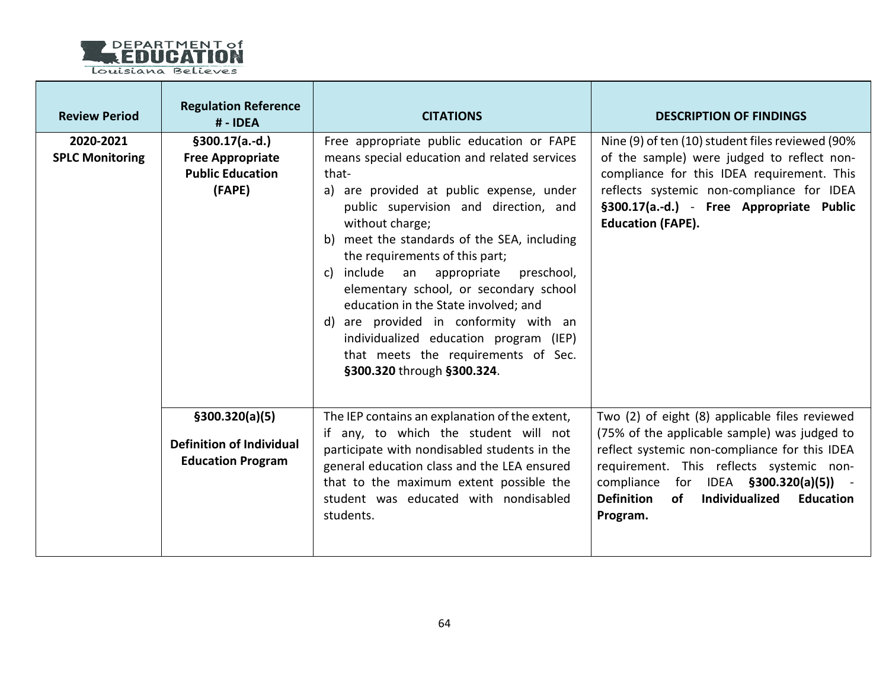| Review Period | Regulation Reference # - IDEA | CITATIONS | DESCRIPTION OF FINDINGS |
|---|---|---|---|
| **2020-2021 SPLC Monitoring** | **§300.17(a.-d.) Free Appropriate Public Education (FAPE)** | Free appropriate public education or FAPE means special education and related services that- a) are provided at public expense, under public supervision and direction, and without charge; b) meet the standards of the SEA, including the requirements of this part; c) include an appropriate preschool, elementary school, or secondary school education in the State involved; and d) are provided in conformity with an individualized education program (IEP) that meets the requirements of Sec. **§300.320** through **§300.324**. | Nine (9) of ten (10) student files reviewed (90% of the sample) were judged to reflect non-compliance for this IDEA requirement. This reflects systemic non-compliance for IDEA **§300.17(a.-d.)** - **Free Appropriate Public Education (FAPE).** |
| | **§300.320(a)(5) Definition of Individual Education Program** | The IEP contains an explanation of the extent, if any, to which the student will not participate with nondisabled students in the general education class and the LEA ensured that to the maximum extent possible the student was educated with nondisabled students. | Two (2) of eight (8) applicable files reviewed (75% of the applicable sample) was judged to reflect systemic non-compliance for this IDEA requirement. This reflects systemic non-compliance for IDEA **§300.320(a)(5))** - **Definition of Individualized Education Program.** |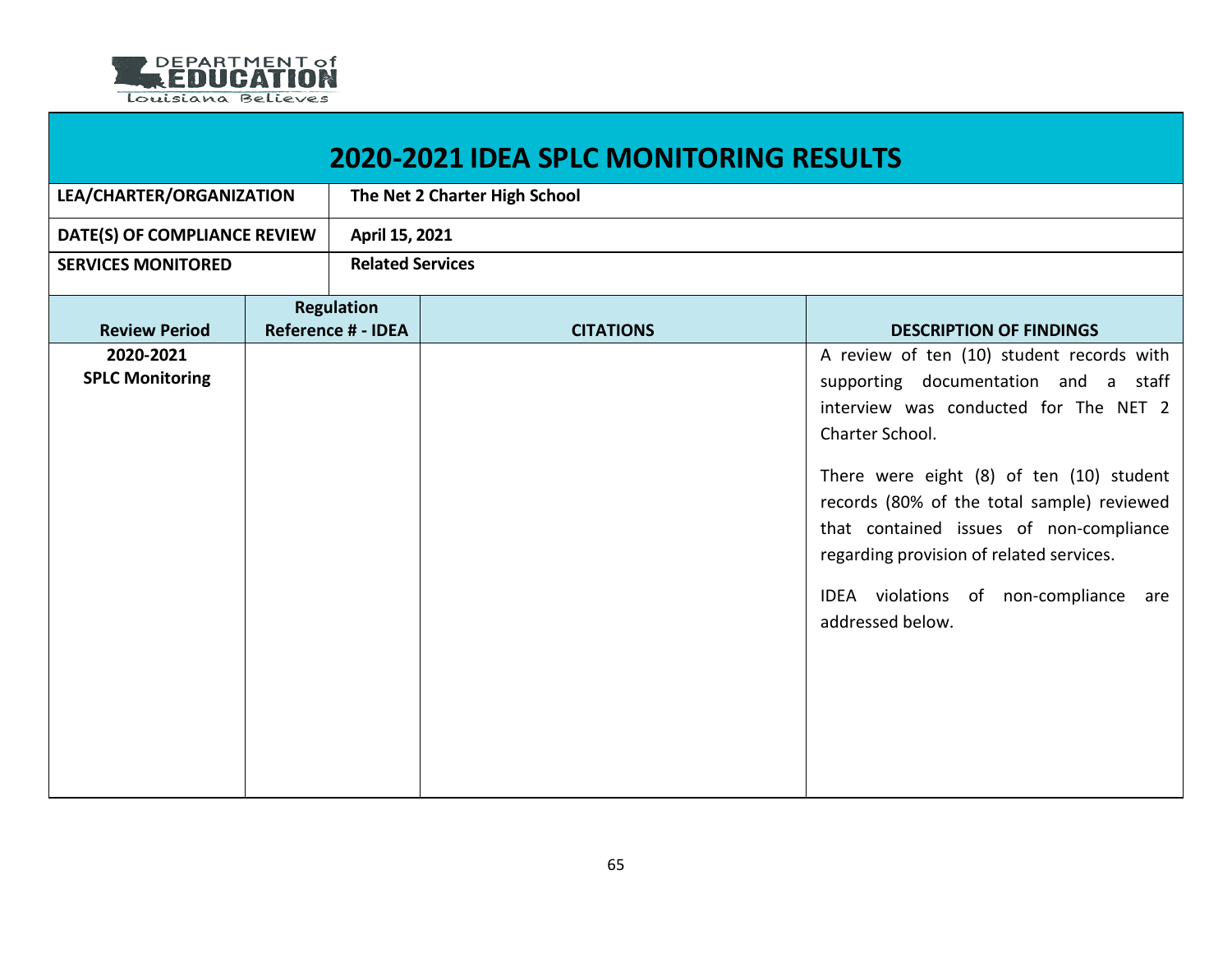# 2020-2021 IDEA SPLC MONITORING RESULTS

| | |
|---|---|
| **LEA/CHARTER/ORGANIZATION** | **The Net 2 Charter High School** |
| **DATE(S) OF COMPLIANCE REVIEW** | **April 15, 2021** |
| **SERVICES MONITORED** | **Related Services** |

| Review Period | Regulation Reference # - IDEA | CITATIONS | DESCRIPTION OF FINDINGS |
|---|---|---|---|
| **2020-2021 SPLC Monitoring** | | | A review of ten (10) student records with supporting documentation and a staff interview was conducted for The NET 2 Charter School.<br><br>There were eight (8) of ten (10) student records (80% of the total sample) reviewed that contained issues of non-compliance regarding provision of related services.<br><br>IDEA violations of non-compliance are addressed below. |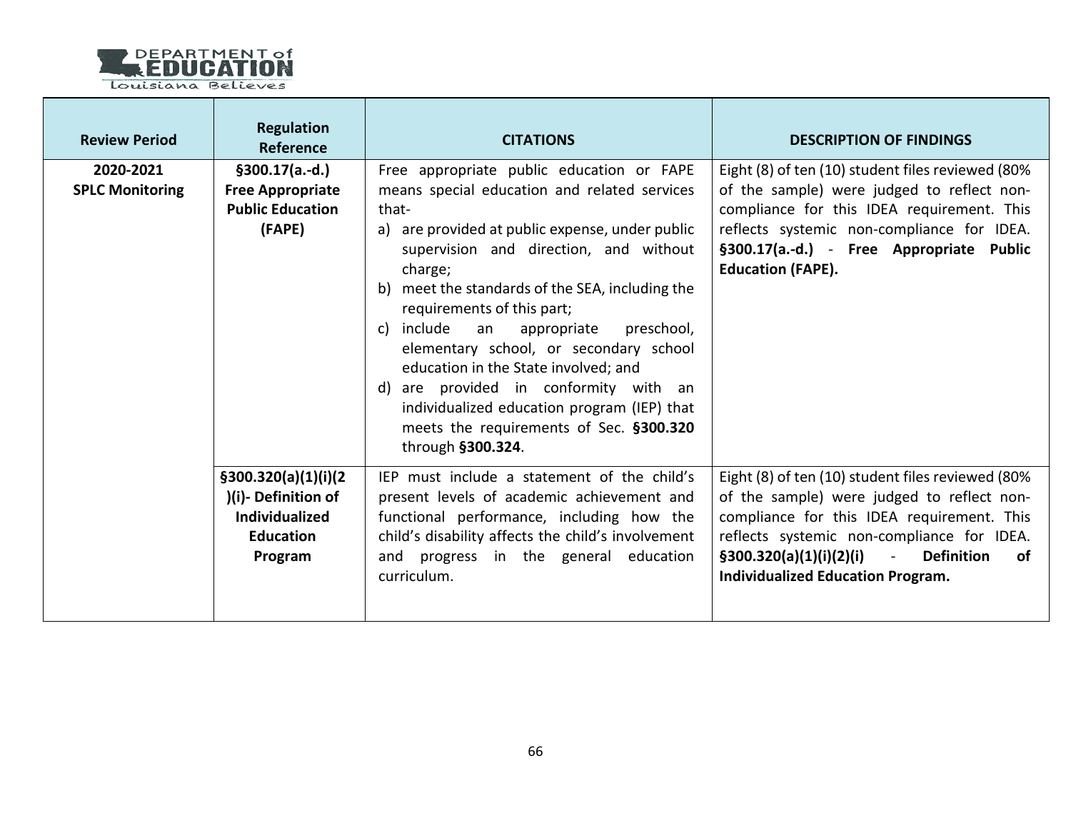| Review Period | Regulation Reference | CITATIONS | DESCRIPTION OF FINDINGS |
|---|---|---|---|
| **2020-2021 SPLC Monitoring** | **§300.17(a.-d.) Free Appropriate Public Education (FAPE)** | Free appropriate public education or FAPE means special education and related services that- a) are provided at public expense, under public supervision and direction, and without charge; b) meet the standards of the SEA, including the requirements of this part; c) include an appropriate preschool, elementary school, or secondary school education in the State involved; and d) are provided in conformity with an individualized education program (IEP) that meets the requirements of Sec. **§300.320** through **§300.324**. | Eight (8) of ten (10) student files reviewed (80% of the sample) were judged to reflect non-compliance for this IDEA requirement. This reflects systemic non-compliance for IDEA. **§300.17(a.-d.)** - **Free Appropriate Public Education (FAPE).** |
| | **§300.320(a)(1)(i)(2)(i)- Definition of Individualized Education Program** | IEP must include a statement of the child's present levels of academic achievement and functional performance, including how the child's disability affects the child's involvement and progress in the general education curriculum. | Eight (8) of ten (10) student files reviewed (80% of the sample) were judged to reflect non-compliance for this IDEA requirement. This reflects systemic non-compliance for IDEA. **§300.320(a)(1)(i)(2)(i)** - **Definition of Individualized Education Program.** |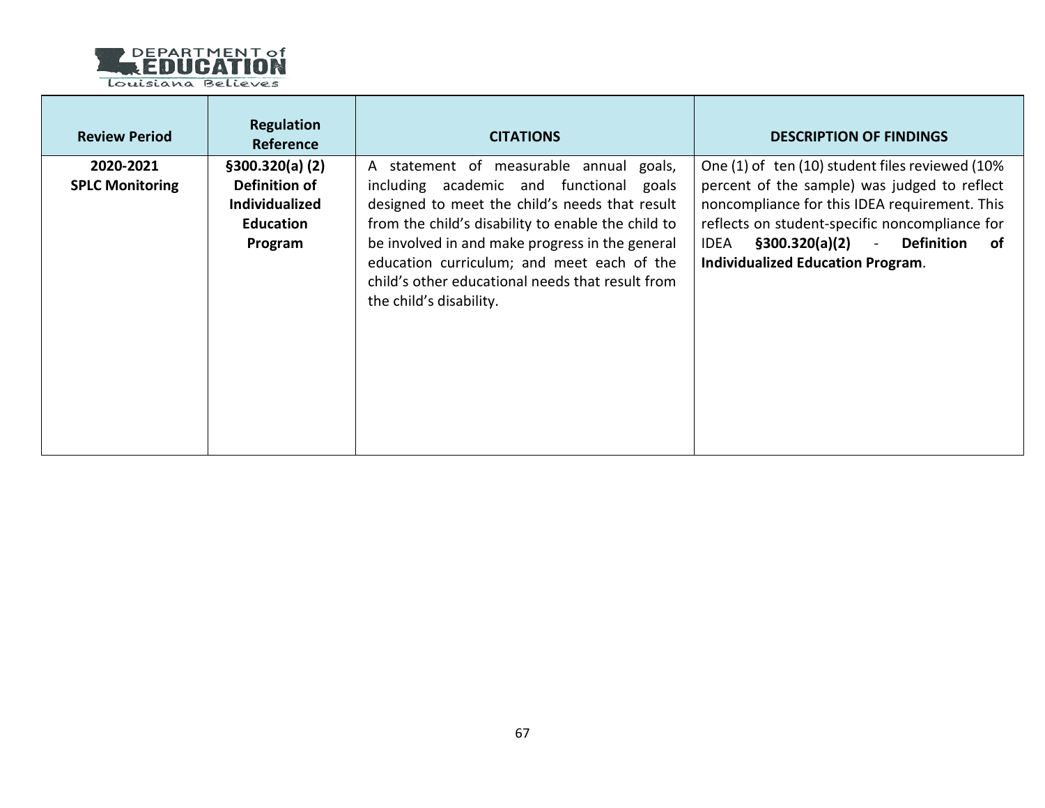| Review Period | Regulation Reference | CITATIONS | DESCRIPTION OF FINDINGS |
|---|---|---|---|
| **2020-2021 SPLC Monitoring** | **§300.320(a) (2) Definition of Individualized Education Program** | A statement of measurable annual goals, including academic and functional goals designed to meet the child's needs that result from the child's disability to enable the child to be involved in and make progress in the general education curriculum; and meet each of the child's other educational needs that result from the child's disability. | One (1) of ten (10) student files reviewed (10% percent of the sample) was judged to reflect noncompliance for this IDEA requirement. This reflects on student-specific noncompliance for IDEA **§300.320(a)(2)** - **Definition of Individualized Education Program**. |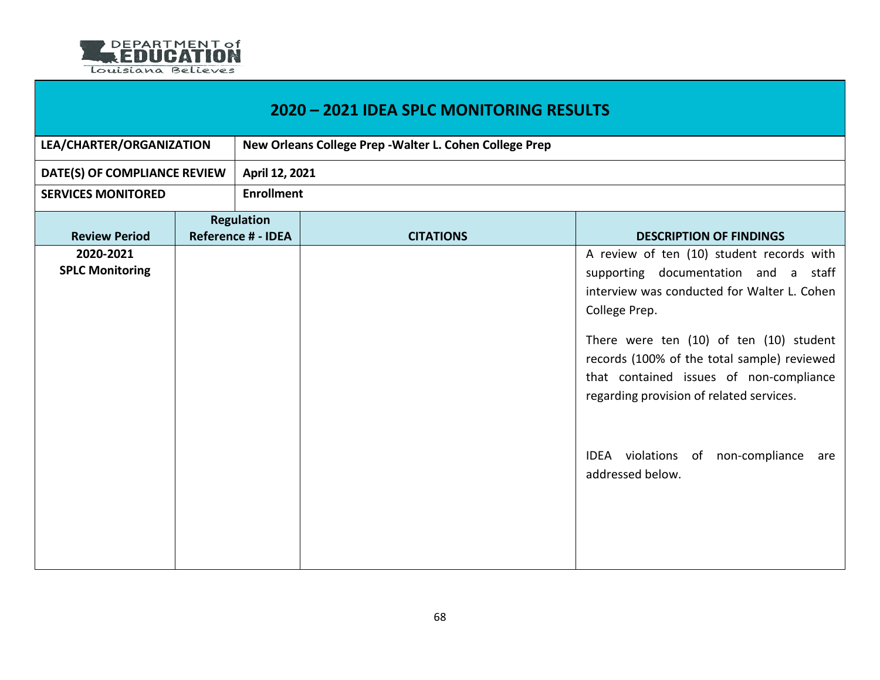## 2020 – 2021 IDEA SPLC MONITORING RESULTS

| | |
|---|---|
| **LEA/CHARTER/ORGANIZATION** | **New Orleans College Prep -Walter L. Cohen College Prep** |
| **DATE(S) OF COMPLIANCE REVIEW** | **April 12, 2021** |
| **SERVICES MONITORED** | **Enrollment** |

| Review Period | Regulation Reference # - IDEA | CITATIONS | DESCRIPTION OF FINDINGS |
|---|---|---|---|
| **2020-2021 SPLC Monitoring** | | | A review of ten (10) student records with supporting documentation and a staff interview was conducted for Walter L. Cohen College Prep.<br><br>There were ten (10) of ten (10) student records (100% of the total sample) reviewed that contained issues of non-compliance regarding provision of related services.<br><br>IDEA violations of non-compliance are addressed below. |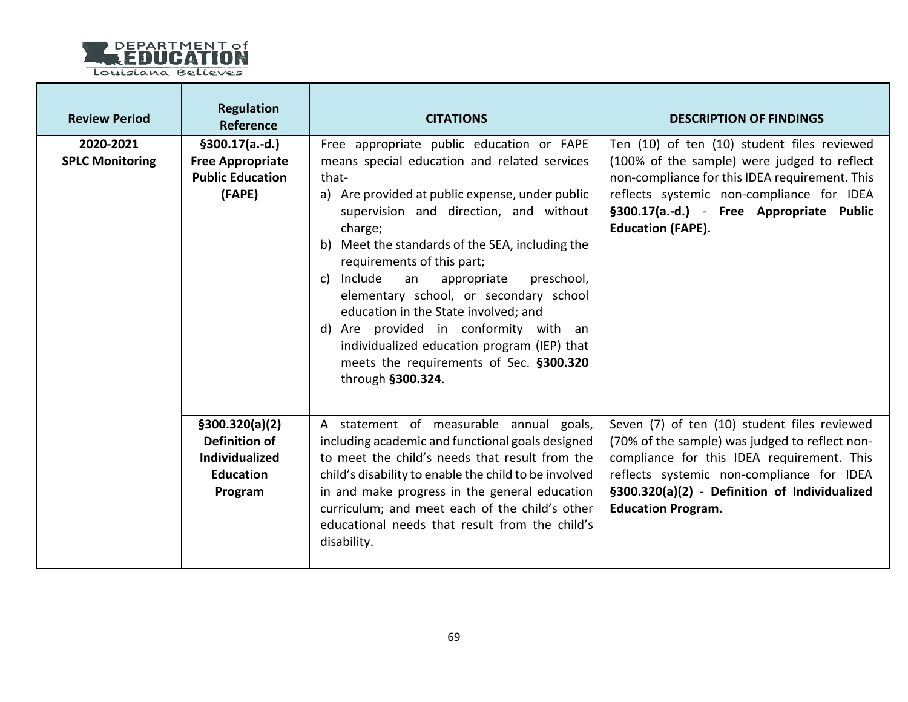| Review Period | Regulation Reference | CITATIONS | DESCRIPTION OF FINDINGS |
|---|---|---|---|
| **2020-2021 SPLC Monitoring** | **§300.17(a.-d.) Free Appropriate Public Education (FAPE)** | Free appropriate public education or FAPE means special education and related services that-<br>a) Are provided at public expense, under public supervision and direction, and without charge;<br>b) Meet the standards of the SEA, including the requirements of this part;<br>c) Include an appropriate preschool, elementary school, or secondary school education in the State involved; and<br>d) Are provided in conformity with an individualized education program (IEP) that meets the requirements of Sec. **§300.320** through **§300.324**. | Ten (10) of ten (10) student files reviewed (100% of the sample) were judged to reflect non-compliance for this IDEA requirement. This reflects systemic non-compliance for IDEA **§300.17(a.-d.)** - **Free Appropriate Public Education (FAPE).** |
| | **§300.320(a)(2) Definition of Individualized Education Program** | A statement of measurable annual goals, including academic and functional goals designed to meet the child's needs that result from the child's disability to enable the child to be involved in and make progress in the general education curriculum; and meet each of the child's other educational needs that result from the child's disability. | Seven (7) of ten (10) student files reviewed (70% of the sample) was judged to reflect non-compliance for this IDEA requirement. This reflects systemic non-compliance for IDEA **§300.320(a)(2)** - **Definition of Individualized Education Program.** |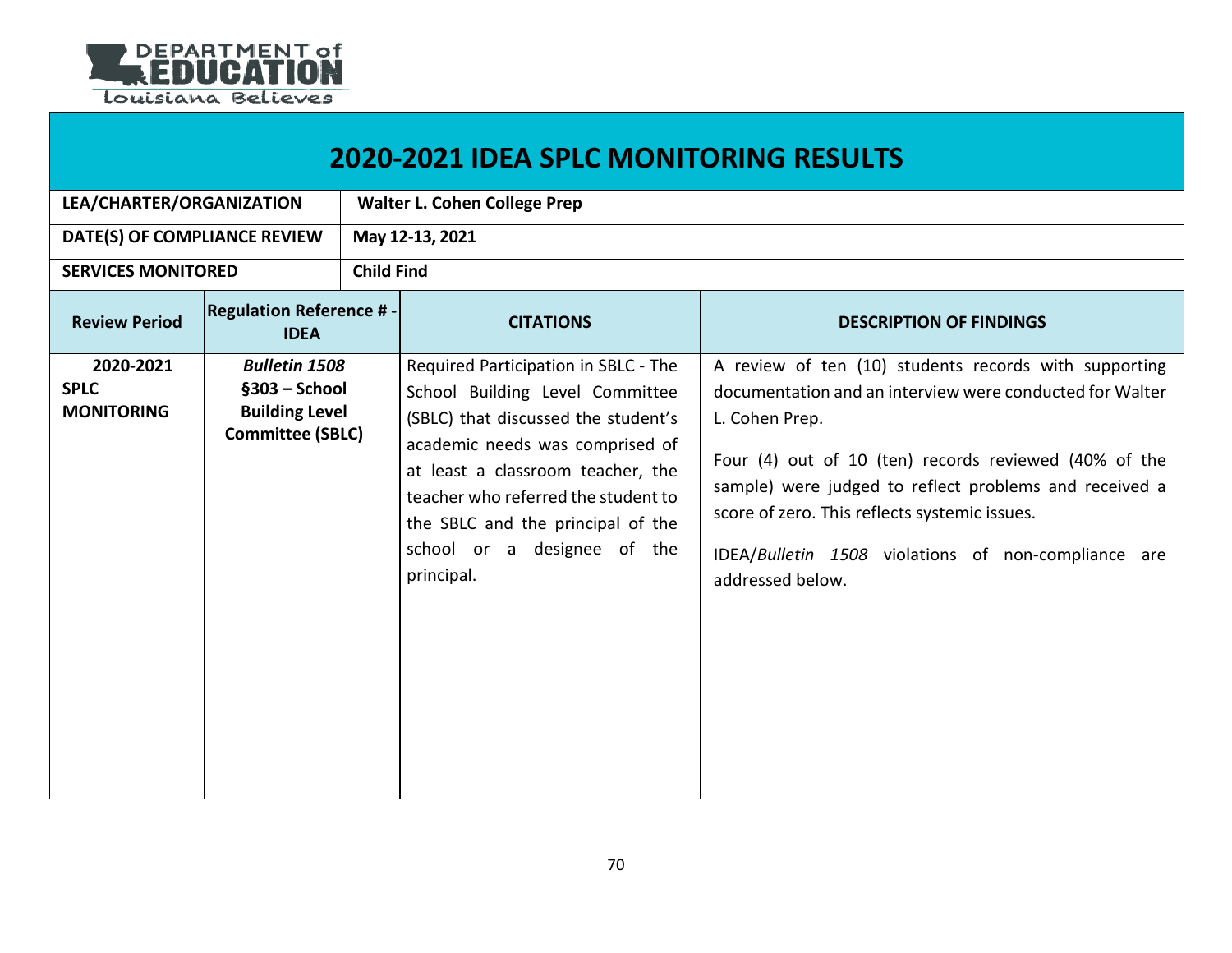## 2020-2021 IDEA SPLC MONITORING RESULTS

| | |
|---|---|
| **LEA/CHARTER/ORGANIZATION** | **Walter L. Cohen College Prep** |
| **DATE(S) OF COMPLIANCE REVIEW** | **May 12-13, 2021** |
| **SERVICES MONITORED** | **Child Find** |

| Review Period | Regulation Reference # - IDEA | CITATIONS | DESCRIPTION OF FINDINGS |
|---|---|---|---|
| **2020-2021 SPLC MONITORING** | ***Bulletin 1508*** **§303 – School Building Level Committee (SBLC)** | Required Participation in SBLC - The School Building Level Committee (SBLC) that discussed the student's academic needs was comprised of at least a classroom teacher, the teacher who referred the student to the SBLC and the principal of the school or a designee of the principal. | A review of ten (10) students records with supporting documentation and an interview were conducted for Walter L. Cohen Prep.<br><br>Four (4) out of 10 (ten) records reviewed (40% of the sample) were judged to reflect problems and received a score of zero. This reflects systemic issues.<br><br>IDEA/*Bulletin 1508* violations of non-compliance are addressed below. |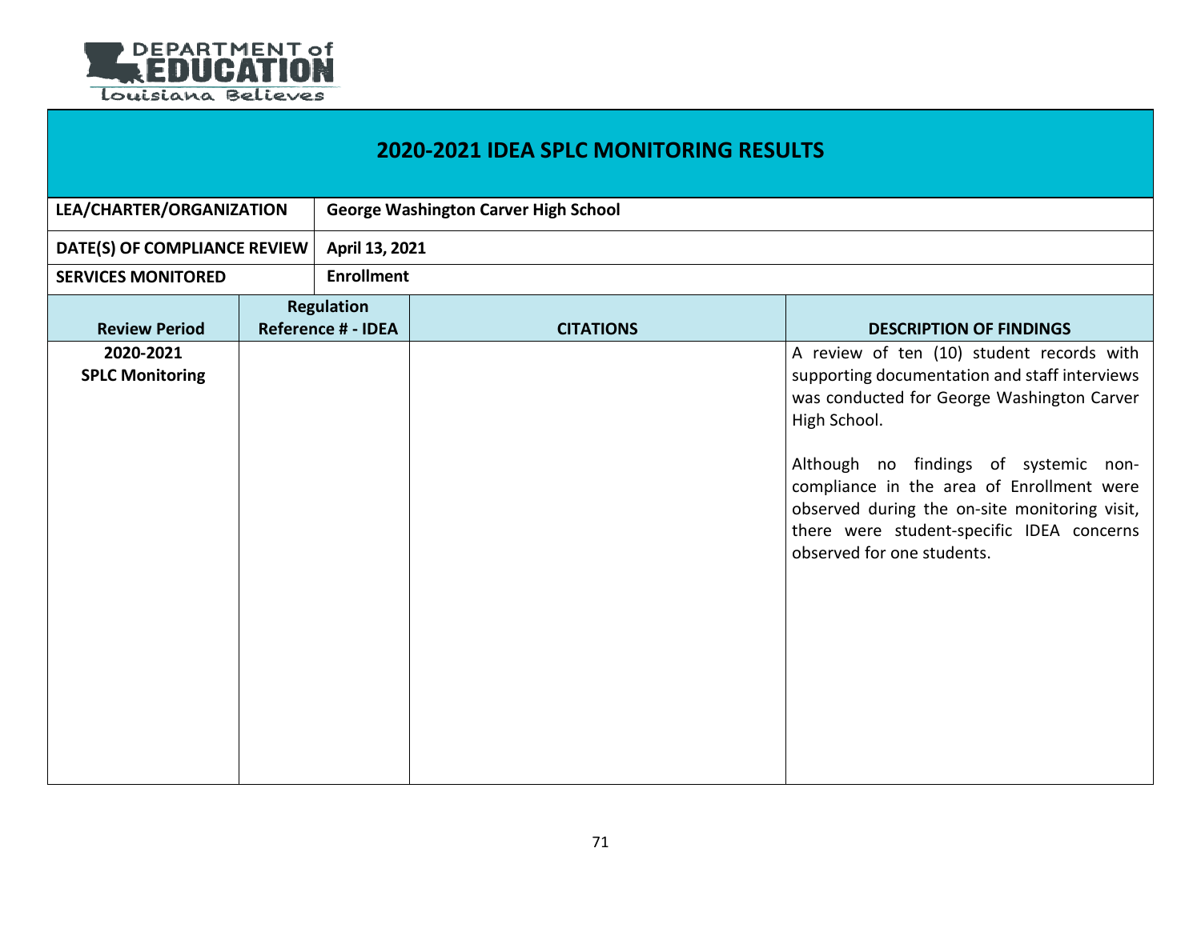## 2020-2021 IDEA SPLC MONITORING RESULTS

| | |
|---|---|
| **LEA/CHARTER/ORGANIZATION** | **George Washington Carver High School** |
| **DATE(S) OF COMPLIANCE REVIEW** | **April 13, 2021** |
| **SERVICES MONITORED** | **Enrollment** |

| Review Period | Regulation Reference # - IDEA | CITATIONS | DESCRIPTION OF FINDINGS |
|---|---|---|---|
| **2020-2021 SPLC Monitoring** | | | A review of ten (10) student records with supporting documentation and staff interviews was conducted for George Washington Carver High School.<br><br>Although no findings of systemic non-compliance in the area of Enrollment were observed during the on-site monitoring visit, there were student-specific IDEA concerns observed for one students. |